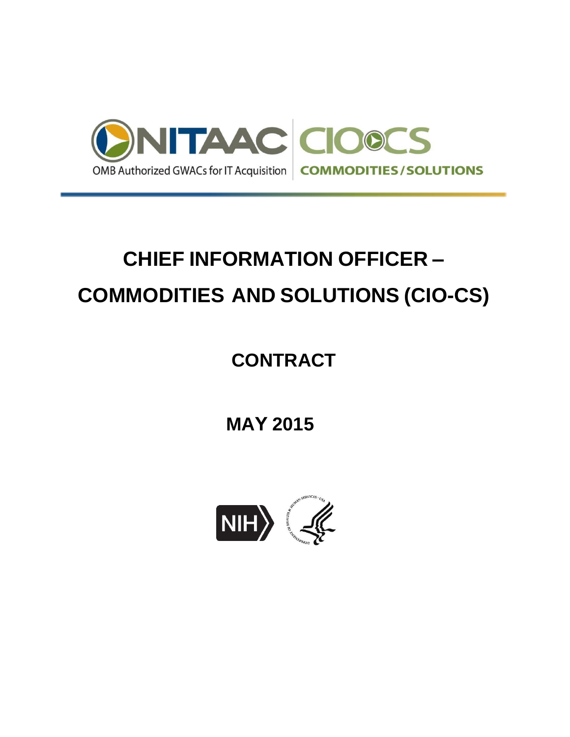NITAAC CIO-CS

OMB Authorized GWACs for IT Acquisition | COMMODITIES/SOLUTIONS

# CHIEF INFORMATION OFFICER – COMMODITIES AND SOLUTIONS (CIO-CS)

## CONTRACT

## MAY 2015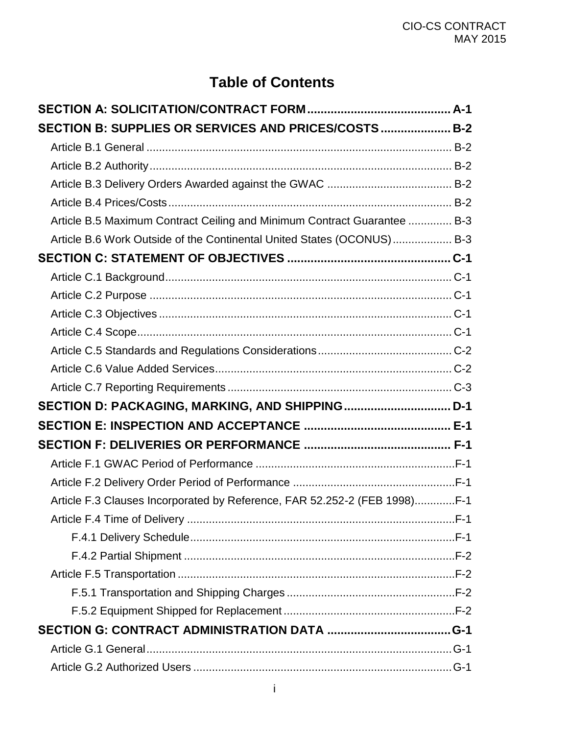# Table of Contents

**SECTION A: SOLICITATION/CONTRACT FORM ........................................... A-1**

**SECTION B: SUPPLIES OR SERVICES AND PRICES/COSTS ..................... B-2**

- Article B.1 General ................................................................................................. B-2
- Article B.2 Authority ................................................................................................ B-2
- Article B.3 Delivery Orders Awarded against the GWAC ....................................... B-2
- Article B.4 Prices/Costs .......................................................................................... B-2
- Article B.5 Maximum Contract Ceiling and Minimum Contract Guarantee ............. B-3
- Article B.6 Work Outside of the Continental United States (OCONUS) .................. B-3

**SECTION C: STATEMENT OF OBJECTIVES ................................................. C-1**

- Article C.1 Background ........................................................................................... C-1
- Article C.2 Purpose ................................................................................................ C-1
- Article C.3 Objectives ............................................................................................. C-1
- Article C.4 Scope .................................................................................................... C-1
- Article C.5 Standards and Regulations Considerations .......................................... C-2
- Article C.6 Value Added Services ........................................................................... C-2
- Article C.7 Reporting Requirements ....................................................................... C-3

**SECTION D: PACKAGING, MARKING, AND SHIPPING ................................ D-1**

**SECTION E: INSPECTION AND ACCEPTANCE ............................................ E-1**

**SECTION F: DELIVERIES OR PERFORMANCE ............................................ F-1**

- Article F.1 GWAC Period of Performance ................................................................ F-1
- Article F.2 Delivery Order Period of Performance .................................................... F-1
- Article F.3 Clauses Incorporated by Reference, FAR 52.252-2 (FEB 1998) ............. F-1
- Article F.4 Time of Delivery ...................................................................................... F-1
  - F.4.1 Delivery Schedule ..................................................................................... F-1
  - F.4.2 Partial Shipment ....................................................................................... F-2
- Article F.5 Transportation ......................................................................................... F-2
  - F.5.1 Transportation and Shipping Charges ...................................................... F-2
  - F.5.2 Equipment Shipped for Replacement ....................................................... F-2

**SECTION G: CONTRACT ADMINISTRATION DATA ..................................... G-1**

- Article G.1 General .................................................................................................. G-1
- Article G.2 Authorized Users ................................................................................... G-1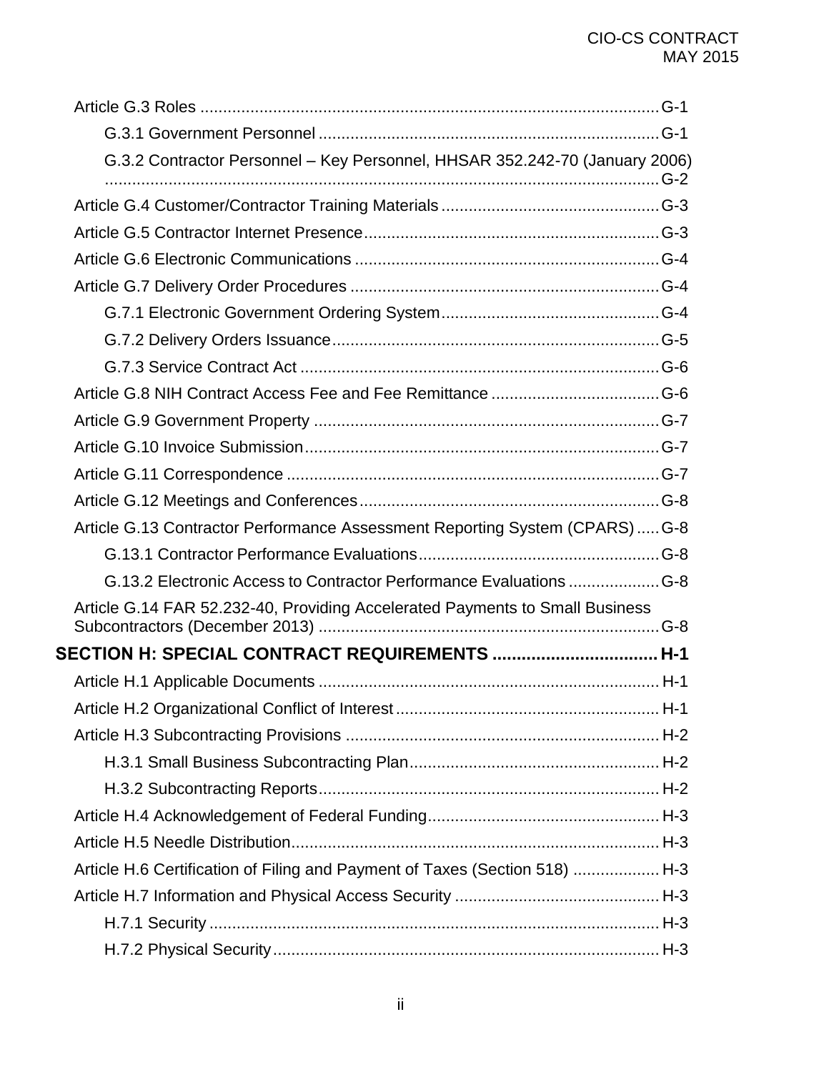Article G.3 Roles ..................................................................................................G-1

G.3.1 Government Personnel ..........................................................................G-1

G.3.2 Contractor Personnel – Key Personnel, HHSAR 352.242-70 (January 2006) ..........................................................................................................................G-2

Article G.4 Customer/Contractor Training Materials ...............................................G-3

Article G.5 Contractor Internet Presence................................................................G-3

Article G.6 Electronic Communications ..................................................................G-4

Article G.7 Delivery Order Procedures ...................................................................G-4

G.7.1 Electronic Government Ordering System...............................................G-4

G.7.2 Delivery Orders Issuance.......................................................................G-5

G.7.3 Service Contract Act ..............................................................................G-6

Article G.8 NIH Contract Access Fee and Fee Remittance ....................................G-6

Article G.9 Government Property ...........................................................................G-7

Article G.10 Invoice Submission.............................................................................G-7

Article G.11 Correspondence .................................................................................G-7

Article G.12 Meetings and Conferences.................................................................G-8

Article G.13 Contractor Performance Assessment Reporting System (CPARS) .....G-8

G.13.1 Contractor Performance Evaluations....................................................G-8

G.13.2 Electronic Access to Contractor Performance Evaluations ...................G-8

Article G.14 FAR 52.232-40, Providing Accelerated Payments to Small Business Subcontractors (December 2013) ..........................................................................G-8

**SECTION H: SPECIAL CONTRACT REQUIREMENTS ................................. H-1**

Article H.1 Applicable Documents .......................................................................... H-1

Article H.2 Organizational Conflict of Interest ......................................................... H-1

Article H.3 Subcontracting Provisions .................................................................... H-2

H.3.1 Small Business Subcontracting Plan...................................................... H-2

H.3.2 Subcontracting Reports.......................................................................... H-2

Article H.4 Acknowledgement of Federal Funding.................................................. H-3

Article H.5 Needle Distribution................................................................................ H-3

Article H.6 Certification of Filing and Payment of Taxes (Section 518) .................. H-3

Article H.7 Information and Physical Access Security ............................................ H-3

H.7.1 Security .................................................................................................. H-3

H.7.2 Physical Security.................................................................................... H-3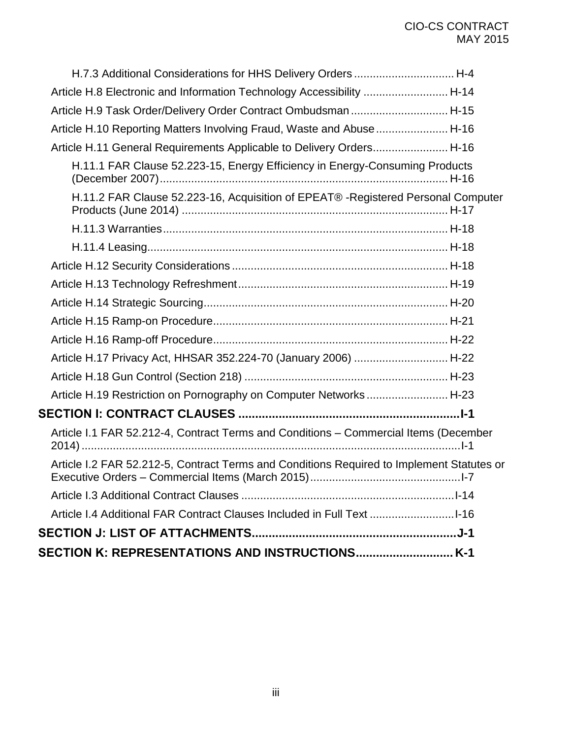H.7.3 Additional Considerations for HHS Delivery Orders ................................ H-4

Article H.8 Electronic and Information Technology Accessibility ........................... H-14

Article H.9 Task Order/Delivery Order Contract Ombudsman ............................... H-15

Article H.10 Reporting Matters Involving Fraud, Waste and Abuse ....................... H-16

Article H.11 General Requirements Applicable to Delivery Orders........................ H-16

H.11.1 FAR Clause 52.223-15, Energy Efficiency in Energy-Consuming Products (December 2007)........................................................................................... H-16

H.11.2 FAR Clause 52.223-16, Acquisition of EPEAT® -Registered Personal Computer Products (June 2014) .................................................................................... H-17

H.11.3 Warranties........................................................................................... H-18

H.11.4 Leasing................................................................................................ H-18

Article H.12 Security Considerations .................................................................... H-18

Article H.13 Technology Refreshment .................................................................. H-19

Article H.14 Strategic Sourcing............................................................................. H-20

Article H.15 Ramp-on Procedure.......................................................................... H-21

Article H.16 Ramp-off Procedure.......................................................................... H-22

Article H.17 Privacy Act, HHSAR 352.224-70 (January 2006) .............................. H-22

Article H.18 Gun Control (Section 218) ................................................................ H-23

Article H.19 Restriction on Pornography on Computer Networks .......................... H-23

**SECTION I: CONTRACT CLAUSES ..................................................................I-1**

Article I.1 FAR 52.212-4, Contract Terms and Conditions – Commercial Items (December 2014).........................................................................................................I-1

Article I.2 FAR 52.212-5, Contract Terms and Conditions Required to Implement Statutes or Executive Orders – Commercial Items (March 2015)................................................I-7

Article I.3 Additional Contract Clauses ....................................................................I-14

Article I.4 Additional FAR Contract Clauses Included in Full Text ...........................I-16

**SECTION J: LIST OF ATTACHMENTS.............................................................J-1**

**SECTION K: REPRESENTATIONS AND INSTRUCTIONS............................. K-1**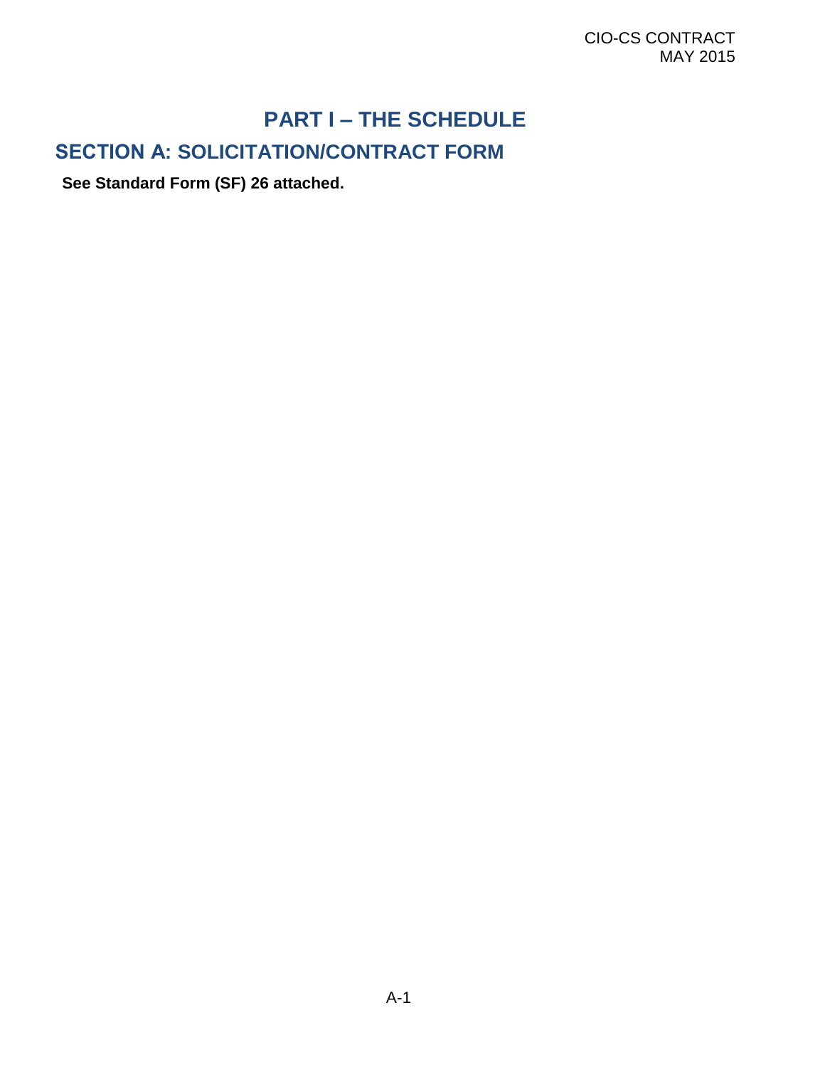# PART I – THE SCHEDULE

## SECTION A: SOLICITATION/CONTRACT FORM

**See Standard Form (SF) 26 attached.**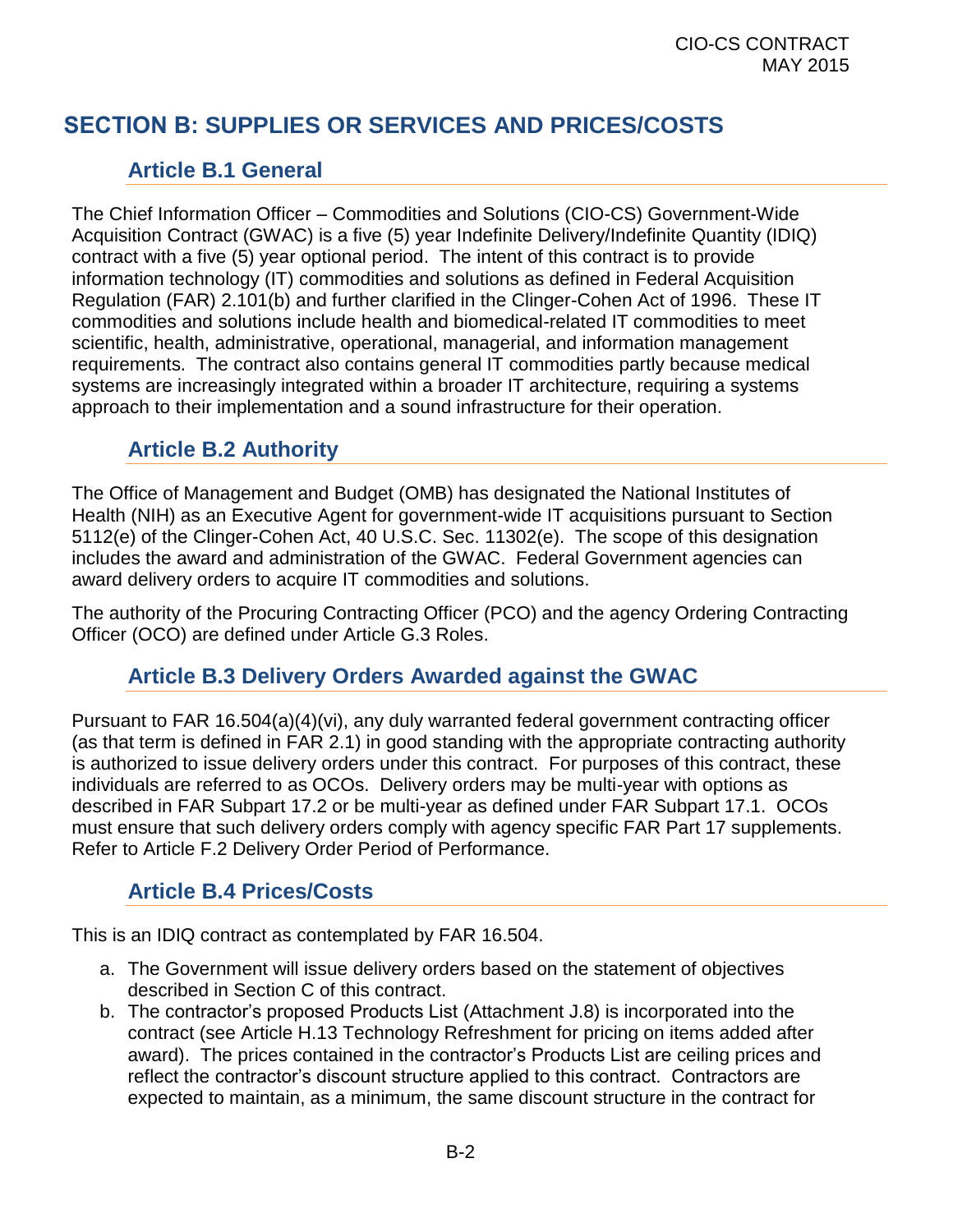# SECTION B: SUPPLIES OR SERVICES AND PRICES/COSTS

## Article B.1 General

The Chief Information Officer – Commodities and Solutions (CIO-CS) Government-Wide Acquisition Contract (GWAC) is a five (5) year Indefinite Delivery/Indefinite Quantity (IDIQ) contract with a five (5) year optional period. The intent of this contract is to provide information technology (IT) commodities and solutions as defined in Federal Acquisition Regulation (FAR) 2.101(b) and further clarified in the Clinger-Cohen Act of 1996. These IT commodities and solutions include health and biomedical-related IT commodities to meet scientific, health, administrative, operational, managerial, and information management requirements. The contract also contains general IT commodities partly because medical systems are increasingly integrated within a broader IT architecture, requiring a systems approach to their implementation and a sound infrastructure for their operation.

## Article B.2 Authority

The Office of Management and Budget (OMB) has designated the National Institutes of Health (NIH) as an Executive Agent for government-wide IT acquisitions pursuant to Section 5112(e) of the Clinger-Cohen Act, 40 U.S.C. Sec. 11302(e). The scope of this designation includes the award and administration of the GWAC. Federal Government agencies can award delivery orders to acquire IT commodities and solutions.

The authority of the Procuring Contracting Officer (PCO) and the agency Ordering Contracting Officer (OCO) are defined under Article G.3 Roles.

## Article B.3 Delivery Orders Awarded against the GWAC

Pursuant to FAR 16.504(a)(4)(vi), any duly warranted federal government contracting officer (as that term is defined in FAR 2.1) in good standing with the appropriate contracting authority is authorized to issue delivery orders under this contract. For purposes of this contract, these individuals are referred to as OCOs. Delivery orders may be multi-year with options as described in FAR Subpart 17.2 or be multi-year as defined under FAR Subpart 17.1. OCOs must ensure that such delivery orders comply with agency specific FAR Part 17 supplements. Refer to Article F.2 Delivery Order Period of Performance.

## Article B.4 Prices/Costs

This is an IDIQ contract as contemplated by FAR 16.504.

a. The Government will issue delivery orders based on the statement of objectives described in Section C of this contract.
b. The contractor's proposed Products List (Attachment J.8) is incorporated into the contract (see Article H.13 Technology Refreshment for pricing on items added after award). The prices contained in the contractor's Products List are ceiling prices and reflect the contractor's discount structure applied to this contract. Contractors are expected to maintain, as a minimum, the same discount structure in the contract for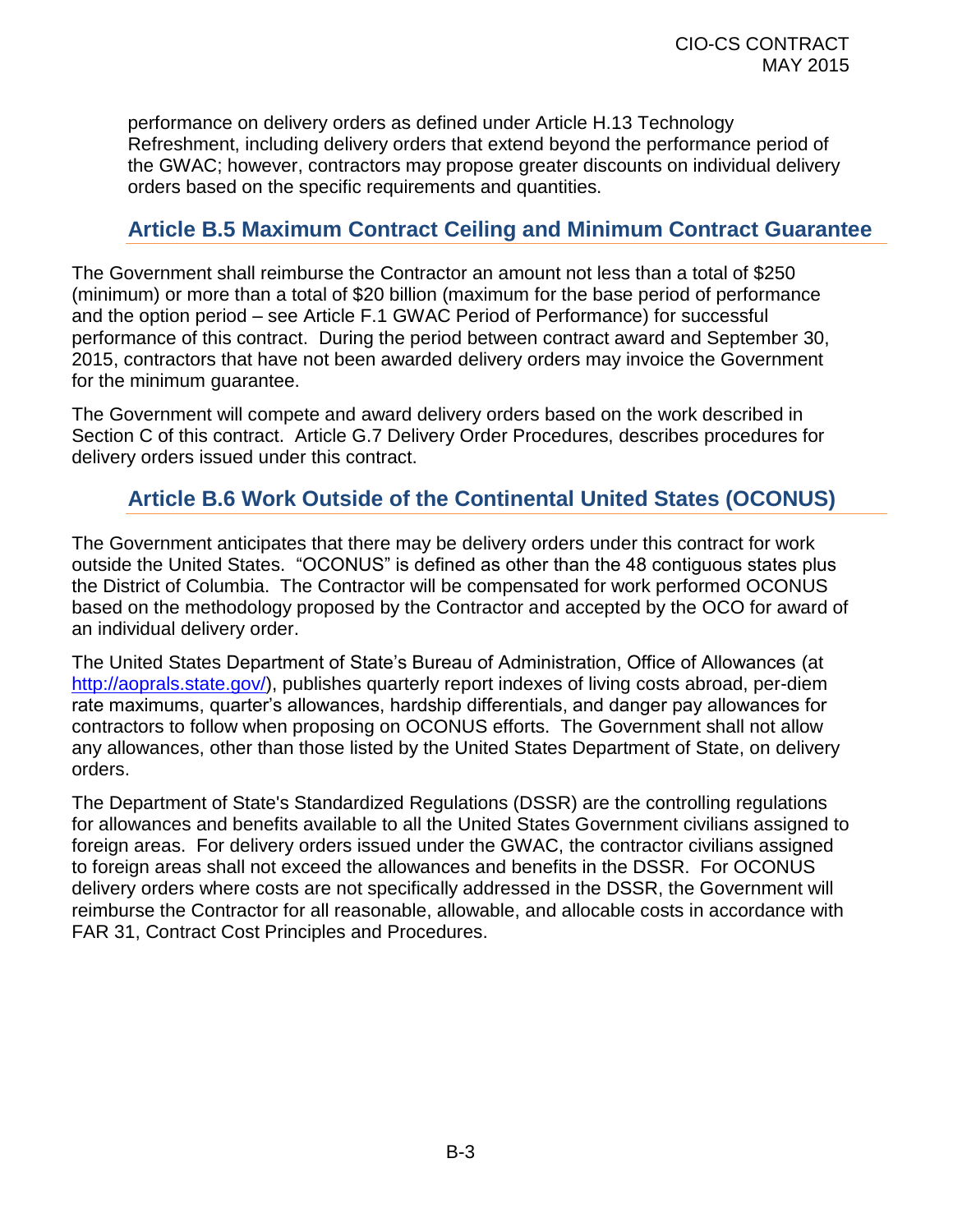performance on delivery orders as defined under Article H.13 Technology Refreshment, including delivery orders that extend beyond the performance period of the GWAC; however, contractors may propose greater discounts on individual delivery orders based on the specific requirements and quantities.

## Article B.5 Maximum Contract Ceiling and Minimum Contract Guarantee

The Government shall reimburse the Contractor an amount not less than a total of $250 (minimum) or more than a total of $20 billion (maximum for the base period of performance and the option period – see Article F.1 GWAC Period of Performance) for successful performance of this contract. During the period between contract award and September 30, 2015, contractors that have not been awarded delivery orders may invoice the Government for the minimum guarantee.

The Government will compete and award delivery orders based on the work described in Section C of this contract. Article G.7 Delivery Order Procedures, describes procedures for delivery orders issued under this contract.

## Article B.6 Work Outside of the Continental United States (OCONUS)

The Government anticipates that there may be delivery orders under this contract for work outside the United States. "OCONUS" is defined as other than the 48 contiguous states plus the District of Columbia. The Contractor will be compensated for work performed OCONUS based on the methodology proposed by the Contractor and accepted by the OCO for award of an individual delivery order.

The United States Department of State's Bureau of Administration, Office of Allowances (at http://aoprals.state.gov/), publishes quarterly report indexes of living costs abroad, per-diem rate maximums, quarter's allowances, hardship differentials, and danger pay allowances for contractors to follow when proposing on OCONUS efforts. The Government shall not allow any allowances, other than those listed by the United States Department of State, on delivery orders.

The Department of State's Standardized Regulations (DSSR) are the controlling regulations for allowances and benefits available to all the United States Government civilians assigned to foreign areas. For delivery orders issued under the GWAC, the contractor civilians assigned to foreign areas shall not exceed the allowances and benefits in the DSSR. For OCONUS delivery orders where costs are not specifically addressed in the DSSR, the Government will reimburse the Contractor for all reasonable, allowable, and allocable costs in accordance with FAR 31, Contract Cost Principles and Procedures.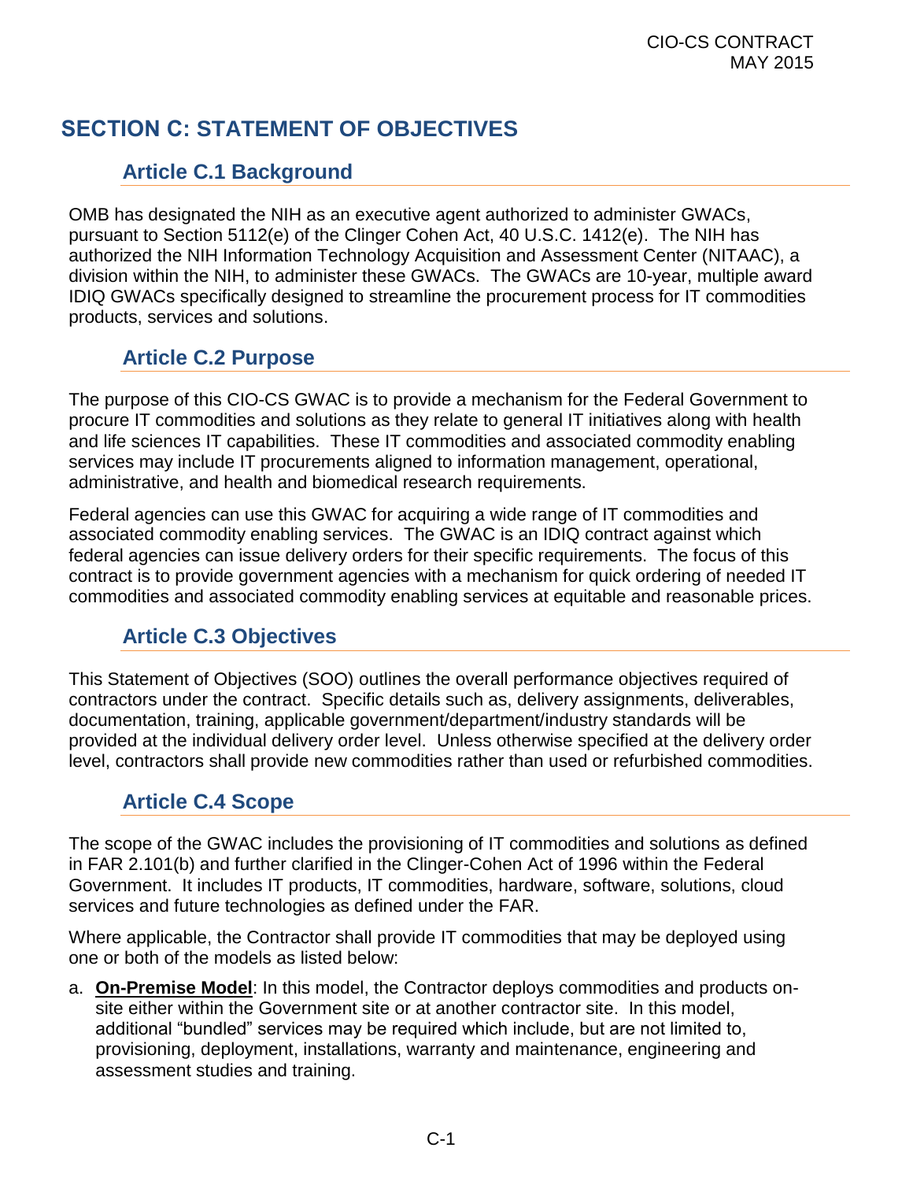# SECTION C: STATEMENT OF OBJECTIVES

## Article C.1 Background

OMB has designated the NIH as an executive agent authorized to administer GWACs, pursuant to Section 5112(e) of the Clinger Cohen Act, 40 U.S.C. 1412(e). The NIH has authorized the NIH Information Technology Acquisition and Assessment Center (NITAAC), a division within the NIH, to administer these GWACs. The GWACs are 10-year, multiple award IDIQ GWACs specifically designed to streamline the procurement process for IT commodities products, services and solutions.

## Article C.2 Purpose

The purpose of this CIO-CS GWAC is to provide a mechanism for the Federal Government to procure IT commodities and solutions as they relate to general IT initiatives along with health and life sciences IT capabilities. These IT commodities and associated commodity enabling services may include IT procurements aligned to information management, operational, administrative, and health and biomedical research requirements.

Federal agencies can use this GWAC for acquiring a wide range of IT commodities and associated commodity enabling services. The GWAC is an IDIQ contract against which federal agencies can issue delivery orders for their specific requirements. The focus of this contract is to provide government agencies with a mechanism for quick ordering of needed IT commodities and associated commodity enabling services at equitable and reasonable prices.

## Article C.3 Objectives

This Statement of Objectives (SOO) outlines the overall performance objectives required of contractors under the contract. Specific details such as, delivery assignments, deliverables, documentation, training, applicable government/department/industry standards will be provided at the individual delivery order level. Unless otherwise specified at the delivery order level, contractors shall provide new commodities rather than used or refurbished commodities.

## Article C.4 Scope

The scope of the GWAC includes the provisioning of IT commodities and solutions as defined in FAR 2.101(b) and further clarified in the Clinger-Cohen Act of 1996 within the Federal Government. It includes IT products, IT commodities, hardware, software, solutions, cloud services and future technologies as defined under the FAR.

Where applicable, the Contractor shall provide IT commodities that may be deployed using one or both of the models as listed below:

a. **On-Premise Model**: In this model, the Contractor deploys commodities and products on-site either within the Government site or at another contractor site. In this model, additional "bundled" services may be required which include, but are not limited to, provisioning, deployment, installations, warranty and maintenance, engineering and assessment studies and training.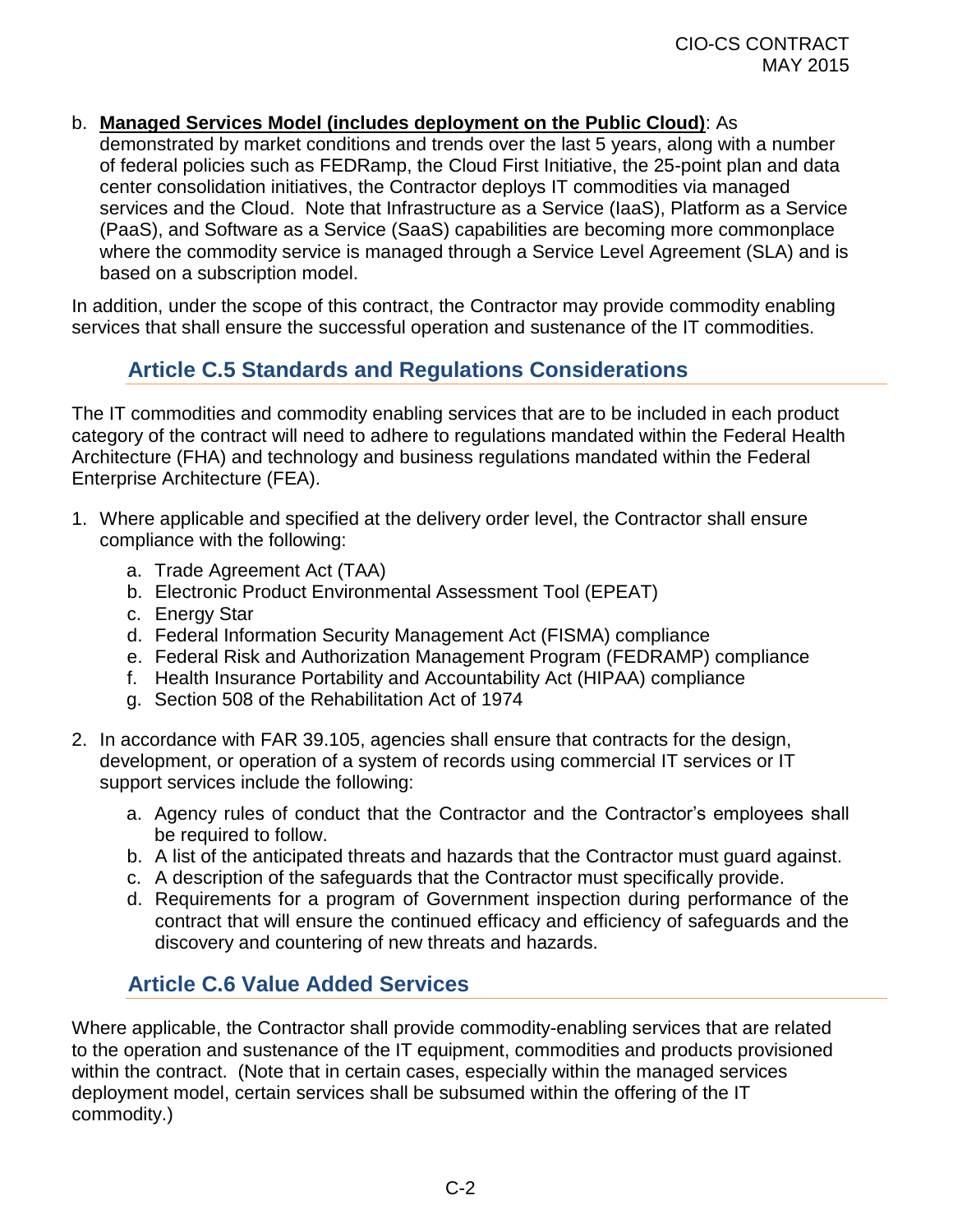b. **Managed Services Model (includes deployment on the Public Cloud)**: As demonstrated by market conditions and trends over the last 5 years, along with a number of federal policies such as FEDRamp, the Cloud First Initiative, the 25-point plan and data center consolidation initiatives, the Contractor deploys IT commodities via managed services and the Cloud. Note that Infrastructure as a Service (IaaS), Platform as a Service (PaaS), and Software as a Service (SaaS) capabilities are becoming more commonplace where the commodity service is managed through a Service Level Agreement (SLA) and is based on a subscription model.

In addition, under the scope of this contract, the Contractor may provide commodity enabling services that shall ensure the successful operation and sustenance of the IT commodities.

## Article C.5 Standards and Regulations Considerations

The IT commodities and commodity enabling services that are to be included in each product category of the contract will need to adhere to regulations mandated within the Federal Health Architecture (FHA) and technology and business regulations mandated within the Federal Enterprise Architecture (FEA).

1. Where applicable and specified at the delivery order level, the Contractor shall ensure compliance with the following:
    a. Trade Agreement Act (TAA)
    b. Electronic Product Environmental Assessment Tool (EPEAT)
    c. Energy Star
    d. Federal Information Security Management Act (FISMA) compliance
    e. Federal Risk and Authorization Management Program (FEDRAMP) compliance
    f. Health Insurance Portability and Accountability Act (HIPAA) compliance
    g. Section 508 of the Rehabilitation Act of 1974

2. In accordance with FAR 39.105, agencies shall ensure that contracts for the design, development, or operation of a system of records using commercial IT services or IT support services include the following:
    a. Agency rules of conduct that the Contractor and the Contractor's employees shall be required to follow.
    b. A list of the anticipated threats and hazards that the Contractor must guard against.
    c. A description of the safeguards that the Contractor must specifically provide.
    d. Requirements for a program of Government inspection during performance of the contract that will ensure the continued efficacy and efficiency of safeguards and the discovery and countering of new threats and hazards.

## Article C.6 Value Added Services

Where applicable, the Contractor shall provide commodity-enabling services that are related to the operation and sustenance of the IT equipment, commodities and products provisioned within the contract. (Note that in certain cases, especially within the managed services deployment model, certain services shall be subsumed within the offering of the IT commodity.)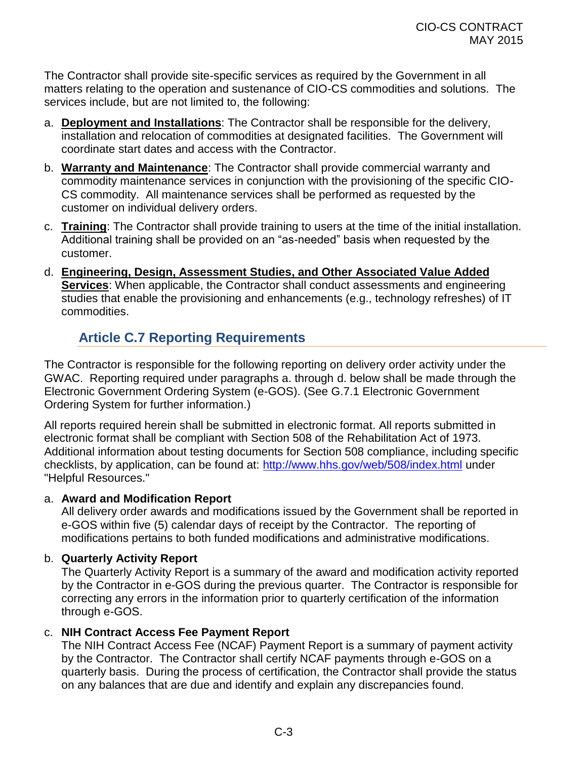The Contractor shall provide site-specific services as required by the Government in all matters relating to the operation and sustenance of CIO-CS commodities and solutions. The services include, but are not limited to, the following:

a. **Deployment and Installations**: The Contractor shall be responsible for the delivery, installation and relocation of commodities at designated facilities. The Government will coordinate start dates and access with the Contractor.

b. **Warranty and Maintenance**: The Contractor shall provide commercial warranty and commodity maintenance services in conjunction with the provisioning of the specific CIO-CS commodity. All maintenance services shall be performed as requested by the customer on individual delivery orders.

c. **Training**: The Contractor shall provide training to users at the time of the initial installation. Additional training shall be provided on an "as-needed" basis when requested by the customer.

d. **Engineering, Design, Assessment Studies, and Other Associated Value Added Services**: When applicable, the Contractor shall conduct assessments and engineering studies that enable the provisioning and enhancements (e.g., technology refreshes) of IT commodities.

## Article C.7 Reporting Requirements

The Contractor is responsible for the following reporting on delivery order activity under the GWAC. Reporting required under paragraphs a. through d. below shall be made through the Electronic Government Ordering System (e-GOS). (See G.7.1 Electronic Government Ordering System for further information.)

All reports required herein shall be submitted in electronic format. All reports submitted in electronic format shall be compliant with Section 508 of the Rehabilitation Act of 1973. Additional information about testing documents for Section 508 compliance, including specific checklists, by application, can be found at: http://www.hhs.gov/web/508/index.html under "Helpful Resources."

a. **Award and Modification Report**
All delivery order awards and modifications issued by the Government shall be reported in e-GOS within five (5) calendar days of receipt by the Contractor. The reporting of modifications pertains to both funded modifications and administrative modifications.

b. **Quarterly Activity Report**
The Quarterly Activity Report is a summary of the award and modification activity reported by the Contractor in e-GOS during the previous quarter. The Contractor is responsible for correcting any errors in the information prior to quarterly certification of the information through e-GOS.

c. **NIH Contract Access Fee Payment Report**
The NIH Contract Access Fee (NCAF) Payment Report is a summary of payment activity by the Contractor. The Contractor shall certify NCAF payments through e-GOS on a quarterly basis. During the process of certification, the Contractor shall provide the status on any balances that are due and identify and explain any discrepancies found.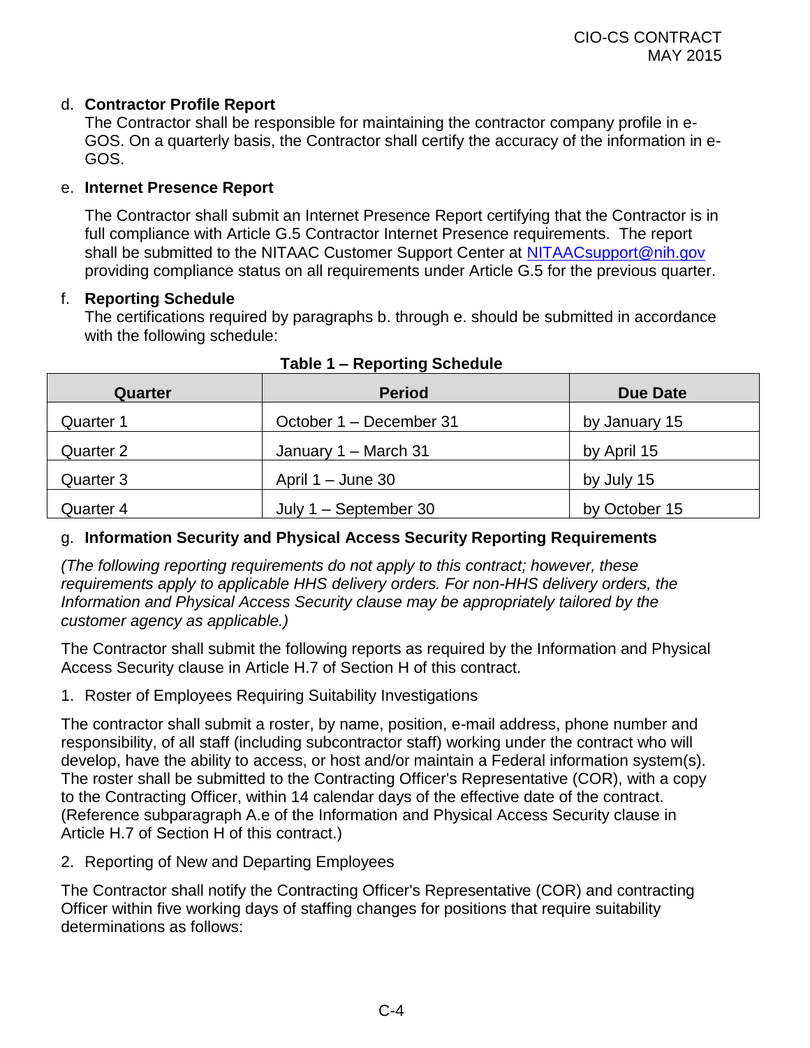d. **Contractor Profile Report**
The Contractor shall be responsible for maintaining the contractor company profile in e-GOS. On a quarterly basis, the Contractor shall certify the accuracy of the information in e-GOS.

e. **Internet Presence Report**

The Contractor shall submit an Internet Presence Report certifying that the Contractor is in full compliance with Article G.5 Contractor Internet Presence requirements. The report shall be submitted to the NITAAC Customer Support Center at NITAACsupport@nih.gov providing compliance status on all requirements under Article G.5 for the previous quarter.

f. **Reporting Schedule**
The certifications required by paragraphs b. through e. should be submitted in accordance with the following schedule:

**Table 1 – Reporting Schedule**

| Quarter | Period | Due Date |
|---|---|---|
| Quarter 1 | October 1 – December 31 | by January 15 |
| Quarter 2 | January 1 – March 31 | by April 15 |
| Quarter 3 | April 1 – June 30 | by July 15 |
| Quarter 4 | July 1 – September 30 | by October 15 |

g. **Information Security and Physical Access Security Reporting Requirements**

*(The following reporting requirements do not apply to this contract; however, these requirements apply to applicable HHS delivery orders. For non-HHS delivery orders, the Information and Physical Access Security clause may be appropriately tailored by the customer agency as applicable.)*

The Contractor shall submit the following reports as required by the Information and Physical Access Security clause in Article H.7 of Section H of this contract.

1. Roster of Employees Requiring Suitability Investigations

The contractor shall submit a roster, by name, position, e-mail address, phone number and responsibility, of all staff (including subcontractor staff) working under the contract who will develop, have the ability to access, or host and/or maintain a Federal information system(s). The roster shall be submitted to the Contracting Officer's Representative (COR), with a copy to the Contracting Officer, within 14 calendar days of the effective date of the contract. (Reference subparagraph A.e of the Information and Physical Access Security clause in Article H.7 of Section H of this contract.)

2. Reporting of New and Departing Employees

The Contractor shall notify the Contracting Officer's Representative (COR) and contracting Officer within five working days of staffing changes for positions that require suitability determinations as follows: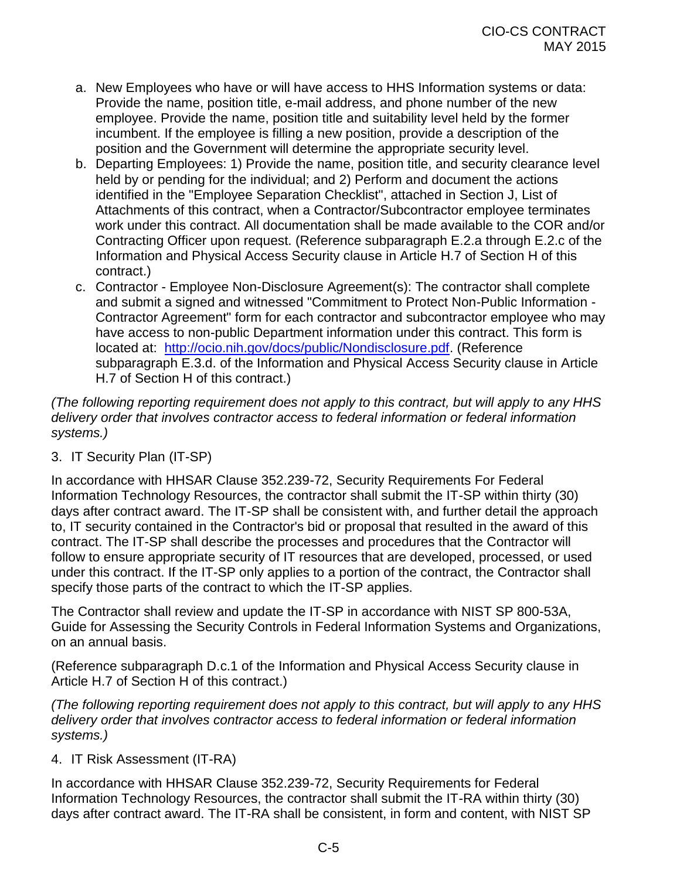a. New Employees who have or will have access to HHS Information systems or data: Provide the name, position title, e-mail address, and phone number of the new employee. Provide the name, position title and suitability level held by the former incumbent. If the employee is filling a new position, provide a description of the position and the Government will determine the appropriate security level.
b. Departing Employees: 1) Provide the name, position title, and security clearance level held by or pending for the individual; and 2) Perform and document the actions identified in the "Employee Separation Checklist", attached in Section J, List of Attachments of this contract, when a Contractor/Subcontractor employee terminates work under this contract. All documentation shall be made available to the COR and/or Contracting Officer upon request. (Reference subparagraph E.2.a through E.2.c of the Information and Physical Access Security clause in Article H.7 of Section H of this contract.)
c. Contractor - Employee Non-Disclosure Agreement(s): The contractor shall complete and submit a signed and witnessed "Commitment to Protect Non-Public Information - Contractor Agreement" form for each contractor and subcontractor employee who may have access to non-public Department information under this contract. This form is located at: [http://ocio.nih.gov/docs/public/Nondisclosure.pdf](http://ocio.nih.gov/docs/public/Nondisclosure.pdf). (Reference subparagraph E.3.d. of the Information and Physical Access Security clause in Article H.7 of Section H of this contract.)

*(The following reporting requirement does not apply to this contract, but will apply to any HHS delivery order that involves contractor access to federal information or federal information systems.)*

3. IT Security Plan (IT-SP)

In accordance with HHSAR Clause 352.239-72, Security Requirements For Federal Information Technology Resources, the contractor shall submit the IT-SP within thirty (30) days after contract award. The IT-SP shall be consistent with, and further detail the approach to, IT security contained in the Contractor's bid or proposal that resulted in the award of this contract. The IT-SP shall describe the processes and procedures that the Contractor will follow to ensure appropriate security of IT resources that are developed, processed, or used under this contract. If the IT-SP only applies to a portion of the contract, the Contractor shall specify those parts of the contract to which the IT-SP applies.

The Contractor shall review and update the IT-SP in accordance with NIST SP 800-53A, Guide for Assessing the Security Controls in Federal Information Systems and Organizations, on an annual basis.

(Reference subparagraph D.c.1 of the Information and Physical Access Security clause in Article H.7 of Section H of this contract.)

*(The following reporting requirement does not apply to this contract, but will apply to any HHS delivery order that involves contractor access to federal information or federal information systems.)*

4. IT Risk Assessment (IT-RA)

In accordance with HHSAR Clause 352.239-72, Security Requirements for Federal Information Technology Resources, the contractor shall submit the IT-RA within thirty (30) days after contract award. The IT-RA shall be consistent, in form and content, with NIST SP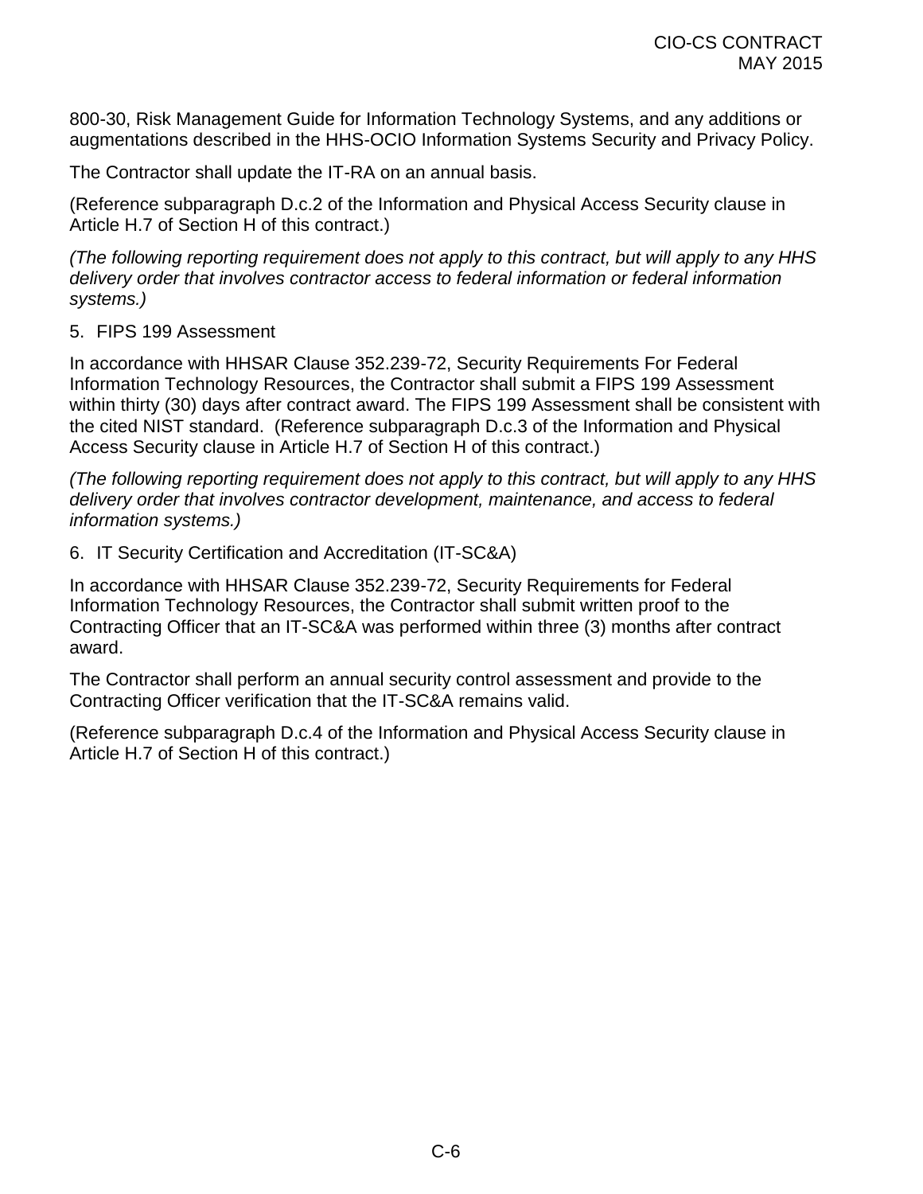800-30, Risk Management Guide for Information Technology Systems, and any additions or augmentations described in the HHS-OCIO Information Systems Security and Privacy Policy.

The Contractor shall update the IT-RA on an annual basis.

(Reference subparagraph D.c.2 of the Information and Physical Access Security clause in Article H.7 of Section H of this contract.)

*(The following reporting requirement does not apply to this contract, but will apply to any HHS delivery order that involves contractor access to federal information or federal information systems.)*

5. FIPS 199 Assessment

In accordance with HHSAR Clause 352.239-72, Security Requirements For Federal Information Technology Resources, the Contractor shall submit a FIPS 199 Assessment within thirty (30) days after contract award. The FIPS 199 Assessment shall be consistent with the cited NIST standard. (Reference subparagraph D.c.3 of the Information and Physical Access Security clause in Article H.7 of Section H of this contract.)

*(The following reporting requirement does not apply to this contract, but will apply to any HHS delivery order that involves contractor development, maintenance, and access to federal information systems.)*

6. IT Security Certification and Accreditation (IT-SC&A)

In accordance with HHSAR Clause 352.239-72, Security Requirements for Federal Information Technology Resources, the Contractor shall submit written proof to the Contracting Officer that an IT-SC&A was performed within three (3) months after contract award.

The Contractor shall perform an annual security control assessment and provide to the Contracting Officer verification that the IT-SC&A remains valid.

(Reference subparagraph D.c.4 of the Information and Physical Access Security clause in Article H.7 of Section H of this contract.)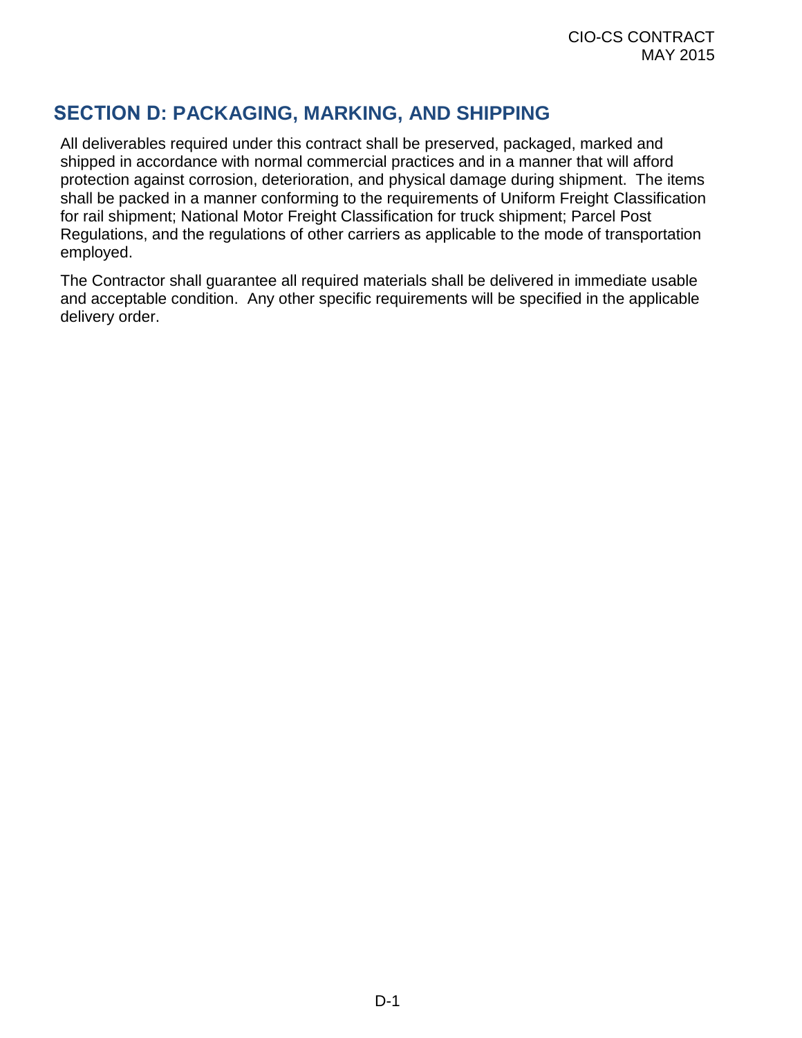# SECTION D: PACKAGING, MARKING, AND SHIPPING

All deliverables required under this contract shall be preserved, packaged, marked and shipped in accordance with normal commercial practices and in a manner that will afford protection against corrosion, deterioration, and physical damage during shipment. The items shall be packed in a manner conforming to the requirements of Uniform Freight Classification for rail shipment; National Motor Freight Classification for truck shipment; Parcel Post Regulations, and the regulations of other carriers as applicable to the mode of transportation employed.

The Contractor shall guarantee all required materials shall be delivered in immediate usable and acceptable condition. Any other specific requirements will be specified in the applicable delivery order.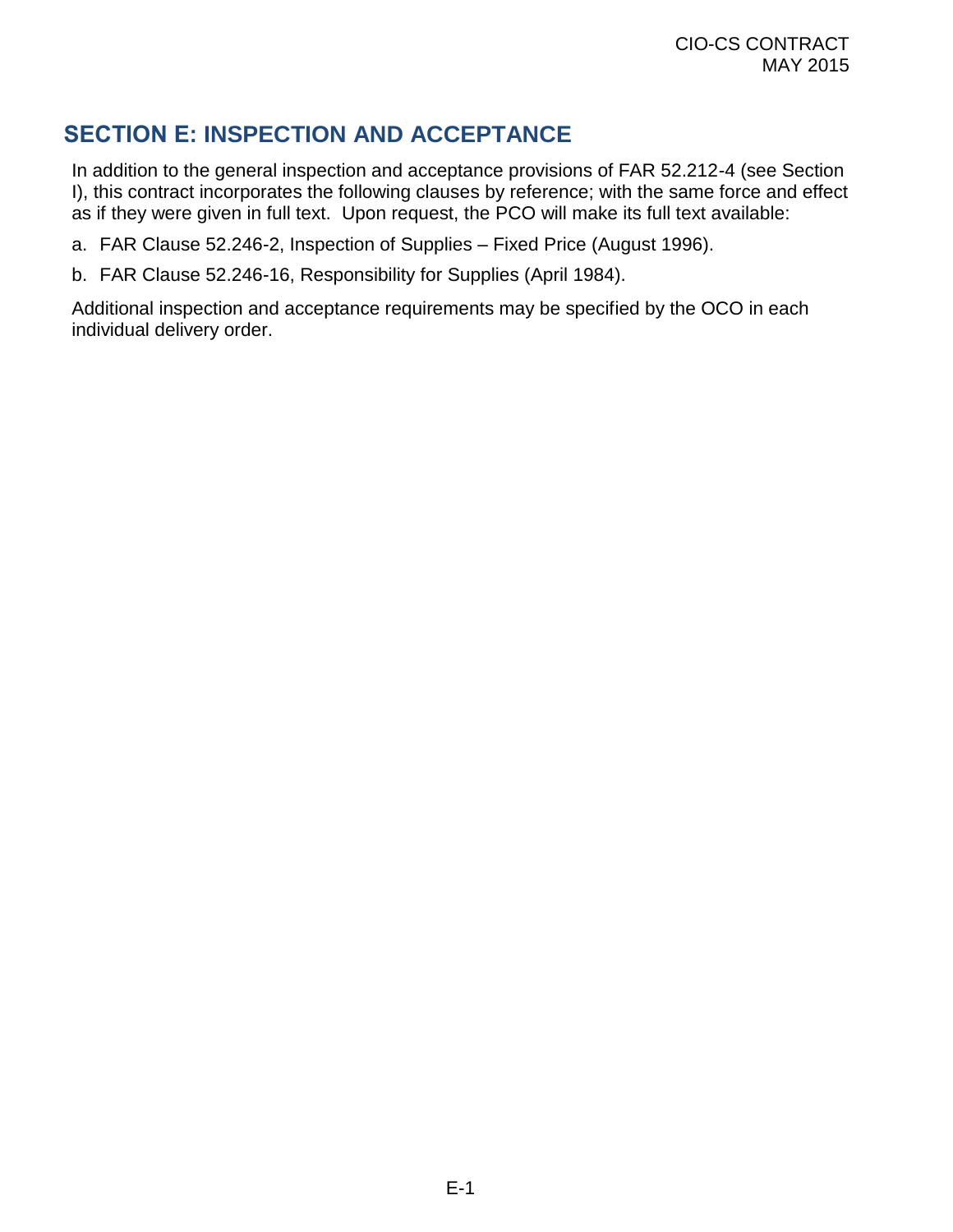# SECTION E: INSPECTION AND ACCEPTANCE

In addition to the general inspection and acceptance provisions of FAR 52.212-4 (see Section I), this contract incorporates the following clauses by reference; with the same force and effect as if they were given in full text. Upon request, the PCO will make its full text available:

a. FAR Clause 52.246-2, Inspection of Supplies – Fixed Price (August 1996).

b. FAR Clause 52.246-16, Responsibility for Supplies (April 1984).

Additional inspection and acceptance requirements may be specified by the OCO in each individual delivery order.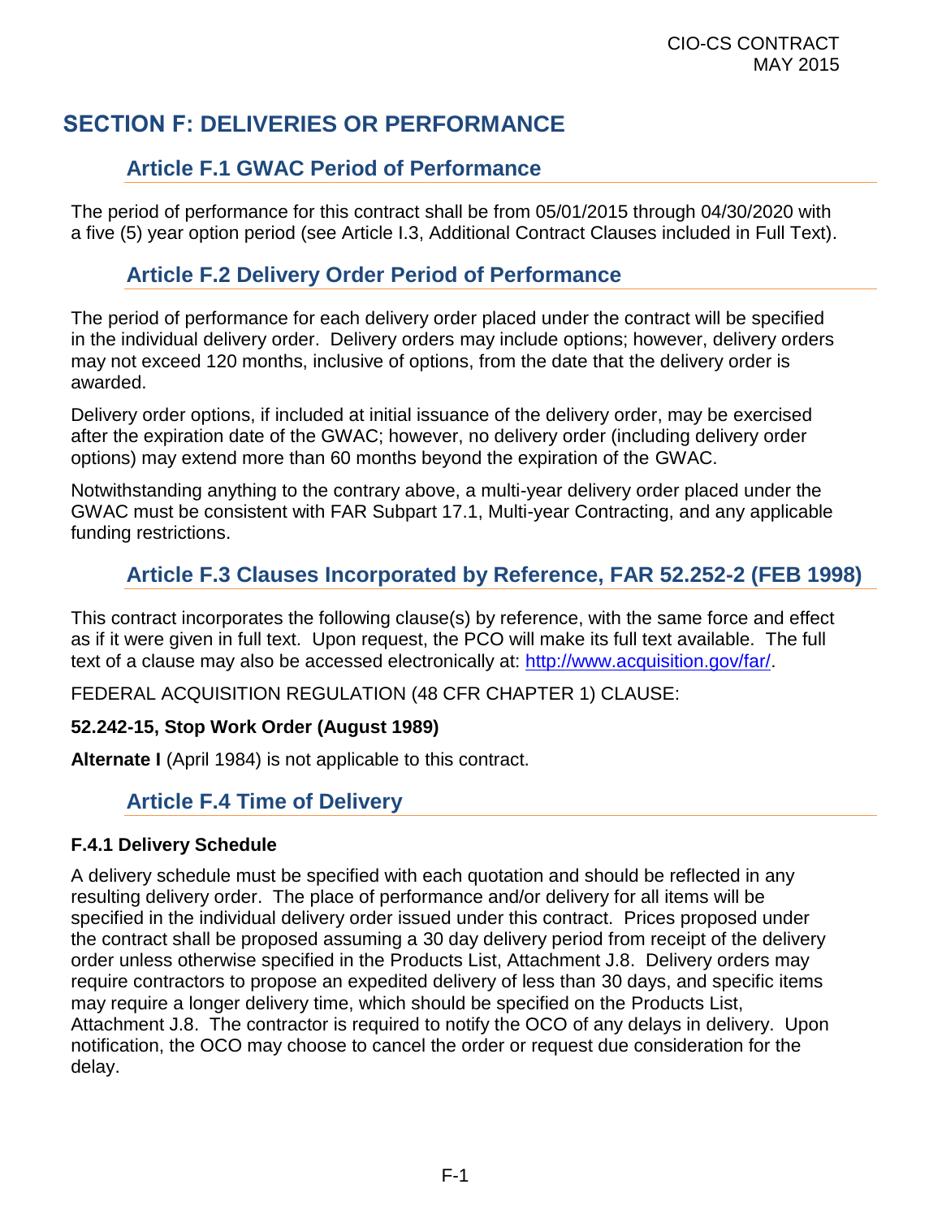# SECTION F: DELIVERIES OR PERFORMANCE

## Article F.1 GWAC Period of Performance

The period of performance for this contract shall be from 05/01/2015 through 04/30/2020 with a five (5) year option period (see Article I.3, Additional Contract Clauses included in Full Text).

## Article F.2 Delivery Order Period of Performance

The period of performance for each delivery order placed under the contract will be specified in the individual delivery order. Delivery orders may include options; however, delivery orders may not exceed 120 months, inclusive of options, from the date that the delivery order is awarded.

Delivery order options, if included at initial issuance of the delivery order, may be exercised after the expiration date of the GWAC; however, no delivery order (including delivery order options) may extend more than 60 months beyond the expiration of the GWAC.

Notwithstanding anything to the contrary above, a multi-year delivery order placed under the GWAC must be consistent with FAR Subpart 17.1, Multi-year Contracting, and any applicable funding restrictions.

## Article F.3 Clauses Incorporated by Reference, FAR 52.252-2 (FEB 1998)

This contract incorporates the following clause(s) by reference, with the same force and effect as if it were given in full text. Upon request, the PCO will make its full text available. The full text of a clause may also be accessed electronically at: http://www.acquisition.gov/far/.

FEDERAL ACQUISITION REGULATION (48 CFR CHAPTER 1) CLAUSE:

**52.242-15, Stop Work Order (August 1989)**

**Alternate I** (April 1984) is not applicable to this contract.

## Article F.4 Time of Delivery

### F.4.1 Delivery Schedule

A delivery schedule must be specified with each quotation and should be reflected in any resulting delivery order. The place of performance and/or delivery for all items will be specified in the individual delivery order issued under this contract. Prices proposed under the contract shall be proposed assuming a 30 day delivery period from receipt of the delivery order unless otherwise specified in the Products List, Attachment J.8. Delivery orders may require contractors to propose an expedited delivery of less than 30 days, and specific items may require a longer delivery time, which should be specified on the Products List, Attachment J.8. The contractor is required to notify the OCO of any delays in delivery. Upon notification, the OCO may choose to cancel the order or request due consideration for the delay.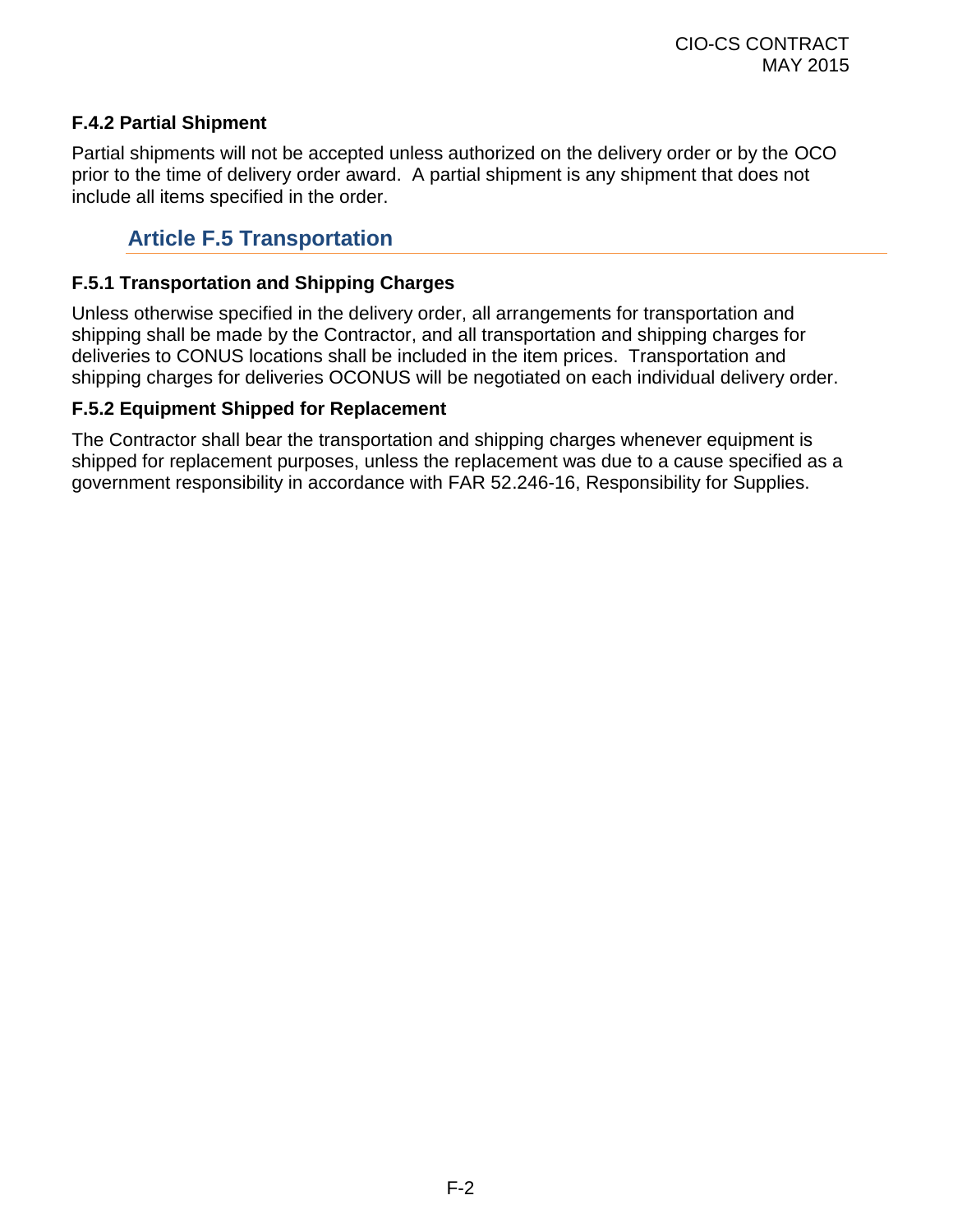### F.4.2 Partial Shipment

Partial shipments will not be accepted unless authorized on the delivery order or by the OCO prior to the time of delivery order award. A partial shipment is any shipment that does not include all items specified in the order.

## Article F.5 Transportation

### F.5.1 Transportation and Shipping Charges

Unless otherwise specified in the delivery order, all arrangements for transportation and shipping shall be made by the Contractor, and all transportation and shipping charges for deliveries to CONUS locations shall be included in the item prices. Transportation and shipping charges for deliveries OCONUS will be negotiated on each individual delivery order.

### F.5.2 Equipment Shipped for Replacement

The Contractor shall bear the transportation and shipping charges whenever equipment is shipped for replacement purposes, unless the replacement was due to a cause specified as a government responsibility in accordance with FAR 52.246-16, Responsibility for Supplies.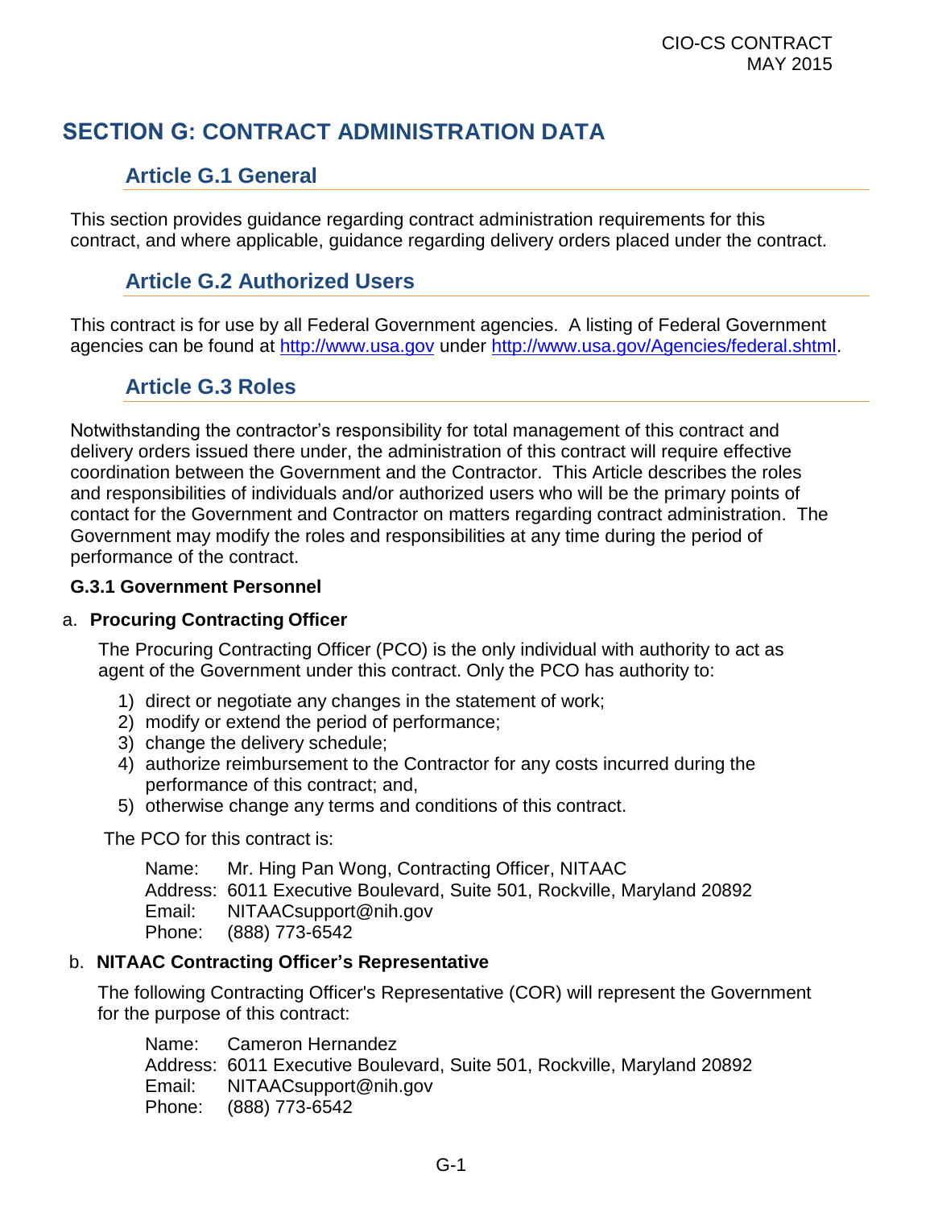# SECTION G: CONTRACT ADMINISTRATION DATA

## Article G.1 General

This section provides guidance regarding contract administration requirements for this contract, and where applicable, guidance regarding delivery orders placed under the contract.

## Article G.2 Authorized Users

This contract is for use by all Federal Government agencies. A listing of Federal Government agencies can be found at [http://www.usa.gov](http://www.usa.gov) under [http://www.usa.gov/Agencies/federal.shtml](http://www.usa.gov/Agencies/federal.shtml).

## Article G.3 Roles

Notwithstanding the contractor's responsibility for total management of this contract and delivery orders issued there under, the administration of this contract will require effective coordination between the Government and the Contractor. This Article describes the roles and responsibilities of individuals and/or authorized users who will be the primary points of contact for the Government and Contractor on matters regarding contract administration. The Government may modify the roles and responsibilities at any time during the period of performance of the contract.

**G.3.1 Government Personnel**

a. **Procuring Contracting Officer**

The Procuring Contracting Officer (PCO) is the only individual with authority to act as agent of the Government under this contract. Only the PCO has authority to:

1) direct or negotiate any changes in the statement of work;
2) modify or extend the period of performance;
3) change the delivery schedule;
4) authorize reimbursement to the Contractor for any costs incurred during the performance of this contract; and,
5) otherwise change any terms and conditions of this contract.

The PCO for this contract is:

Name: Mr. Hing Pan Wong, Contracting Officer, NITAAC
Address: 6011 Executive Boulevard, Suite 501, Rockville, Maryland 20892
Email: NITAACsupport@nih.gov
Phone: (888) 773-6542

b. **NITAAC Contracting Officer's Representative**

The following Contracting Officer's Representative (COR) will represent the Government for the purpose of this contract:

Name: Cameron Hernandez
Address: 6011 Executive Boulevard, Suite 501, Rockville, Maryland 20892
Email: NITAACsupport@nih.gov
Phone: (888) 773-6542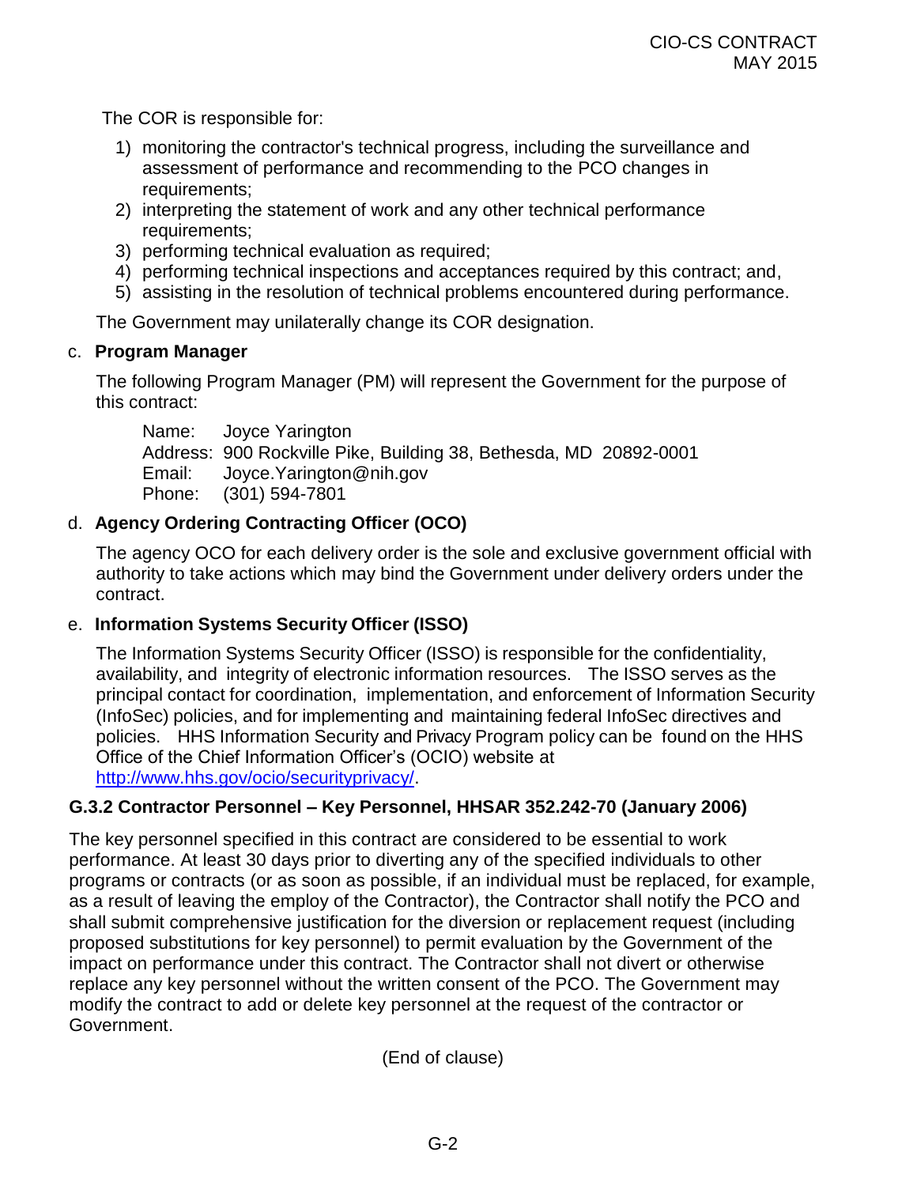The COR is responsible for:

1) monitoring the contractor's technical progress, including the surveillance and assessment of performance and recommending to the PCO changes in requirements;
2) interpreting the statement of work and any other technical performance requirements;
3) performing technical evaluation as required;
4) performing technical inspections and acceptances required by this contract; and,
5) assisting in the resolution of technical problems encountered during performance.

The Government may unilaterally change its COR designation.

c. **Program Manager**

The following Program Manager (PM) will represent the Government for the purpose of this contract:

Name: Joyce Yarington
Address: 900 Rockville Pike, Building 38, Bethesda, MD 20892-0001
Email: Joyce.Yarington@nih.gov
Phone: (301) 594-7801

d. **Agency Ordering Contracting Officer (OCO)**

The agency OCO for each delivery order is the sole and exclusive government official with authority to take actions which may bind the Government under delivery orders under the contract.

e. **Information Systems Security Officer (ISSO)**

The Information Systems Security Officer (ISSO) is responsible for the confidentiality, availability, and integrity of electronic information resources. The ISSO serves as the principal contact for coordination, implementation, and enforcement of Information Security (InfoSec) policies, and for implementing and maintaining federal InfoSec directives and policies. HHS Information Security and Privacy Program policy can be found on the HHS Office of the Chief Information Officer's (OCIO) website at http://www.hhs.gov/ocio/securityprivacy/.

### G.3.2 Contractor Personnel – Key Personnel, HHSAR 352.242-70 (January 2006)

The key personnel specified in this contract are considered to be essential to work performance. At least 30 days prior to diverting any of the specified individuals to other programs or contracts (or as soon as possible, if an individual must be replaced, for example, as a result of leaving the employ of the Contractor), the Contractor shall notify the PCO and shall submit comprehensive justification for the diversion or replacement request (including proposed substitutions for key personnel) to permit evaluation by the Government of the impact on performance under this contract. The Contractor shall not divert or otherwise replace any key personnel without the written consent of the PCO. The Government may modify the contract to add or delete key personnel at the request of the contractor or Government.

(End of clause)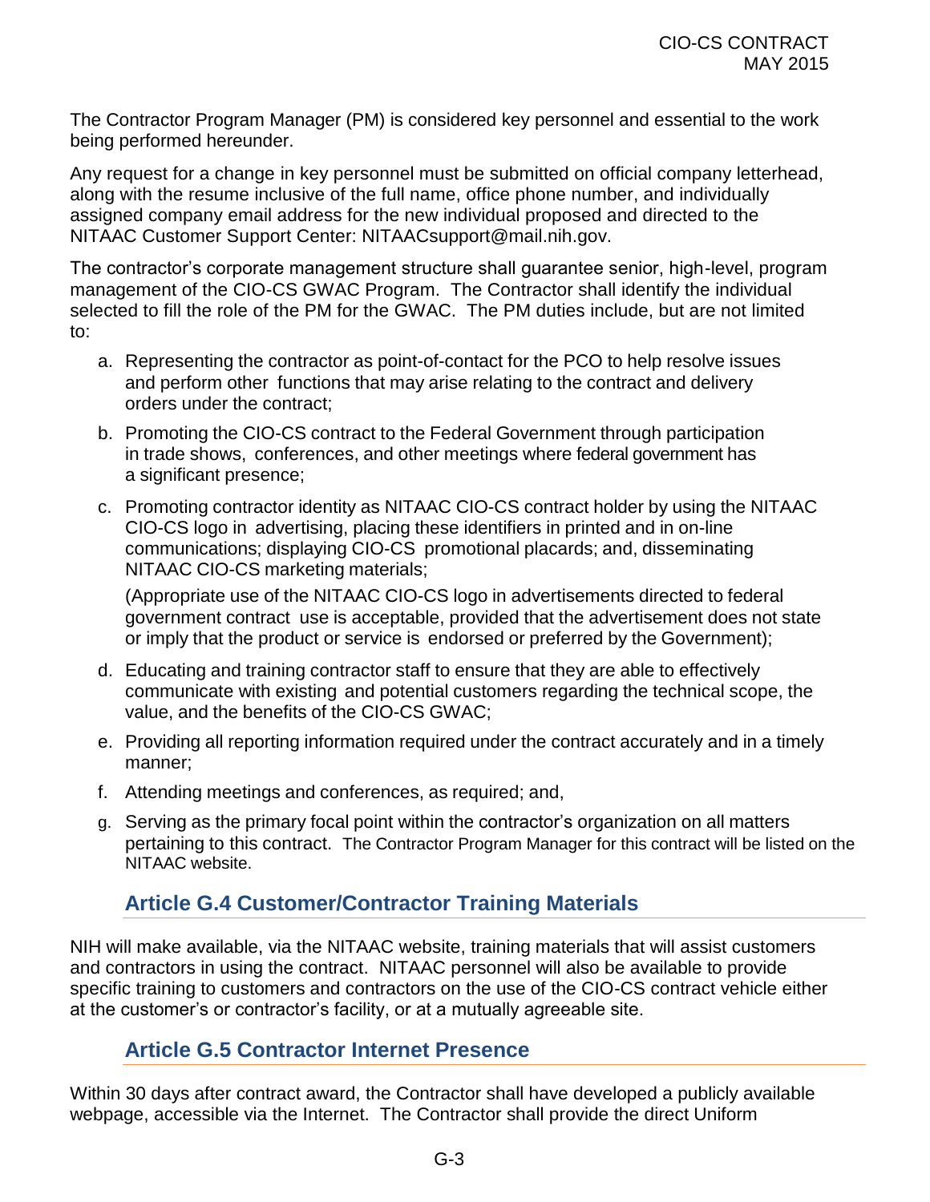The Contractor Program Manager (PM) is considered key personnel and essential to the work being performed hereunder.

Any request for a change in key personnel must be submitted on official company letterhead, along with the resume inclusive of the full name, office phone number, and individually assigned company email address for the new individual proposed and directed to the NITAAC Customer Support Center: NITAACsupport@mail.nih.gov.

The contractor's corporate management structure shall guarantee senior, high-level, program management of the CIO-CS GWAC Program. The Contractor shall identify the individual selected to fill the role of the PM for the GWAC. The PM duties include, but are not limited to:

a. Representing the contractor as point-of-contact for the PCO to help resolve issues and perform other functions that may arise relating to the contract and delivery orders under the contract;

b. Promoting the CIO-CS contract to the Federal Government through participation in trade shows, conferences, and other meetings where federal government has a significant presence;

c. Promoting contractor identity as NITAAC CIO-CS contract holder by using the NITAAC CIO-CS logo in advertising, placing these identifiers in printed and in on-line communications; displaying CIO-CS promotional placards; and, disseminating NITAAC CIO-CS marketing materials;

   (Appropriate use of the NITAAC CIO-CS logo in advertisements directed to federal government contract use is acceptable, provided that the advertisement does not state or imply that the product or service is endorsed or preferred by the Government);

d. Educating and training contractor staff to ensure that they are able to effectively communicate with existing and potential customers regarding the technical scope, the value, and the benefits of the CIO-CS GWAC;

e. Providing all reporting information required under the contract accurately and in a timely manner;

f. Attending meetings and conferences, as required; and,

g. Serving as the primary focal point within the contractor's organization on all matters pertaining to this contract. The Contractor Program Manager for this contract will be listed on the NITAAC website.

## Article G.4 Customer/Contractor Training Materials

NIH will make available, via the NITAAC website, training materials that will assist customers and contractors in using the contract. NITAAC personnel will also be available to provide specific training to customers and contractors on the use of the CIO-CS contract vehicle either at the customer's or contractor's facility, or at a mutually agreeable site.

## Article G.5 Contractor Internet Presence

Within 30 days after contract award, the Contractor shall have developed a publicly available webpage, accessible via the Internet. The Contractor shall provide the direct Uniform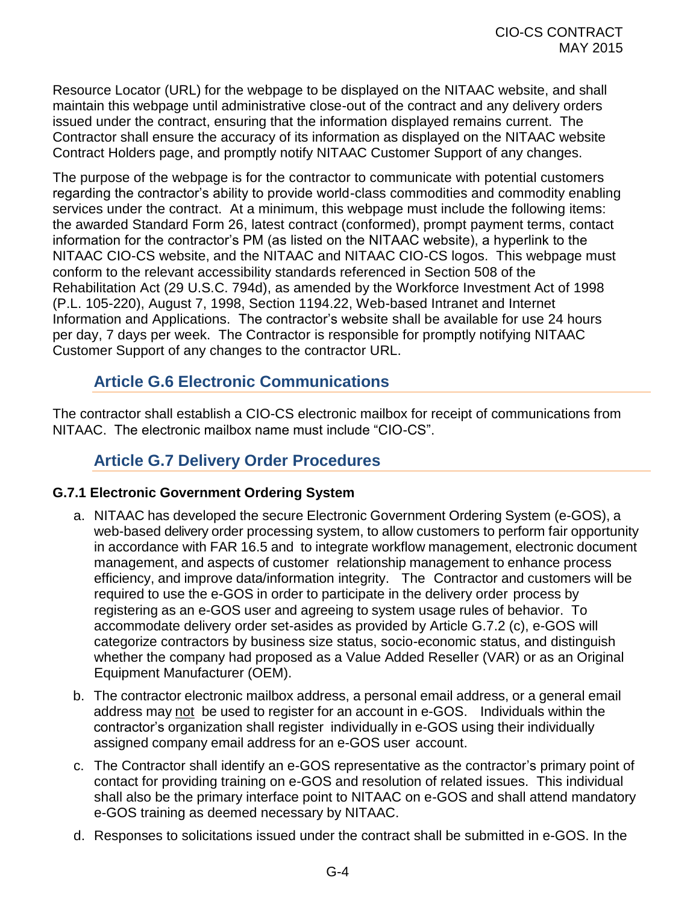Resource Locator (URL) for the webpage to be displayed on the NITAAC website, and shall maintain this webpage until administrative close-out of the contract and any delivery orders issued under the contract, ensuring that the information displayed remains current. The Contractor shall ensure the accuracy of its information as displayed on the NITAAC website Contract Holders page, and promptly notify NITAAC Customer Support of any changes.

The purpose of the webpage is for the contractor to communicate with potential customers regarding the contractor's ability to provide world-class commodities and commodity enabling services under the contract. At a minimum, this webpage must include the following items: the awarded Standard Form 26, latest contract (conformed), prompt payment terms, contact information for the contractor's PM (as listed on the NITAAC website), a hyperlink to the NITAAC CIO-CS website, and the NITAAC and NITAAC CIO-CS logos. This webpage must conform to the relevant accessibility standards referenced in Section 508 of the Rehabilitation Act (29 U.S.C. 794d), as amended by the Workforce Investment Act of 1998 (P.L. 105-220), August 7, 1998, Section 1194.22, Web-based Intranet and Internet Information and Applications. The contractor's website shall be available for use 24 hours per day, 7 days per week. The Contractor is responsible for promptly notifying NITAAC Customer Support of any changes to the contractor URL.

## Article G.6 Electronic Communications

The contractor shall establish a CIO-CS electronic mailbox for receipt of communications from NITAAC. The electronic mailbox name must include "CIO-CS".

## Article G.7 Delivery Order Procedures

### G.7.1 Electronic Government Ordering System

a. NITAAC has developed the secure Electronic Government Ordering System (e-GOS), a web-based delivery order processing system, to allow customers to perform fair opportunity in accordance with FAR 16.5 and to integrate workflow management, electronic document management, and aspects of customer relationship management to enhance process efficiency, and improve data/information integrity. The Contractor and customers will be required to use the e-GOS in order to participate in the delivery order process by registering as an e-GOS user and agreeing to system usage rules of behavior. To accommodate delivery order set-asides as provided by Article G.7.2 (c), e-GOS will categorize contractors by business size status, socio-economic status, and distinguish whether the company had proposed as a Value Added Reseller (VAR) or as an Original Equipment Manufacturer (OEM).

b. The contractor electronic mailbox address, a personal email address, or a general email address may not be used to register for an account in e-GOS. Individuals within the contractor's organization shall register individually in e-GOS using their individually assigned company email address for an e-GOS user account.

c. The Contractor shall identify an e-GOS representative as the contractor's primary point of contact for providing training on e-GOS and resolution of related issues. This individual shall also be the primary interface point to NITAAC on e-GOS and shall attend mandatory e-GOS training as deemed necessary by NITAAC.

d. Responses to solicitations issued under the contract shall be submitted in e-GOS. In the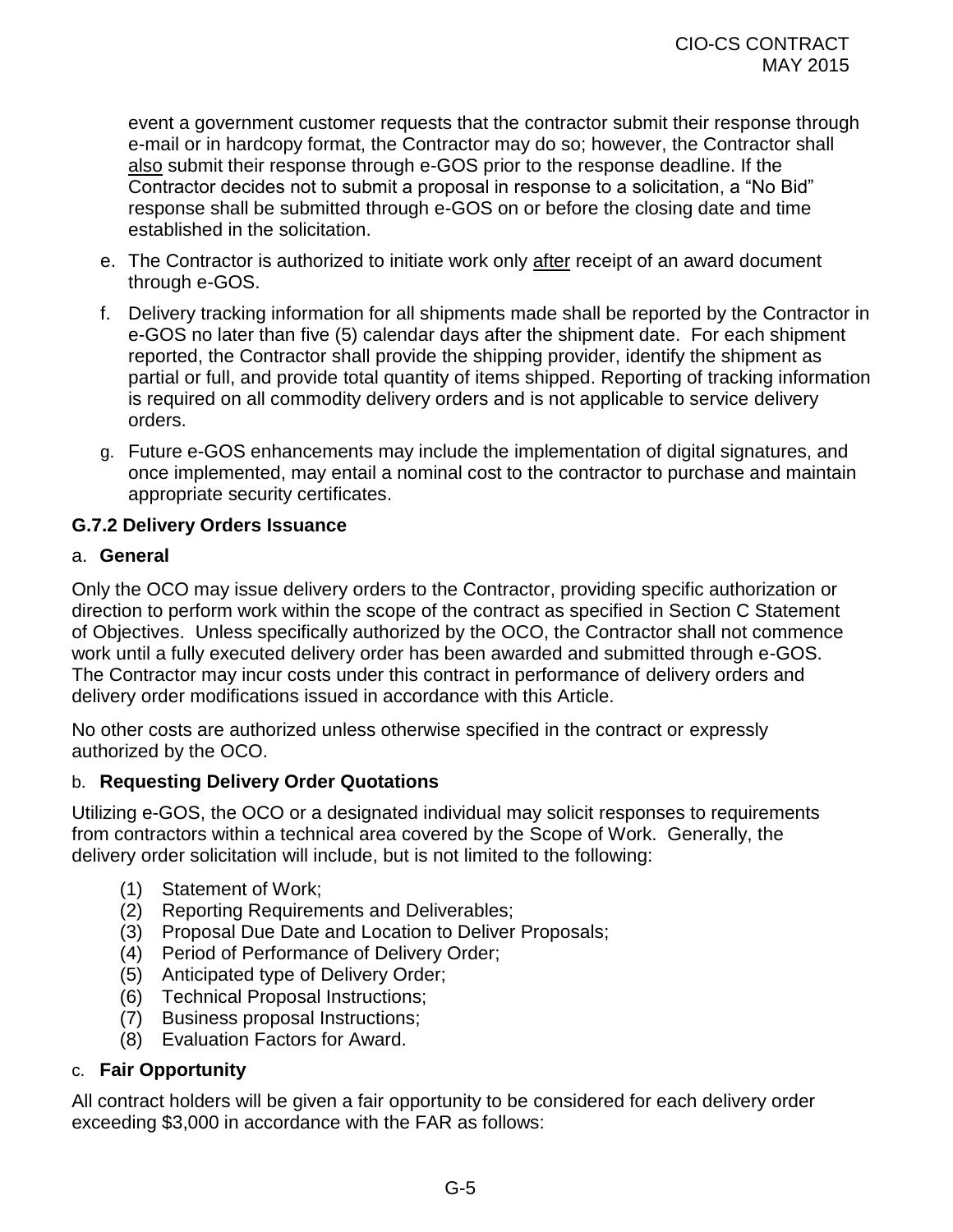event a government customer requests that the contractor submit their response through e-mail or in hardcopy format, the Contractor may do so; however, the Contractor shall also submit their response through e-GOS prior to the response deadline. If the Contractor decides not to submit a proposal in response to a solicitation, a "No Bid" response shall be submitted through e-GOS on or before the closing date and time established in the solicitation.

e. The Contractor is authorized to initiate work only after receipt of an award document through e-GOS.

f. Delivery tracking information for all shipments made shall be reported by the Contractor in e-GOS no later than five (5) calendar days after the shipment date. For each shipment reported, the Contractor shall provide the shipping provider, identify the shipment as partial or full, and provide total quantity of items shipped. Reporting of tracking information is required on all commodity delivery orders and is not applicable to service delivery orders.

g. Future e-GOS enhancements may include the implementation of digital signatures, and once implemented, may entail a nominal cost to the contractor to purchase and maintain appropriate security certificates.

### G.7.2 Delivery Orders Issuance

a. **General**

Only the OCO may issue delivery orders to the Contractor, providing specific authorization or direction to perform work within the scope of the contract as specified in Section C Statement of Objectives. Unless specifically authorized by the OCO, the Contractor shall not commence work until a fully executed delivery order has been awarded and submitted through e-GOS. The Contractor may incur costs under this contract in performance of delivery orders and delivery order modifications issued in accordance with this Article.

No other costs are authorized unless otherwise specified in the contract or expressly authorized by the OCO.

b. **Requesting Delivery Order Quotations**

Utilizing e-GOS, the OCO or a designated individual may solicit responses to requirements from contractors within a technical area covered by the Scope of Work. Generally, the delivery order solicitation will include, but is not limited to the following:

(1) Statement of Work;
(2) Reporting Requirements and Deliverables;
(3) Proposal Due Date and Location to Deliver Proposals;
(4) Period of Performance of Delivery Order;
(5) Anticipated type of Delivery Order;
(6) Technical Proposal Instructions;
(7) Business proposal Instructions;
(8) Evaluation Factors for Award.

c. **Fair Opportunity**

All contract holders will be given a fair opportunity to be considered for each delivery order exceeding $3,000 in accordance with the FAR as follows: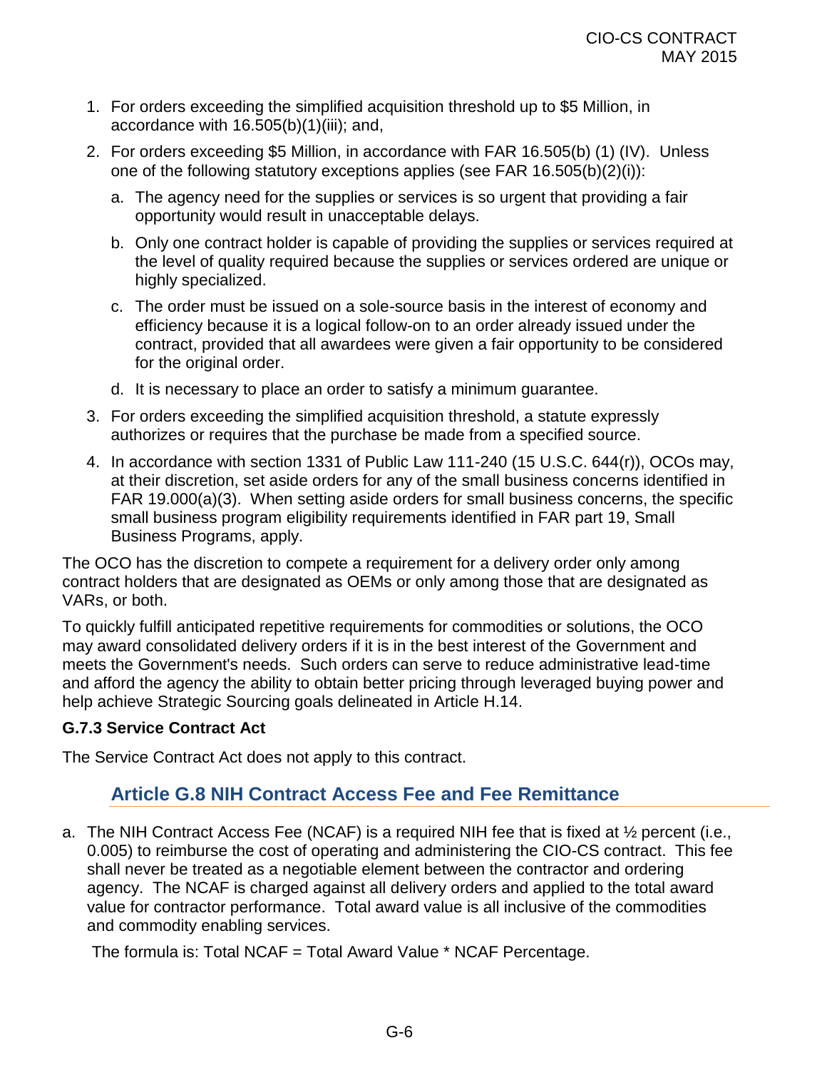1. For orders exceeding the simplified acquisition threshold up to $5 Million, in accordance with 16.505(b)(1)(iii); and,
2. For orders exceeding $5 Million, in accordance with FAR 16.505(b) (1) (IV). Unless one of the following statutory exceptions applies (see FAR 16.505(b)(2)(i)):
   a. The agency need for the supplies or services is so urgent that providing a fair opportunity would result in unacceptable delays.
   b. Only one contract holder is capable of providing the supplies or services required at the level of quality required because the supplies or services ordered are unique or highly specialized.
   c. The order must be issued on a sole-source basis in the interest of economy and efficiency because it is a logical follow-on to an order already issued under the contract, provided that all awardees were given a fair opportunity to be considered for the original order.
   d. It is necessary to place an order to satisfy a minimum guarantee.
3. For orders exceeding the simplified acquisition threshold, a statute expressly authorizes or requires that the purchase be made from a specified source.
4. In accordance with section 1331 of Public Law 111-240 (15 U.S.C. 644(r)), OCOs may, at their discretion, set aside orders for any of the small business concerns identified in FAR 19.000(a)(3). When setting aside orders for small business concerns, the specific small business program eligibility requirements identified in FAR part 19, Small Business Programs, apply.

The OCO has the discretion to compete a requirement for a delivery order only among contract holders that are designated as OEMs or only among those that are designated as VARs, or both.

To quickly fulfill anticipated repetitive requirements for commodities or solutions, the OCO may award consolidated delivery orders if it is in the best interest of the Government and meets the Government's needs. Such orders can serve to reduce administrative lead-time and afford the agency the ability to obtain better pricing through leveraged buying power and help achieve Strategic Sourcing goals delineated in Article H.14.

### G.7.3 Service Contract Act

The Service Contract Act does not apply to this contract.

## Article G.8 NIH Contract Access Fee and Fee Remittance

a. The NIH Contract Access Fee (NCAF) is a required NIH fee that is fixed at ½ percent (i.e., 0.005) to reimburse the cost of operating and administering the CIO-CS contract. This fee shall never be treated as a negotiable element between the contractor and ordering agency. The NCAF is charged against all delivery orders and applied to the total award value for contractor performance. Total award value is all inclusive of the commodities and commodity enabling services.

   The formula is: Total NCAF = Total Award Value * NCAF Percentage.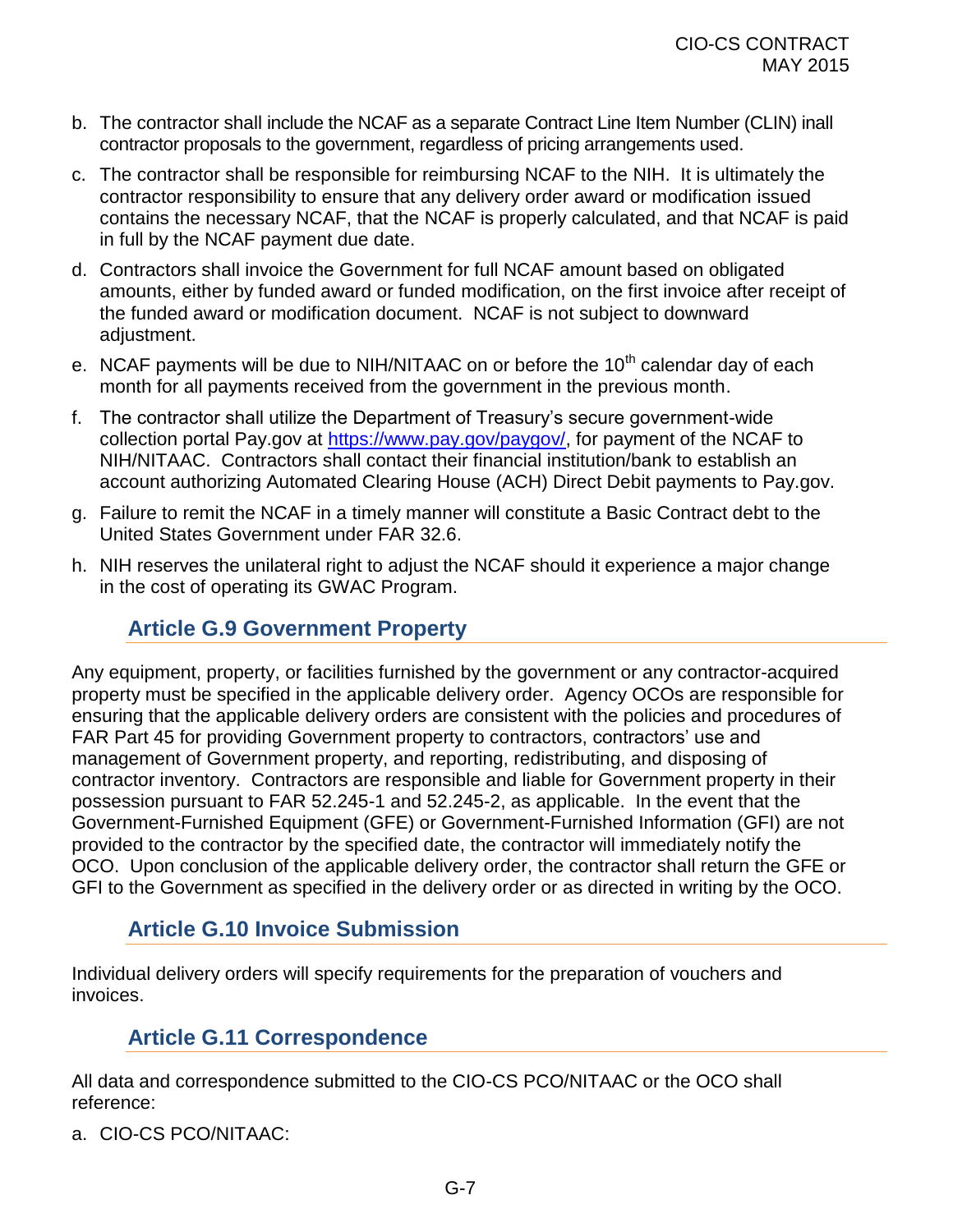b. The contractor shall include the NCAF as a separate Contract Line Item Number (CLIN) inall contractor proposals to the government, regardless of pricing arrangements used.

c. The contractor shall be responsible for reimbursing NCAF to the NIH. It is ultimately the contractor responsibility to ensure that any delivery order award or modification issued contains the necessary NCAF, that the NCAF is properly calculated, and that NCAF is paid in full by the NCAF payment due date.

d. Contractors shall invoice the Government for full NCAF amount based on obligated amounts, either by funded award or funded modification, on the first invoice after receipt of the funded award or modification document. NCAF is not subject to downward adjustment.

e. NCAF payments will be due to NIH/NITAAC on or before the 10th calendar day of each month for all payments received from the government in the previous month.

f. The contractor shall utilize the Department of Treasury's secure government-wide collection portal Pay.gov at https://www.pay.gov/paygov/, for payment of the NCAF to NIH/NITAAC. Contractors shall contact their financial institution/bank to establish an account authorizing Automated Clearing House (ACH) Direct Debit payments to Pay.gov.

g. Failure to remit the NCAF in a timely manner will constitute a Basic Contract debt to the United States Government under FAR 32.6.

h. NIH reserves the unilateral right to adjust the NCAF should it experience a major change in the cost of operating its GWAC Program.

## Article G.9 Government Property

Any equipment, property, or facilities furnished by the government or any contractor-acquired property must be specified in the applicable delivery order. Agency OCOs are responsible for ensuring that the applicable delivery orders are consistent with the policies and procedures of FAR Part 45 for providing Government property to contractors, contractors' use and management of Government property, and reporting, redistributing, and disposing of contractor inventory. Contractors are responsible and liable for Government property in their possession pursuant to FAR 52.245-1 and 52.245-2, as applicable. In the event that the Government-Furnished Equipment (GFE) or Government-Furnished Information (GFI) are not provided to the contractor by the specified date, the contractor will immediately notify the OCO. Upon conclusion of the applicable delivery order, the contractor shall return the GFE or GFI to the Government as specified in the delivery order or as directed in writing by the OCO.

## Article G.10 Invoice Submission

Individual delivery orders will specify requirements for the preparation of vouchers and invoices.

## Article G.11 Correspondence

All data and correspondence submitted to the CIO-CS PCO/NITAAC or the OCO shall reference:

a. CIO-CS PCO/NITAAC: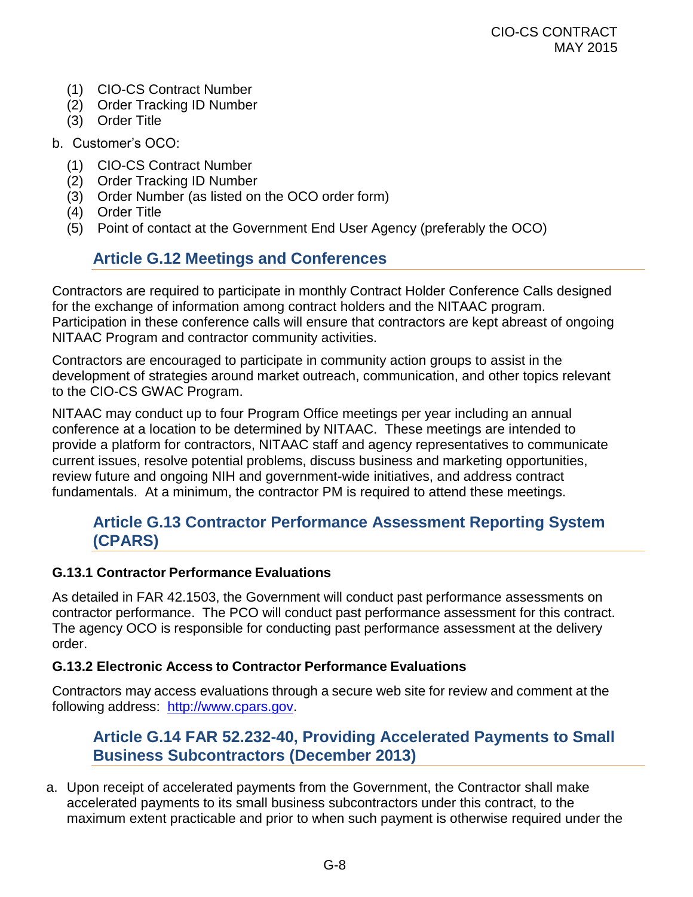(1) CIO-CS Contract Number
(2) Order Tracking ID Number
(3) Order Title

b. Customer's OCO:

(1) CIO-CS Contract Number
(2) Order Tracking ID Number
(3) Order Number (as listed on the OCO order form)
(4) Order Title
(5) Point of contact at the Government End User Agency (preferably the OCO)

## Article G.12 Meetings and Conferences

Contractors are required to participate in monthly Contract Holder Conference Calls designed for the exchange of information among contract holders and the NITAAC program. Participation in these conference calls will ensure that contractors are kept abreast of ongoing NITAAC Program and contractor community activities.

Contractors are encouraged to participate in community action groups to assist in the development of strategies around market outreach, communication, and other topics relevant to the CIO-CS GWAC Program.

NITAAC may conduct up to four Program Office meetings per year including an annual conference at a location to be determined by NITAAC. These meetings are intended to provide a platform for contractors, NITAAC staff and agency representatives to communicate current issues, resolve potential problems, discuss business and marketing opportunities, review future and ongoing NIH and government-wide initiatives, and address contract fundamentals. At a minimum, the contractor PM is required to attend these meetings.

## Article G.13 Contractor Performance Assessment Reporting System (CPARS)

### G.13.1 Contractor Performance Evaluations

As detailed in FAR 42.1503, the Government will conduct past performance assessments on contractor performance. The PCO will conduct past performance assessment for this contract. The agency OCO is responsible for conducting past performance assessment at the delivery order.

### G.13.2 Electronic Access to Contractor Performance Evaluations

Contractors may access evaluations through a secure web site for review and comment at the following address: [http://www.cpars.gov](http://www.cpars.gov).

## Article G.14 FAR 52.232-40, Providing Accelerated Payments to Small Business Subcontractors (December 2013)

a. Upon receipt of accelerated payments from the Government, the Contractor shall make accelerated payments to its small business subcontractors under this contract, to the maximum extent practicable and prior to when such payment is otherwise required under the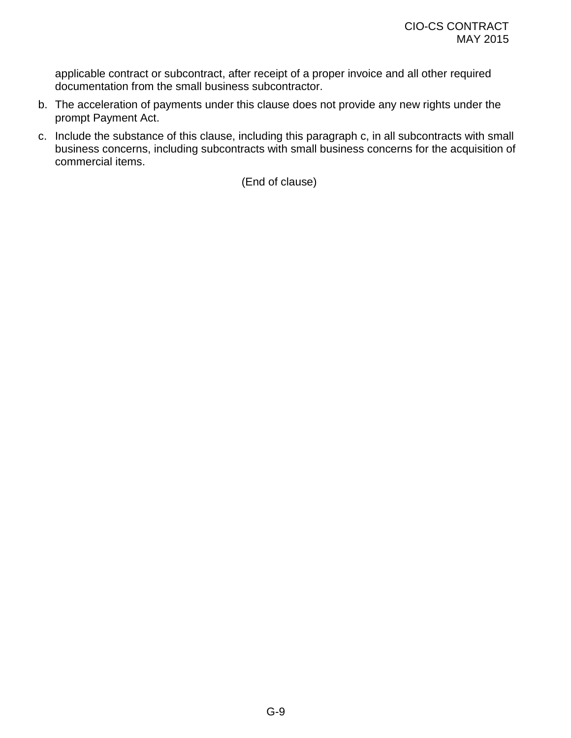applicable contract or subcontract, after receipt of a proper invoice and all other required documentation from the small business subcontractor.

b. The acceleration of payments under this clause does not provide any new rights under the prompt Payment Act.

c. Include the substance of this clause, including this paragraph c, in all subcontracts with small business concerns, including subcontracts with small business concerns for the acquisition of commercial items.

(End of clause)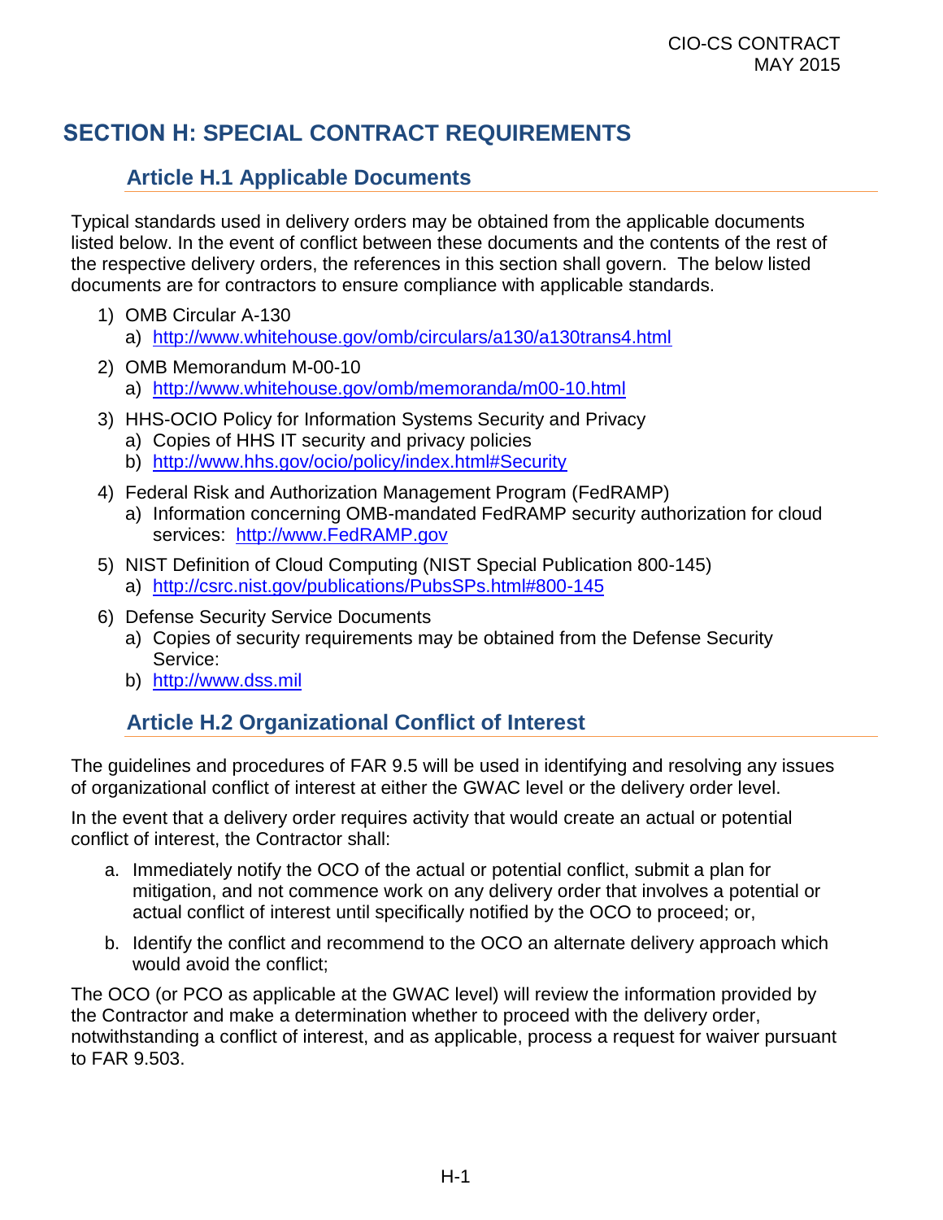# SECTION H: SPECIAL CONTRACT REQUIREMENTS

## Article H.1 Applicable Documents

Typical standards used in delivery orders may be obtained from the applicable documents listed below. In the event of conflict between these documents and the contents of the rest of the respective delivery orders, the references in this section shall govern. The below listed documents are for contractors to ensure compliance with applicable standards.

1) OMB Circular A-130
   a) http://www.whitehouse.gov/omb/circulars/a130/a130trans4.html
2) OMB Memorandum M-00-10
   a) http://www.whitehouse.gov/omb/memoranda/m00-10.html
3) HHS-OCIO Policy for Information Systems Security and Privacy
   a) Copies of HHS IT security and privacy policies
   b) http://www.hhs.gov/ocio/policy/index.html#Security
4) Federal Risk and Authorization Management Program (FedRAMP)
   a) Information concerning OMB-mandated FedRAMP security authorization for cloud services: http://www.FedRAMP.gov
5) NIST Definition of Cloud Computing (NIST Special Publication 800-145)
   a) http://csrc.nist.gov/publications/PubsSPs.html#800-145
6) Defense Security Service Documents
   a) Copies of security requirements may be obtained from the Defense Security Service:
   b) http://www.dss.mil

## Article H.2 Organizational Conflict of Interest

The guidelines and procedures of FAR 9.5 will be used in identifying and resolving any issues of organizational conflict of interest at either the GWAC level or the delivery order level.

In the event that a delivery order requires activity that would create an actual or potential conflict of interest, the Contractor shall:

a. Immediately notify the OCO of the actual or potential conflict, submit a plan for mitigation, and not commence work on any delivery order that involves a potential or actual conflict of interest until specifically notified by the OCO to proceed; or,

b. Identify the conflict and recommend to the OCO an alternate delivery approach which would avoid the conflict;

The OCO (or PCO as applicable at the GWAC level) will review the information provided by the Contractor and make a determination whether to proceed with the delivery order, notwithstanding a conflict of interest, and as applicable, process a request for waiver pursuant to FAR 9.503.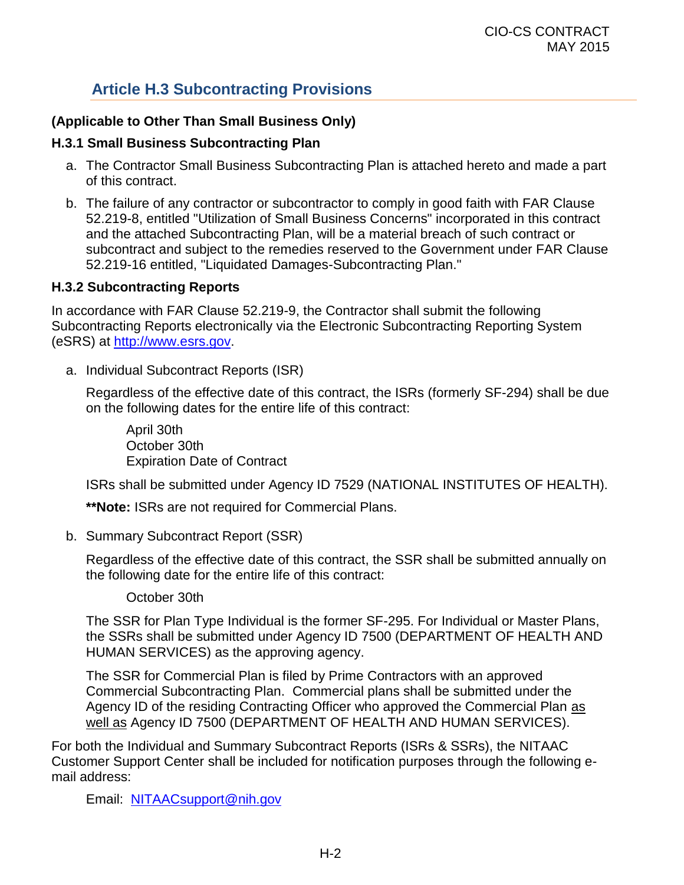## Article H.3 Subcontracting Provisions

**(Applicable to Other Than Small Business Only)**

### H.3.1 Small Business Subcontracting Plan

a. The Contractor Small Business Subcontracting Plan is attached hereto and made a part of this contract.

b. The failure of any contractor or subcontractor to comply in good faith with FAR Clause 52.219-8, entitled "Utilization of Small Business Concerns" incorporated in this contract and the attached Subcontracting Plan, will be a material breach of such contract or subcontract and subject to the remedies reserved to the Government under FAR Clause 52.219-16 entitled, "Liquidated Damages-Subcontracting Plan."

### H.3.2 Subcontracting Reports

In accordance with FAR Clause 52.219-9, the Contractor shall submit the following Subcontracting Reports electronically via the Electronic Subcontracting Reporting System (eSRS) at http://www.esrs.gov.

a. Individual Subcontract Reports (ISR)

   Regardless of the effective date of this contract, the ISRs (formerly SF-294) shall be due on the following dates for the entire life of this contract:

   April 30th
   October 30th
   Expiration Date of Contract

   ISRs shall be submitted under Agency ID 7529 (NATIONAL INSTITUTES OF HEALTH).

   ****Note:** ISRs are not required for Commercial Plans.

b. Summary Subcontract Report (SSR)

   Regardless of the effective date of this contract, the SSR shall be submitted annually on the following date for the entire life of this contract:

   October 30th

   The SSR for Plan Type Individual is the former SF-295. For Individual or Master Plans, the SSRs shall be submitted under Agency ID 7500 (DEPARTMENT OF HEALTH AND HUMAN SERVICES) as the approving agency.

   The SSR for Commercial Plan is filed by Prime Contractors with an approved Commercial Subcontracting Plan. Commercial plans shall be submitted under the Agency ID of the residing Contracting Officer who approved the Commercial Plan as well as Agency ID 7500 (DEPARTMENT OF HEALTH AND HUMAN SERVICES).

For both the Individual and Summary Subcontract Reports (ISRs & SSRs), the NITAAC Customer Support Center shall be included for notification purposes through the following e-mail address:

Email: NITAACsupport@nih.gov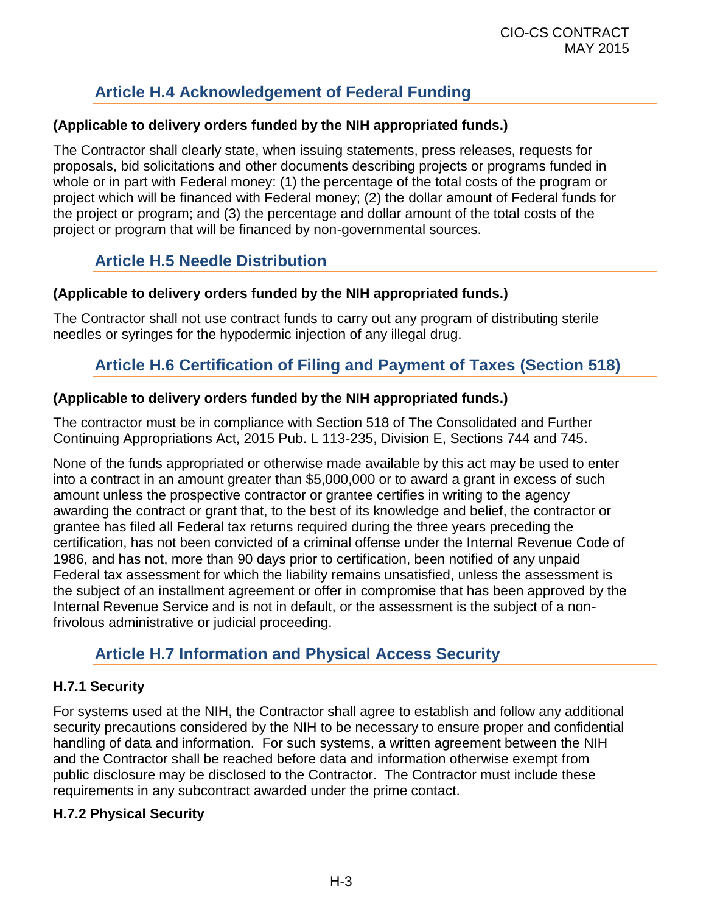## Article H.4 Acknowledgement of Federal Funding

**(Applicable to delivery orders funded by the NIH appropriated funds.)**

The Contractor shall clearly state, when issuing statements, press releases, requests for proposals, bid solicitations and other documents describing projects or programs funded in whole or in part with Federal money: (1) the percentage of the total costs of the program or project which will be financed with Federal money; (2) the dollar amount of Federal funds for the project or program; and (3) the percentage and dollar amount of the total costs of the project or program that will be financed by non-governmental sources.

## Article H.5 Needle Distribution

**(Applicable to delivery orders funded by the NIH appropriated funds.)**

The Contractor shall not use contract funds to carry out any program of distributing sterile needles or syringes for the hypodermic injection of any illegal drug.

## Article H.6 Certification of Filing and Payment of Taxes (Section 518)

**(Applicable to delivery orders funded by the NIH appropriated funds.)**

The contractor must be in compliance with Section 518 of The Consolidated and Further Continuing Appropriations Act, 2015 Pub. L 113-235, Division E, Sections 744 and 745.

None of the funds appropriated or otherwise made available by this act may be used to enter into a contract in an amount greater than $5,000,000 or to award a grant in excess of such amount unless the prospective contractor or grantee certifies in writing to the agency awarding the contract or grant that, to the best of its knowledge and belief, the contractor or grantee has filed all Federal tax returns required during the three years preceding the certification, has not been convicted of a criminal offense under the Internal Revenue Code of 1986, and has not, more than 90 days prior to certification, been notified of any unpaid Federal tax assessment for which the liability remains unsatisfied, unless the assessment is the subject of an installment agreement or offer in compromise that has been approved by the Internal Revenue Service and is not in default, or the assessment is the subject of a non-frivolous administrative or judicial proceeding.

## Article H.7 Information and Physical Access Security

### H.7.1 Security

For systems used at the NIH, the Contractor shall agree to establish and follow any additional security precautions considered by the NIH to be necessary to ensure proper and confidential handling of data and information. For such systems, a written agreement between the NIH and the Contractor shall be reached before data and information otherwise exempt from public disclosure may be disclosed to the Contractor. The Contractor must include these requirements in any subcontract awarded under the prime contact.

### H.7.2 Physical Security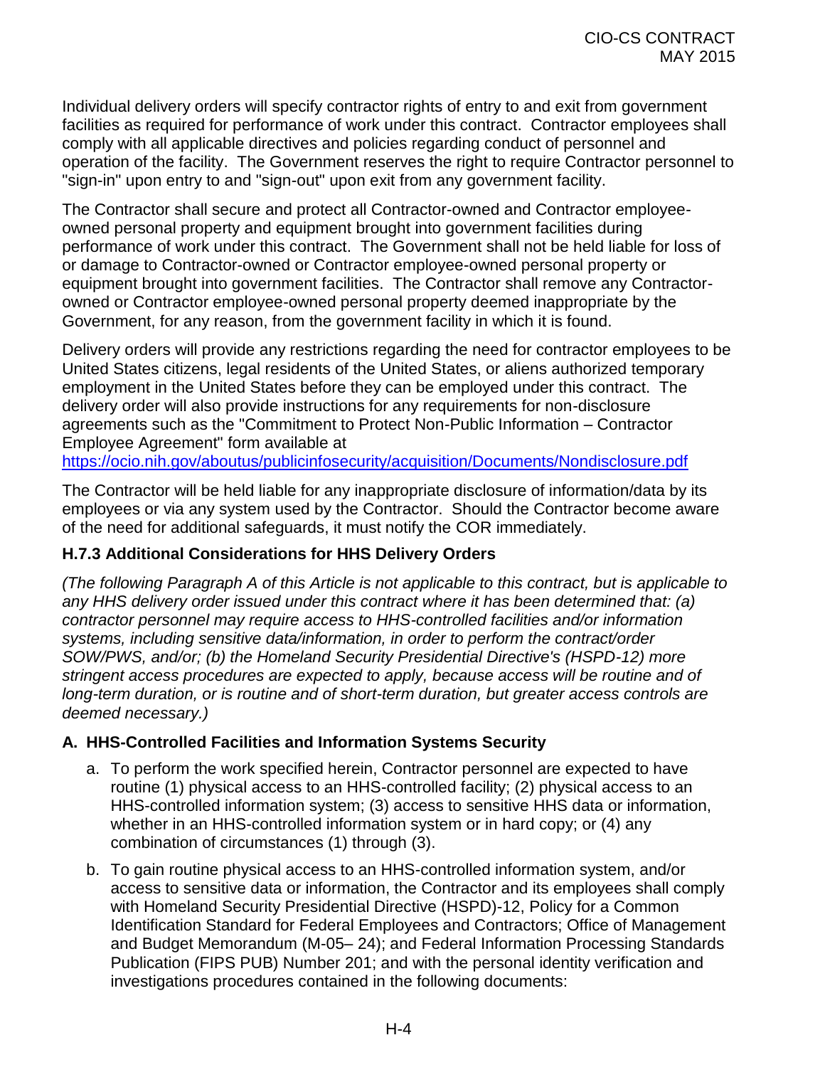Individual delivery orders will specify contractor rights of entry to and exit from government facilities as required for performance of work under this contract. Contractor employees shall comply with all applicable directives and policies regarding conduct of personnel and operation of the facility. The Government reserves the right to require Contractor personnel to "sign-in" upon entry to and "sign-out" upon exit from any government facility.

The Contractor shall secure and protect all Contractor-owned and Contractor employee-owned personal property and equipment brought into government facilities during performance of work under this contract. The Government shall not be held liable for loss of or damage to Contractor-owned or Contractor employee-owned personal property or equipment brought into government facilities. The Contractor shall remove any Contractor-owned or Contractor employee-owned personal property deemed inappropriate by the Government, for any reason, from the government facility in which it is found.

Delivery orders will provide any restrictions regarding the need for contractor employees to be United States citizens, legal residents of the United States, or aliens authorized temporary employment in the United States before they can be employed under this contract. The delivery order will also provide instructions for any requirements for non-disclosure agreements such as the "Commitment to Protect Non-Public Information – Contractor Employee Agreement" form available at https://ocio.nih.gov/aboutus/publicinfosecurity/acquisition/Documents/Nondisclosure.pdf

The Contractor will be held liable for any inappropriate disclosure of information/data by its employees or via any system used by the Contractor. Should the Contractor become aware of the need for additional safeguards, it must notify the COR immediately.

### H.7.3 Additional Considerations for HHS Delivery Orders

*(The following Paragraph A of this Article is not applicable to this contract, but is applicable to any HHS delivery order issued under this contract where it has been determined that: (a) contractor personnel may require access to HHS-controlled facilities and/or information systems, including sensitive data/information, in order to perform the contract/order SOW/PWS, and/or; (b) the Homeland Security Presidential Directive's (HSPD-12) more stringent access procedures are expected to apply, because access will be routine and of long-term duration, or is routine and of short-term duration, but greater access controls are deemed necessary.)*

#### A. HHS-Controlled Facilities and Information Systems Security

a. To perform the work specified herein, Contractor personnel are expected to have routine (1) physical access to an HHS-controlled facility; (2) physical access to an HHS-controlled information system; (3) access to sensitive HHS data or information, whether in an HHS-controlled information system or in hard copy; or (4) any combination of circumstances (1) through (3).

b. To gain routine physical access to an HHS-controlled information system, and/or access to sensitive data or information, the Contractor and its employees shall comply with Homeland Security Presidential Directive (HSPD)-12, Policy for a Common Identification Standard for Federal Employees and Contractors; Office of Management and Budget Memorandum (M-05– 24); and Federal Information Processing Standards Publication (FIPS PUB) Number 201; and with the personal identity verification and investigations procedures contained in the following documents: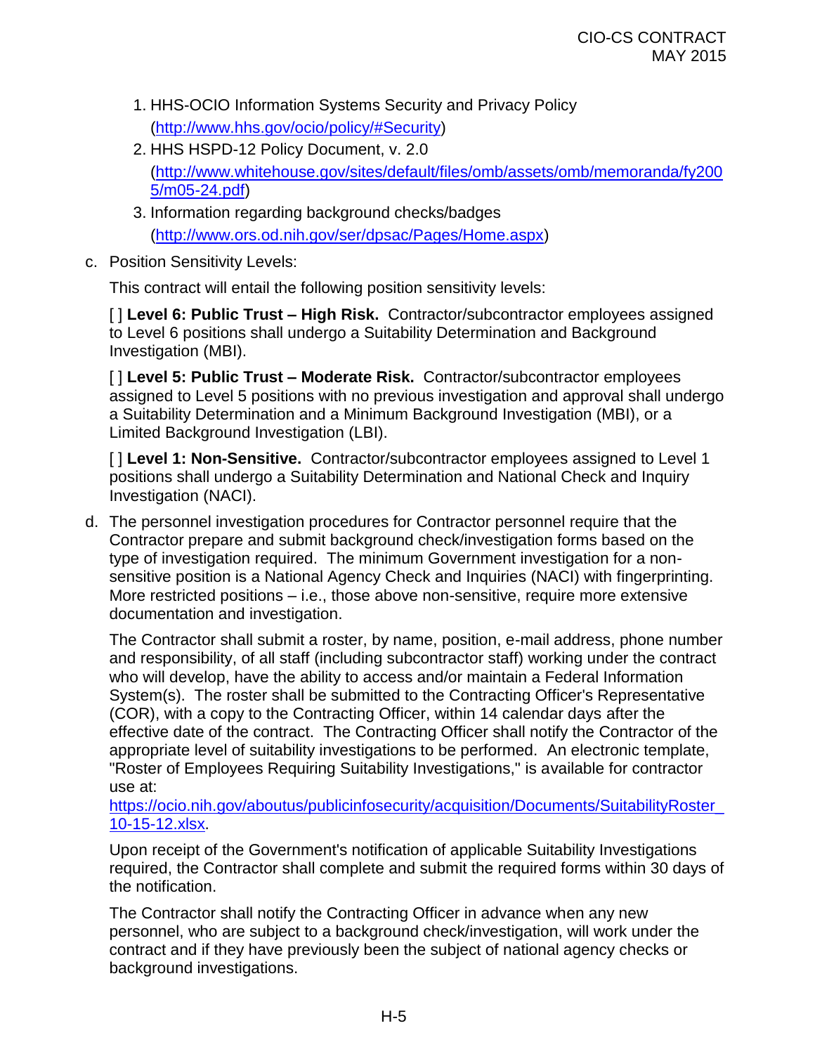1. HHS-OCIO Information Systems Security and Privacy Policy (http://www.hhs.gov/ocio/policy/#Security)
2. HHS HSPD-12 Policy Document, v. 2.0 (http://www.whitehouse.gov/sites/default/files/omb/assets/omb/memoranda/fy2005/m05-24.pdf)
3. Information regarding background checks/badges (http://www.ors.od.nih.gov/ser/dpsac/Pages/Home.aspx)

c. Position Sensitivity Levels:

This contract will entail the following position sensitivity levels:

[ ] **Level 6: Public Trust – High Risk.** Contractor/subcontractor employees assigned to Level 6 positions shall undergo a Suitability Determination and Background Investigation (MBI).

[ ] **Level 5: Public Trust – Moderate Risk.** Contractor/subcontractor employees assigned to Level 5 positions with no previous investigation and approval shall undergo a Suitability Determination and a Minimum Background Investigation (MBI), or a Limited Background Investigation (LBI).

[ ] **Level 1: Non-Sensitive.** Contractor/subcontractor employees assigned to Level 1 positions shall undergo a Suitability Determination and National Check and Inquiry Investigation (NACI).

d. The personnel investigation procedures for Contractor personnel require that the Contractor prepare and submit background check/investigation forms based on the type of investigation required. The minimum Government investigation for a non-sensitive position is a National Agency Check and Inquiries (NACI) with fingerprinting. More restricted positions – i.e., those above non-sensitive, require more extensive documentation and investigation.

The Contractor shall submit a roster, by name, position, e-mail address, phone number and responsibility, of all staff (including subcontractor staff) working under the contract who will develop, have the ability to access and/or maintain a Federal Information System(s). The roster shall be submitted to the Contracting Officer's Representative (COR), with a copy to the Contracting Officer, within 14 calendar days after the effective date of the contract. The Contracting Officer shall notify the Contractor of the appropriate level of suitability investigations to be performed. An electronic template, "Roster of Employees Requiring Suitability Investigations," is available for contractor use at: https://ocio.nih.gov/aboutus/publicinfosecurity/acquisition/Documents/SuitabilityRoster_10-15-12.xlsx.

Upon receipt of the Government's notification of applicable Suitability Investigations required, the Contractor shall complete and submit the required forms within 30 days of the notification.

The Contractor shall notify the Contracting Officer in advance when any new personnel, who are subject to a background check/investigation, will work under the contract and if they have previously been the subject of national agency checks or background investigations.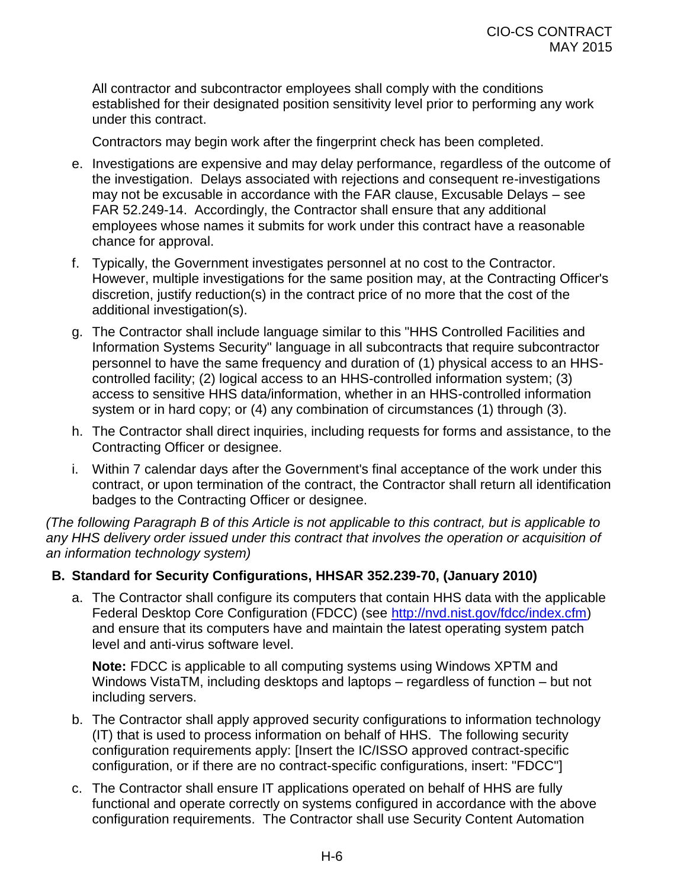All contractor and subcontractor employees shall comply with the conditions established for their designated position sensitivity level prior to performing any work under this contract.

Contractors may begin work after the fingerprint check has been completed.

e. Investigations are expensive and may delay performance, regardless of the outcome of the investigation. Delays associated with rejections and consequent re-investigations may not be excusable in accordance with the FAR clause, Excusable Delays – see FAR 52.249-14. Accordingly, the Contractor shall ensure that any additional employees whose names it submits for work under this contract have a reasonable chance for approval.

f. Typically, the Government investigates personnel at no cost to the Contractor. However, multiple investigations for the same position may, at the Contracting Officer's discretion, justify reduction(s) in the contract price of no more that the cost of the additional investigation(s).

g. The Contractor shall include language similar to this "HHS Controlled Facilities and Information Systems Security" language in all subcontracts that require subcontractor personnel to have the same frequency and duration of (1) physical access to an HHS-controlled facility; (2) logical access to an HHS-controlled information system; (3) access to sensitive HHS data/information, whether in an HHS-controlled information system or in hard copy; or (4) any combination of circumstances (1) through (3).

h. The Contractor shall direct inquiries, including requests for forms and assistance, to the Contracting Officer or designee.

i. Within 7 calendar days after the Government's final acceptance of the work under this contract, or upon termination of the contract, the Contractor shall return all identification badges to the Contracting Officer or designee.

*(The following Paragraph B of this Article is not applicable to this contract, but is applicable to any HHS delivery order issued under this contract that involves the operation or acquisition of an information technology system)*

**B. Standard for Security Configurations, HHSAR 352.239-70, (January 2010)**

a. The Contractor shall configure its computers that contain HHS data with the applicable Federal Desktop Core Configuration (FDCC) (see http://nvd.nist.gov/fdcc/index.cfm) and ensure that its computers have and maintain the latest operating system patch level and anti-virus software level.

   **Note:** FDCC is applicable to all computing systems using Windows XPTM and Windows VistaTM, including desktops and laptops – regardless of function – but not including servers.

b. The Contractor shall apply approved security configurations to information technology (IT) that is used to process information on behalf of HHS. The following security configuration requirements apply: [Insert the IC/ISSO approved contract-specific configuration, or if there are no contract-specific configurations, insert: "FDCC"]

c. The Contractor shall ensure IT applications operated on behalf of HHS are fully functional and operate correctly on systems configured in accordance with the above configuration requirements. The Contractor shall use Security Content Automation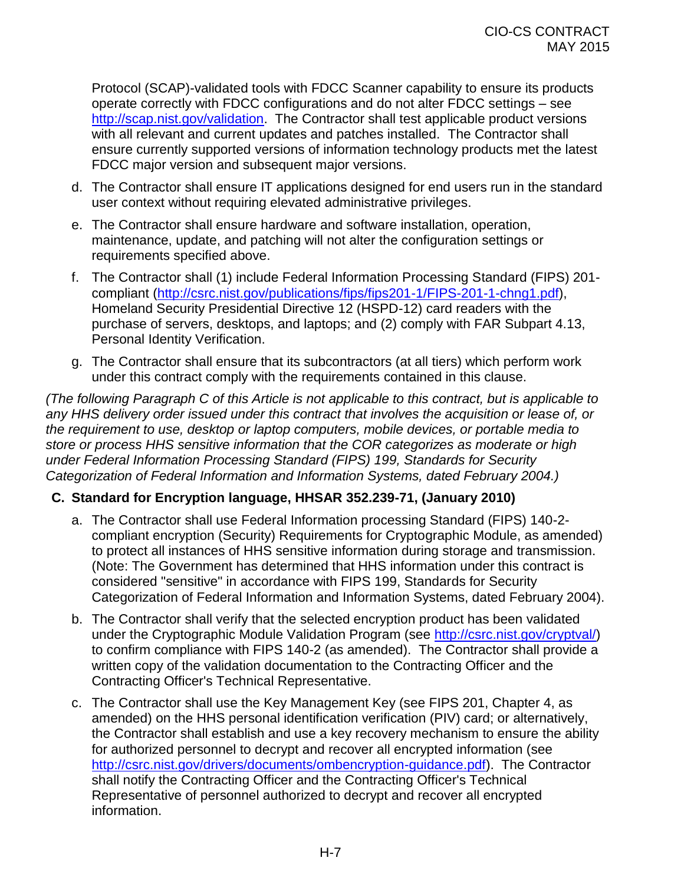Protocol (SCAP)-validated tools with FDCC Scanner capability to ensure its products operate correctly with FDCC configurations and do not alter FDCC settings – see http://scap.nist.gov/validation. The Contractor shall test applicable product versions with all relevant and current updates and patches installed. The Contractor shall ensure currently supported versions of information technology products met the latest FDCC major version and subsequent major versions.

d. The Contractor shall ensure IT applications designed for end users run in the standard user context without requiring elevated administrative privileges.

e. The Contractor shall ensure hardware and software installation, operation, maintenance, update, and patching will not alter the configuration settings or requirements specified above.

f. The Contractor shall (1) include Federal Information Processing Standard (FIPS) 201-compliant (http://csrc.nist.gov/publications/fips/fips201-1/FIPS-201-1-chng1.pdf), Homeland Security Presidential Directive 12 (HSPD-12) card readers with the purchase of servers, desktops, and laptops; and (2) comply with FAR Subpart 4.13, Personal Identity Verification.

g. The Contractor shall ensure that its subcontractors (at all tiers) which perform work under this contract comply with the requirements contained in this clause.

*(The following Paragraph C of this Article is not applicable to this contract, but is applicable to any HHS delivery order issued under this contract that involves the acquisition or lease of, or the requirement to use, desktop or laptop computers, mobile devices, or portable media to store or process HHS sensitive information that the COR categorizes as moderate or high under Federal Information Processing Standard (FIPS) 199, Standards for Security Categorization of Federal Information and Information Systems, dated February 2004.)*

**C. Standard for Encryption language, HHSAR 352.239-71, (January 2010)**

a. The Contractor shall use Federal Information processing Standard (FIPS) 140-2-compliant encryption (Security) Requirements for Cryptographic Module, as amended) to protect all instances of HHS sensitive information during storage and transmission. (Note: The Government has determined that HHS information under this contract is considered "sensitive" in accordance with FIPS 199, Standards for Security Categorization of Federal Information and Information Systems, dated February 2004).

b. The Contractor shall verify that the selected encryption product has been validated under the Cryptographic Module Validation Program (see http://csrc.nist.gov/cryptval/) to confirm compliance with FIPS 140-2 (as amended). The Contractor shall provide a written copy of the validation documentation to the Contracting Officer and the Contracting Officer's Technical Representative.

c. The Contractor shall use the Key Management Key (see FIPS 201, Chapter 4, as amended) on the HHS personal identification verification (PIV) card; or alternatively, the Contractor shall establish and use a key recovery mechanism to ensure the ability for authorized personnel to decrypt and recover all encrypted information (see http://csrc.nist.gov/drivers/documents/ombencryption-guidance.pdf). The Contractor shall notify the Contracting Officer and the Contracting Officer's Technical Representative of personnel authorized to decrypt and recover all encrypted information.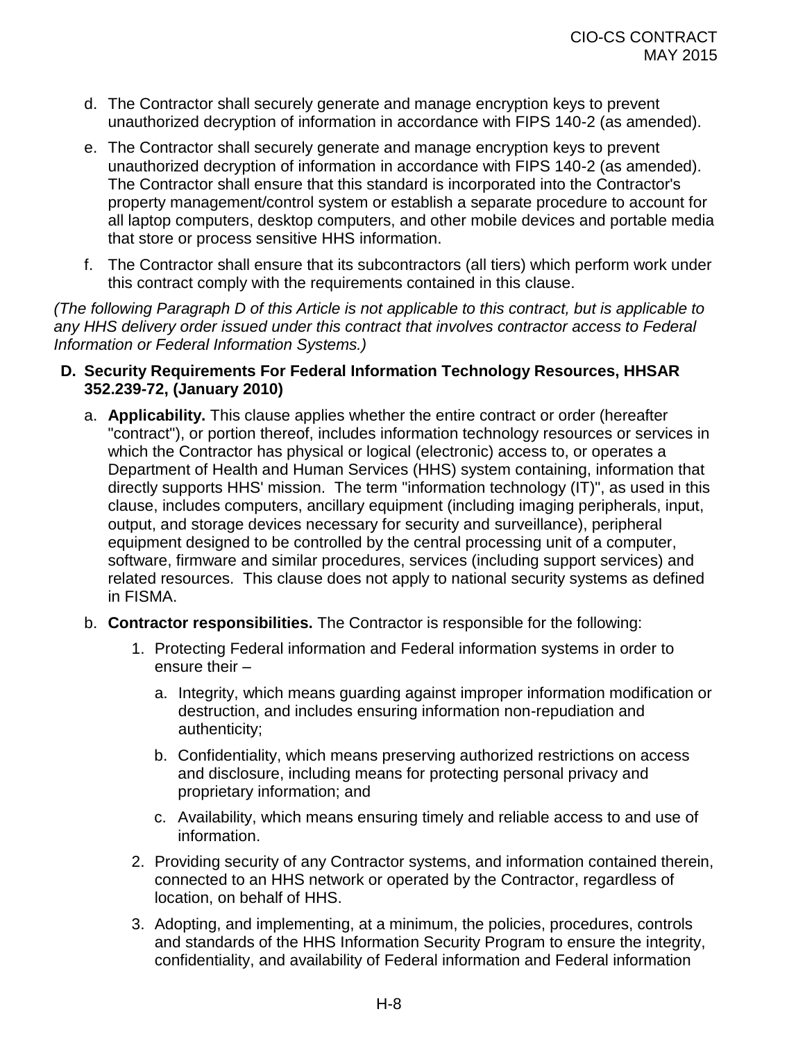d. The Contractor shall securely generate and manage encryption keys to prevent unauthorized decryption of information in accordance with FIPS 140-2 (as amended).

e. The Contractor shall securely generate and manage encryption keys to prevent unauthorized decryption of information in accordance with FIPS 140-2 (as amended). The Contractor shall ensure that this standard is incorporated into the Contractor's property management/control system or establish a separate procedure to account for all laptop computers, desktop computers, and other mobile devices and portable media that store or process sensitive HHS information.

f. The Contractor shall ensure that its subcontractors (all tiers) which perform work under this contract comply with the requirements contained in this clause.

*(The following Paragraph D of this Article is not applicable to this contract, but is applicable to any HHS delivery order issued under this contract that involves contractor access to Federal Information or Federal Information Systems.)*

**D. Security Requirements For Federal Information Technology Resources, HHSAR 352.239-72, (January 2010)**

a. **Applicability.** This clause applies whether the entire contract or order (hereafter "contract"), or portion thereof, includes information technology resources or services in which the Contractor has physical or logical (electronic) access to, or operates a Department of Health and Human Services (HHS) system containing, information that directly supports HHS' mission. The term "information technology (IT)", as used in this clause, includes computers, ancillary equipment (including imaging peripherals, input, output, and storage devices necessary for security and surveillance), peripheral equipment designed to be controlled by the central processing unit of a computer, software, firmware and similar procedures, services (including support services) and related resources. This clause does not apply to national security systems as defined in FISMA.

b. **Contractor responsibilities.** The Contractor is responsible for the following:

1. Protecting Federal information and Federal information systems in order to ensure their –

   a. Integrity, which means guarding against improper information modification or destruction, and includes ensuring information non-repudiation and authenticity;

   b. Confidentiality, which means preserving authorized restrictions on access and disclosure, including means for protecting personal privacy and proprietary information; and

   c. Availability, which means ensuring timely and reliable access to and use of information.

2. Providing security of any Contractor systems, and information contained therein, connected to an HHS network or operated by the Contractor, regardless of location, on behalf of HHS.

3. Adopting, and implementing, at a minimum, the policies, procedures, controls and standards of the HHS Information Security Program to ensure the integrity, confidentiality, and availability of Federal information and Federal information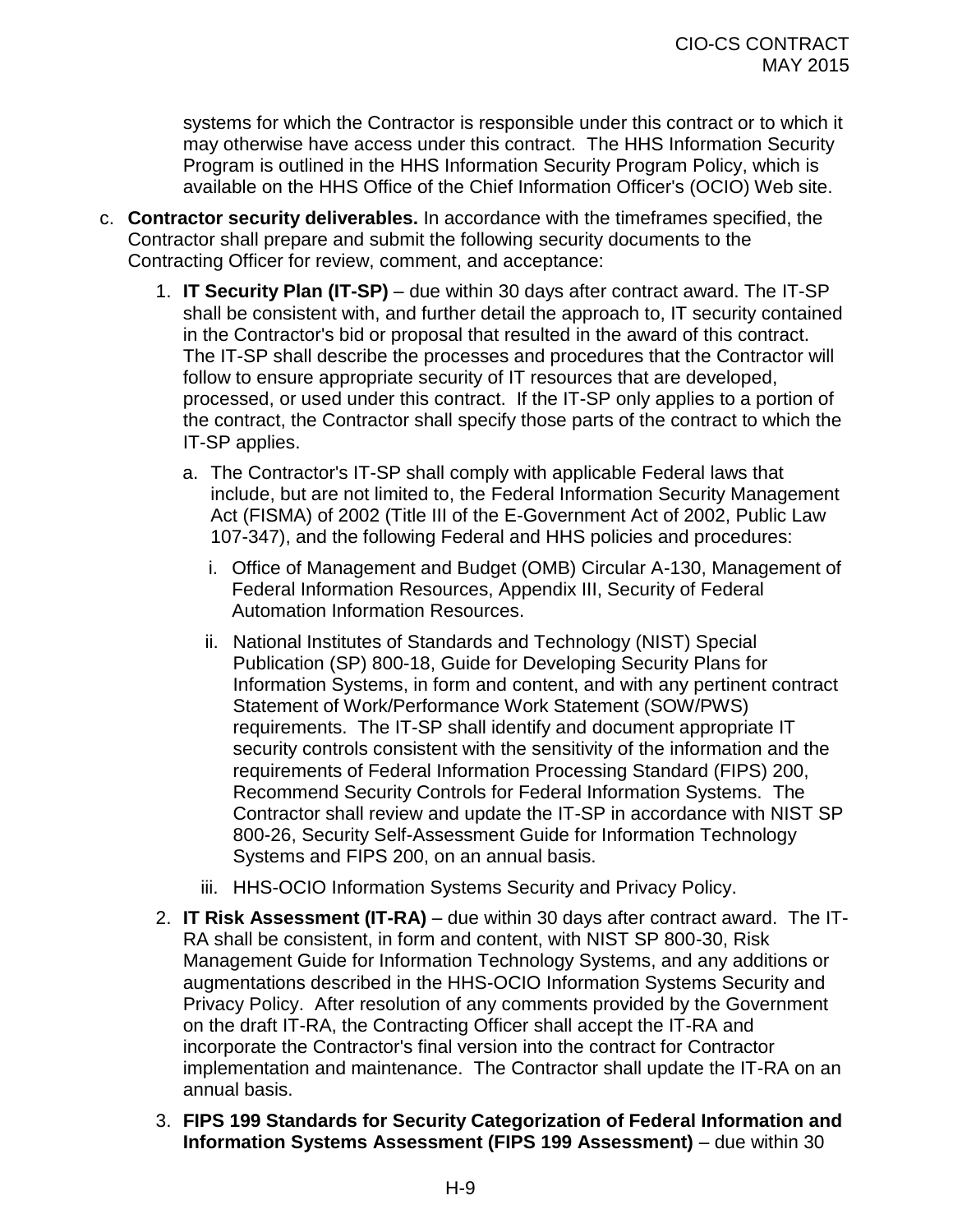systems for which the Contractor is responsible under this contract or to which it may otherwise have access under this contract. The HHS Information Security Program is outlined in the HHS Information Security Program Policy, which is available on the HHS Office of the Chief Information Officer's (OCIO) Web site.

c. **Contractor security deliverables.** In accordance with the timeframes specified, the Contractor shall prepare and submit the following security documents to the Contracting Officer for review, comment, and acceptance:

   1. **IT Security Plan (IT-SP)** – due within 30 days after contract award. The IT-SP shall be consistent with, and further detail the approach to, IT security contained in the Contractor's bid or proposal that resulted in the award of this contract. The IT-SP shall describe the processes and procedures that the Contractor will follow to ensure appropriate security of IT resources that are developed, processed, or used under this contract. If the IT-SP only applies to a portion of the contract, the Contractor shall specify those parts of the contract to which the IT-SP applies.

      a. The Contractor's IT-SP shall comply with applicable Federal laws that include, but are not limited to, the Federal Information Security Management Act (FISMA) of 2002 (Title III of the E-Government Act of 2002, Public Law 107-347), and the following Federal and HHS policies and procedures:

         i. Office of Management and Budget (OMB) Circular A-130, Management of Federal Information Resources, Appendix III, Security of Federal Automation Information Resources.

         ii. National Institutes of Standards and Technology (NIST) Special Publication (SP) 800-18, Guide for Developing Security Plans for Information Systems, in form and content, and with any pertinent contract Statement of Work/Performance Work Statement (SOW/PWS) requirements. The IT-SP shall identify and document appropriate IT security controls consistent with the sensitivity of the information and the requirements of Federal Information Processing Standard (FIPS) 200, Recommend Security Controls for Federal Information Systems. The Contractor shall review and update the IT-SP in accordance with NIST SP 800-26, Security Self-Assessment Guide for Information Technology Systems and FIPS 200, on an annual basis.

         iii. HHS-OCIO Information Systems Security and Privacy Policy.

   2. **IT Risk Assessment (IT-RA)** – due within 30 days after contract award. The IT-RA shall be consistent, in form and content, with NIST SP 800-30, Risk Management Guide for Information Technology Systems, and any additions or augmentations described in the HHS-OCIO Information Systems Security and Privacy Policy. After resolution of any comments provided by the Government on the draft IT-RA, the Contracting Officer shall accept the IT-RA and incorporate the Contractor's final version into the contract for Contractor implementation and maintenance. The Contractor shall update the IT-RA on an annual basis.

   3. **FIPS 199 Standards for Security Categorization of Federal Information and Information Systems Assessment (FIPS 199 Assessment)** – due within 30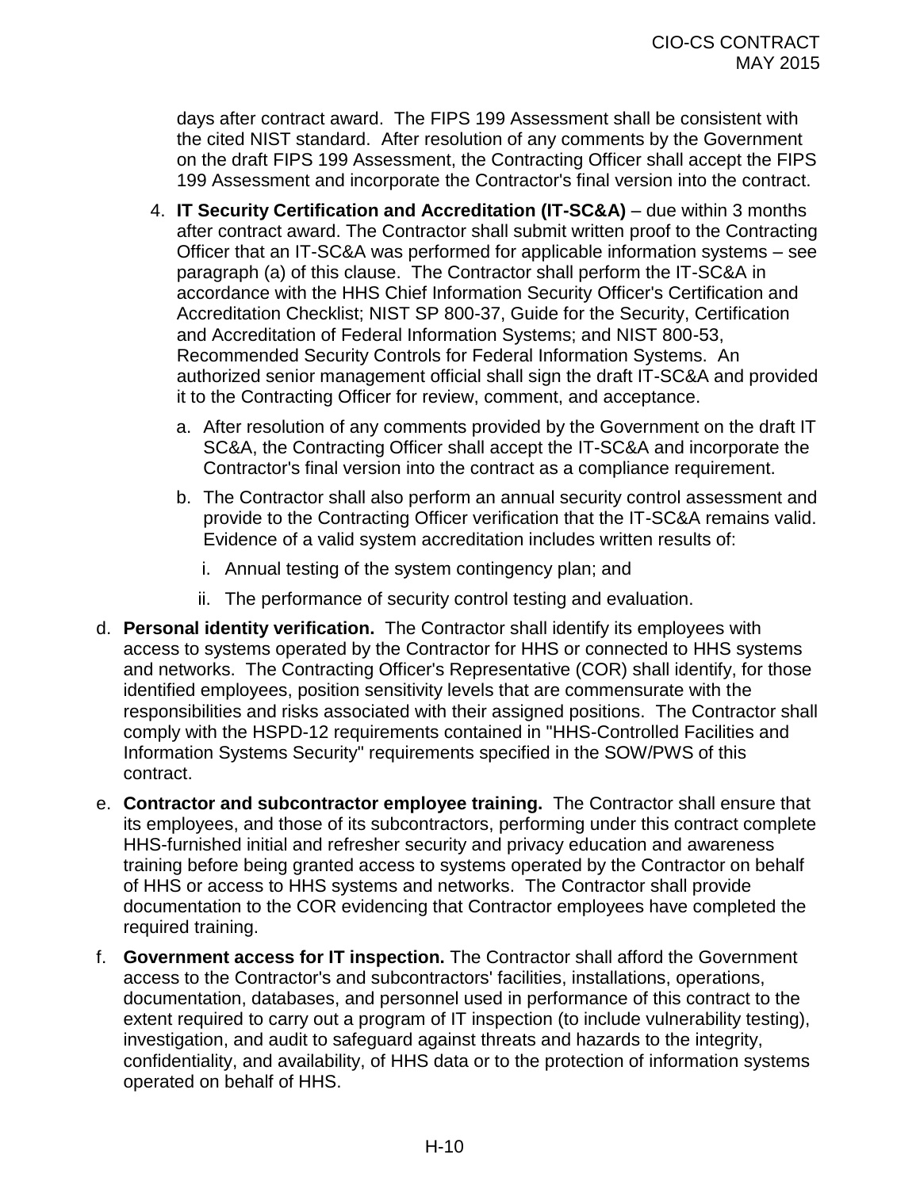days after contract award. The FIPS 199 Assessment shall be consistent with the cited NIST standard. After resolution of any comments by the Government on the draft FIPS 199 Assessment, the Contracting Officer shall accept the FIPS 199 Assessment and incorporate the Contractor's final version into the contract.

4. **IT Security Certification and Accreditation (IT-SC&A)** – due within 3 months after contract award. The Contractor shall submit written proof to the Contracting Officer that an IT-SC&A was performed for applicable information systems – see paragraph (a) of this clause. The Contractor shall perform the IT-SC&A in accordance with the HHS Chief Information Security Officer's Certification and Accreditation Checklist; NIST SP 800-37, Guide for the Security, Certification and Accreditation of Federal Information Systems; and NIST 800-53, Recommended Security Controls for Federal Information Systems. An authorized senior management official shall sign the draft IT-SC&A and provided it to the Contracting Officer for review, comment, and acceptance.

   a. After resolution of any comments provided by the Government on the draft IT SC&A, the Contracting Officer shall accept the IT-SC&A and incorporate the Contractor's final version into the contract as a compliance requirement.

   b. The Contractor shall also perform an annual security control assessment and provide to the Contracting Officer verification that the IT-SC&A remains valid. Evidence of a valid system accreditation includes written results of:

      i. Annual testing of the system contingency plan; and

      ii. The performance of security control testing and evaluation.

d. **Personal identity verification.** The Contractor shall identify its employees with access to systems operated by the Contractor for HHS or connected to HHS systems and networks. The Contracting Officer's Representative (COR) shall identify, for those identified employees, position sensitivity levels that are commensurate with the responsibilities and risks associated with their assigned positions. The Contractor shall comply with the HSPD-12 requirements contained in "HHS-Controlled Facilities and Information Systems Security" requirements specified in the SOW/PWS of this contract.

e. **Contractor and subcontractor employee training.** The Contractor shall ensure that its employees, and those of its subcontractors, performing under this contract complete HHS-furnished initial and refresher security and privacy education and awareness training before being granted access to systems operated by the Contractor on behalf of HHS or access to HHS systems and networks. The Contractor shall provide documentation to the COR evidencing that Contractor employees have completed the required training.

f. **Government access for IT inspection.** The Contractor shall afford the Government access to the Contractor's and subcontractors' facilities, installations, operations, documentation, databases, and personnel used in performance of this contract to the extent required to carry out a program of IT inspection (to include vulnerability testing), investigation, and audit to safeguard against threats and hazards to the integrity, confidentiality, and availability, of HHS data or to the protection of information systems operated on behalf of HHS.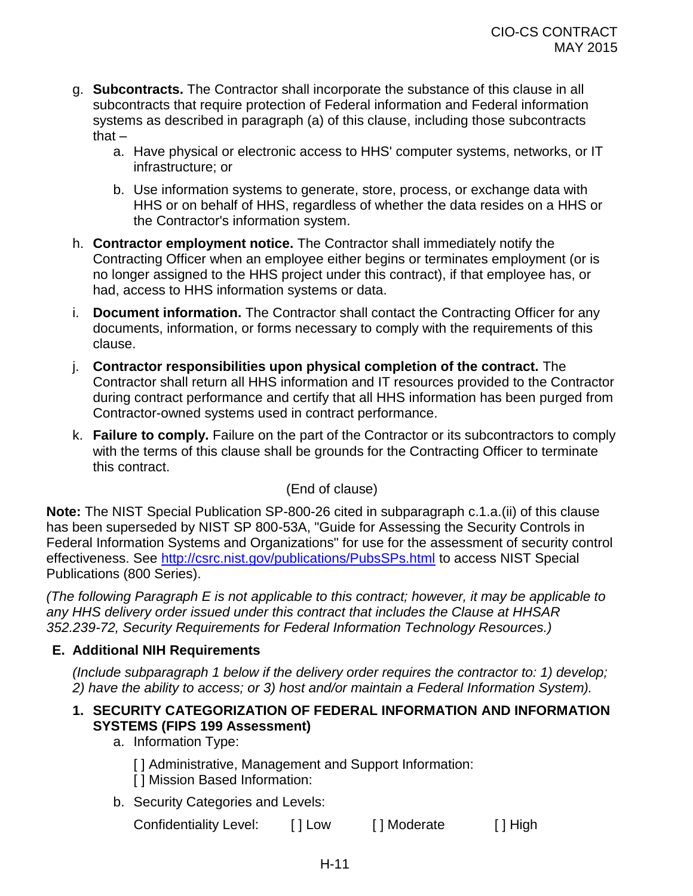g. **Subcontracts.** The Contractor shall incorporate the substance of this clause in all subcontracts that require protection of Federal information and Federal information systems as described in paragraph (a) of this clause, including those subcontracts that –

   a. Have physical or electronic access to HHS' computer systems, networks, or IT infrastructure; or

   b. Use information systems to generate, store, process, or exchange data with HHS or on behalf of HHS, regardless of whether the data resides on a HHS or the Contractor's information system.

h. **Contractor employment notice.** The Contractor shall immediately notify the Contracting Officer when an employee either begins or terminates employment (or is no longer assigned to the HHS project under this contract), if that employee has, or had, access to HHS information systems or data.

i. **Document information.** The Contractor shall contact the Contracting Officer for any documents, information, or forms necessary to comply with the requirements of this clause.

j. **Contractor responsibilities upon physical completion of the contract.** The Contractor shall return all HHS information and IT resources provided to the Contractor during contract performance and certify that all HHS information has been purged from Contractor-owned systems used in contract performance.

k. **Failure to comply.** Failure on the part of the Contractor or its subcontractors to comply with the terms of this clause shall be grounds for the Contracting Officer to terminate this contract.

(End of clause)

**Note:** The NIST Special Publication SP-800-26 cited in subparagraph c.1.a.(ii) of this clause has been superseded by NIST SP 800-53A, "Guide for Assessing the Security Controls in Federal Information Systems and Organizations" for use for the assessment of security control effectiveness. See [http://csrc.nist.gov/publications/PubsSPs.html](http://csrc.nist.gov/publications/PubsSPs.html) to access NIST Special Publications (800 Series).

*(The following Paragraph E is not applicable to this contract; however, it may be applicable to any HHS delivery order issued under this contract that includes the Clause at HHSAR 352.239-72, Security Requirements for Federal Information Technology Resources.)*

## E. Additional NIH Requirements

*(Include subparagraph 1 below if the delivery order requires the contractor to: 1) develop; 2) have the ability to access; or 3) host and/or maintain a Federal Information System).*

### 1. SECURITY CATEGORIZATION OF FEDERAL INFORMATION AND INFORMATION SYSTEMS (FIPS 199 Assessment)

a. Information Type:

   [ ] Administrative, Management and Support Information:
   [ ] Mission Based Information:

b. Security Categories and Levels:

   Confidentiality Level: [ ] Low [ ] Moderate [ ] High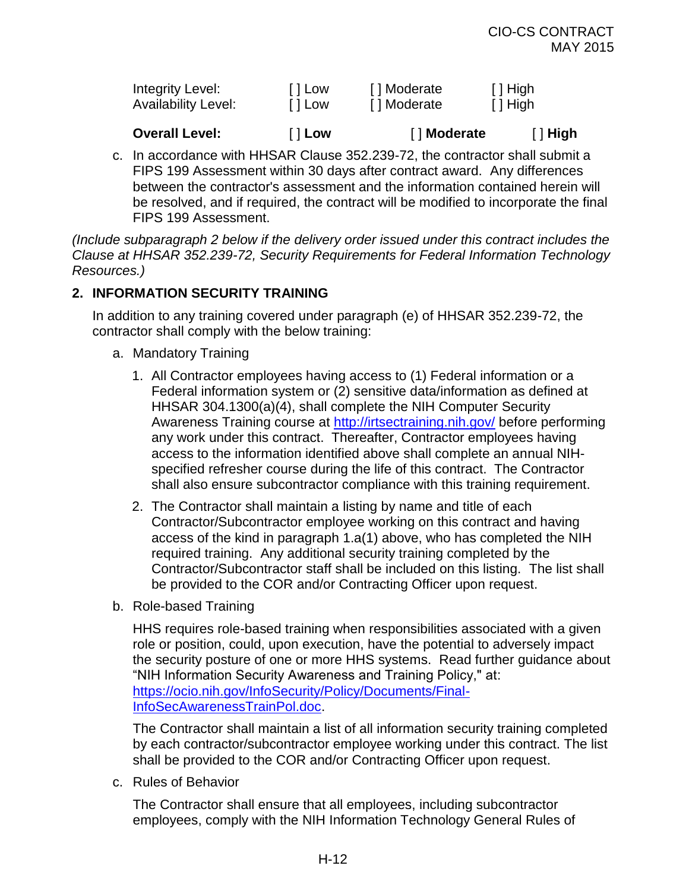| | | | |
|---|---|---|---|
| Integrity Level: | [ ] Low | [ ] Moderate | [ ] High |
| Availability Level: | [ ] Low | [ ] Moderate | [ ] High |
| **Overall Level:** | [ ] **Low** | [ ] **Moderate** | [ ] **High** |

c. In accordance with HHSAR Clause 352.239-72, the contractor shall submit a FIPS 199 Assessment within 30 days after contract award. Any differences between the contractor's assessment and the information contained herein will be resolved, and if required, the contract will be modified to incorporate the final FIPS 199 Assessment.

*(Include subparagraph 2 below if the delivery order issued under this contract includes the Clause at HHSAR 352.239-72, Security Requirements for Federal Information Technology Resources.)*

## 2. INFORMATION SECURITY TRAINING

In addition to any training covered under paragraph (e) of HHSAR 352.239-72, the contractor shall comply with the below training:

a. Mandatory Training

1. All Contractor employees having access to (1) Federal information or a Federal information system or (2) sensitive data/information as defined at HHSAR 304.1300(a)(4), shall complete the NIH Computer Security Awareness Training course at http://irtsectraining.nih.gov/ before performing any work under this contract. Thereafter, Contractor employees having access to the information identified above shall complete an annual NIH-specified refresher course during the life of this contract. The Contractor shall also ensure subcontractor compliance with this training requirement.

2. The Contractor shall maintain a listing by name and title of each Contractor/Subcontractor employee working on this contract and having access of the kind in paragraph 1.a(1) above, who has completed the NIH required training. Any additional security training completed by the Contractor/Subcontractor staff shall be included on this listing. The list shall be provided to the COR and/or Contracting Officer upon request.

b. Role-based Training

HHS requires role-based training when responsibilities associated with a given role or position, could, upon execution, have the potential to adversely impact the security posture of one or more HHS systems. Read further guidance about "NIH Information Security Awareness and Training Policy," at: https://ocio.nih.gov/InfoSecurity/Policy/Documents/Final-InfoSecAwarenessTrainPol.doc.

The Contractor shall maintain a list of all information security training completed by each contractor/subcontractor employee working under this contract. The list shall be provided to the COR and/or Contracting Officer upon request.

c. Rules of Behavior

The Contractor shall ensure that all employees, including subcontractor employees, comply with the NIH Information Technology General Rules of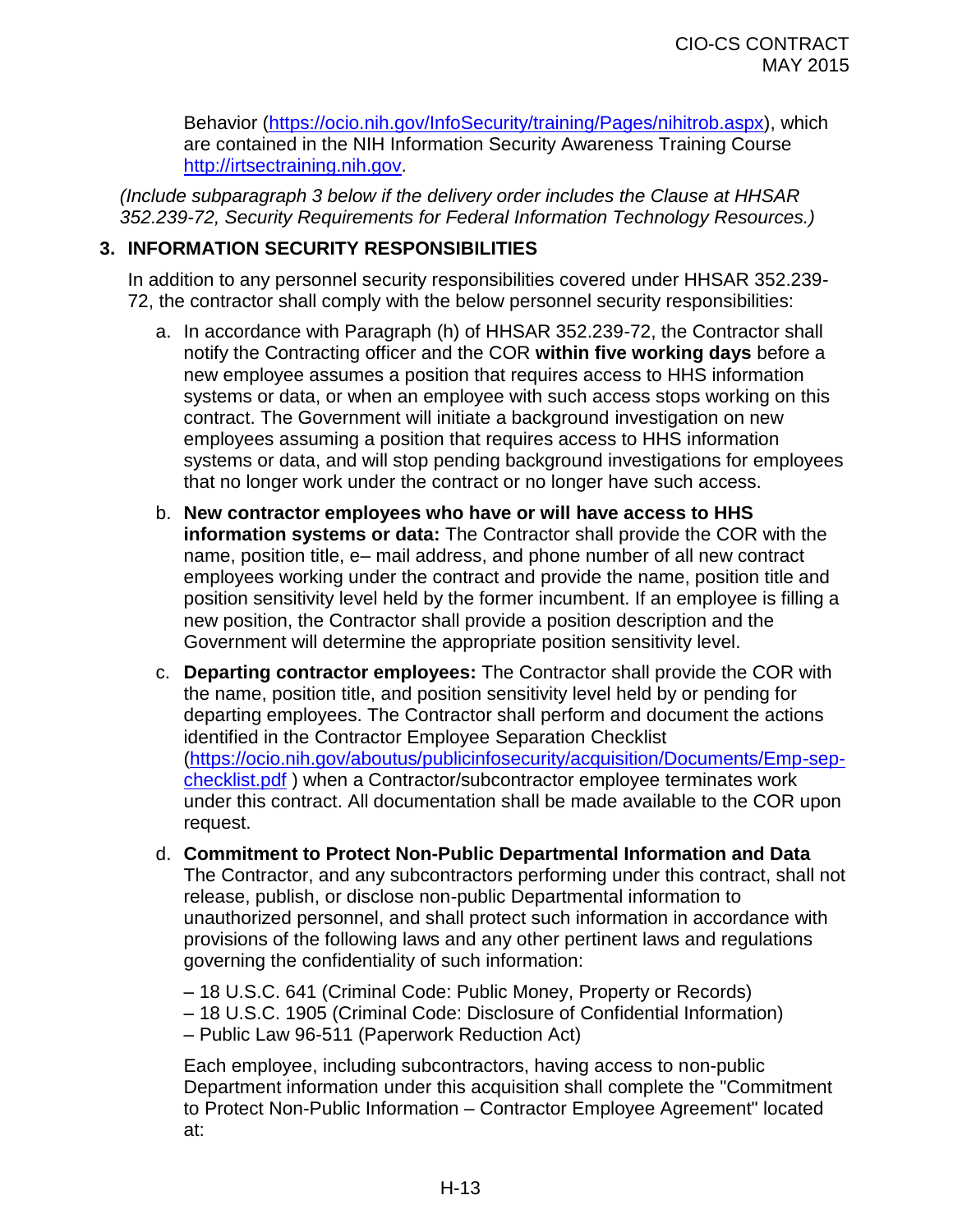Behavior (https://ocio.nih.gov/InfoSecurity/training/Pages/nihitrob.aspx), which are contained in the NIH Information Security Awareness Training Course http://irtsectraining.nih.gov.

*(Include subparagraph 3 below if the delivery order includes the Clause at HHSAR 352.239-72, Security Requirements for Federal Information Technology Resources.)*

### 3. INFORMATION SECURITY RESPONSIBILITIES

In addition to any personnel security responsibilities covered under HHSAR 352.239-72, the contractor shall comply with the below personnel security responsibilities:

a. In accordance with Paragraph (h) of HHSAR 352.239-72, the Contractor shall notify the Contracting officer and the COR **within five working days** before a new employee assumes a position that requires access to HHS information systems or data, or when an employee with such access stops working on this contract. The Government will initiate a background investigation on new employees assuming a position that requires access to HHS information systems or data, and will stop pending background investigations for employees that no longer work under the contract or no longer have such access.

b. **New contractor employees who have or will have access to HHS information systems or data:** The Contractor shall provide the COR with the name, position title, e– mail address, and phone number of all new contract employees working under the contract and provide the name, position title and position sensitivity level held by the former incumbent. If an employee is filling a new position, the Contractor shall provide a position description and the Government will determine the appropriate position sensitivity level.

c. **Departing contractor employees:** The Contractor shall provide the COR with the name, position title, and position sensitivity level held by or pending for departing employees. The Contractor shall perform and document the actions identified in the Contractor Employee Separation Checklist (https://ocio.nih.gov/aboutus/publicinfosecurity/acquisition/Documents/Emp-sep-checklist.pdf ) when a Contractor/subcontractor employee terminates work under this contract. All documentation shall be made available to the COR upon request.

d. **Commitment to Protect Non-Public Departmental Information and Data** The Contractor, and any subcontractors performing under this contract, shall not release, publish, or disclose non-public Departmental information to unauthorized personnel, and shall protect such information in accordance with provisions of the following laws and any other pertinent laws and regulations governing the confidentiality of such information:

   – 18 U.S.C. 641 (Criminal Code: Public Money, Property or Records)
   – 18 U.S.C. 1905 (Criminal Code: Disclosure of Confidential Information)
   – Public Law 96-511 (Paperwork Reduction Act)

   Each employee, including subcontractors, having access to non-public Department information under this acquisition shall complete the "Commitment to Protect Non-Public Information – Contractor Employee Agreement" located at: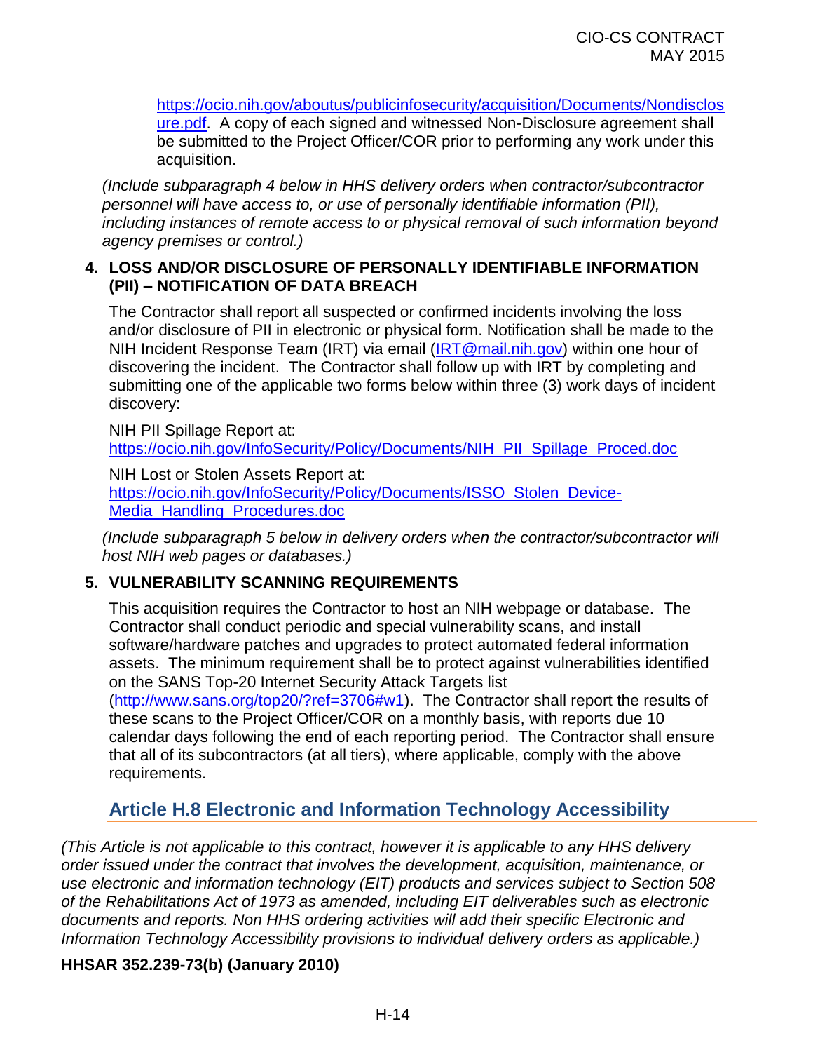https://ocio.nih.gov/aboutus/publicinfosecurity/acquisition/Documents/Nondisclosure.pdf. A copy of each signed and witnessed Non-Disclosure agreement shall be submitted to the Project Officer/COR prior to performing any work under this acquisition.

*(Include subparagraph 4 below in HHS delivery orders when contractor/subcontractor personnel will have access to, or use of personally identifiable information (PII), including instances of remote access to or physical removal of such information beyond agency premises or control.)*

**4. LOSS AND/OR DISCLOSURE OF PERSONALLY IDENTIFIABLE INFORMATION (PII) – NOTIFICATION OF DATA BREACH**

The Contractor shall report all suspected or confirmed incidents involving the loss and/or disclosure of PII in electronic or physical form. Notification shall be made to the NIH Incident Response Team (IRT) via email (IRT@mail.nih.gov) within one hour of discovering the incident. The Contractor shall follow up with IRT by completing and submitting one of the applicable two forms below within three (3) work days of incident discovery:

NIH PII Spillage Report at:
https://ocio.nih.gov/InfoSecurity/Policy/Documents/NIH_PII_Spillage_Proced.doc

NIH Lost or Stolen Assets Report at:
https://ocio.nih.gov/InfoSecurity/Policy/Documents/ISSO_Stolen_Device-Media_Handling_Procedures.doc

*(Include subparagraph 5 below in delivery orders when the contractor/subcontractor will host NIH web pages or databases.)*

**5. VULNERABILITY SCANNING REQUIREMENTS**

This acquisition requires the Contractor to host an NIH webpage or database. The Contractor shall conduct periodic and special vulnerability scans, and install software/hardware patches and upgrades to protect automated federal information assets. The minimum requirement shall be to protect against vulnerabilities identified on the SANS Top-20 Internet Security Attack Targets list (http://www.sans.org/top20/?ref=3706#w1). The Contractor shall report the results of these scans to the Project Officer/COR on a monthly basis, with reports due 10 calendar days following the end of each reporting period. The Contractor shall ensure that all of its subcontractors (at all tiers), where applicable, comply with the above requirements.

## Article H.8 Electronic and Information Technology Accessibility

*(This Article is not applicable to this contract, however it is applicable to any HHS delivery order issued under the contract that involves the development, acquisition, maintenance, or use electronic and information technology (EIT) products and services subject to Section 508 of the Rehabilitations Act of 1973 as amended, including EIT deliverables such as electronic documents and reports. Non HHS ordering activities will add their specific Electronic and Information Technology Accessibility provisions to individual delivery orders as applicable.)*

**HHSAR 352.239-73(b) (January 2010)**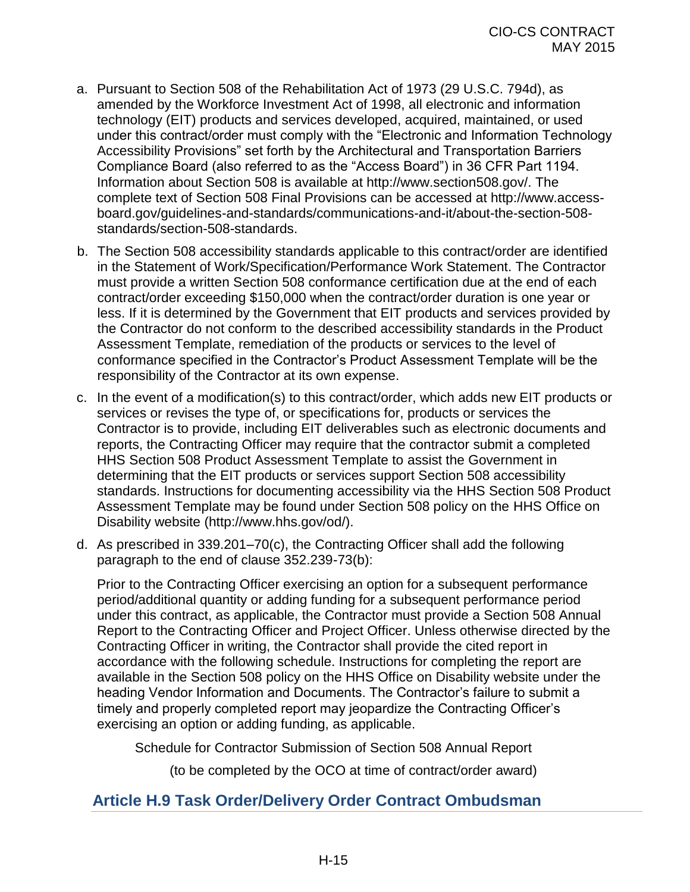a. Pursuant to Section 508 of the Rehabilitation Act of 1973 (29 U.S.C. 794d), as amended by the Workforce Investment Act of 1998, all electronic and information technology (EIT) products and services developed, acquired, maintained, or used under this contract/order must comply with the "Electronic and Information Technology Accessibility Provisions" set forth by the Architectural and Transportation Barriers Compliance Board (also referred to as the "Access Board") in 36 CFR Part 1194. Information about Section 508 is available at http://www.section508.gov/. The complete text of Section 508 Final Provisions can be accessed at http://www.access-board.gov/guidelines-and-standards/communications-and-it/about-the-section-508-standards/section-508-standards.

b. The Section 508 accessibility standards applicable to this contract/order are identified in the Statement of Work/Specification/Performance Work Statement. The Contractor must provide a written Section 508 conformance certification due at the end of each contract/order exceeding $150,000 when the contract/order duration is one year or less. If it is determined by the Government that EIT products and services provided by the Contractor do not conform to the described accessibility standards in the Product Assessment Template, remediation of the products or services to the level of conformance specified in the Contractor's Product Assessment Template will be the responsibility of the Contractor at its own expense.

c. In the event of a modification(s) to this contract/order, which adds new EIT products or services or revises the type of, or specifications for, products or services the Contractor is to provide, including EIT deliverables such as electronic documents and reports, the Contracting Officer may require that the contractor submit a completed HHS Section 508 Product Assessment Template to assist the Government in determining that the EIT products or services support Section 508 accessibility standards. Instructions for documenting accessibility via the HHS Section 508 Product Assessment Template may be found under Section 508 policy on the HHS Office on Disability website (http://www.hhs.gov/od/).

d. As prescribed in 339.201–70(c), the Contracting Officer shall add the following paragraph to the end of clause 352.239-73(b):

   Prior to the Contracting Officer exercising an option for a subsequent performance period/additional quantity or adding funding for a subsequent performance period under this contract, as applicable, the Contractor must provide a Section 508 Annual Report to the Contracting Officer and Project Officer. Unless otherwise directed by the Contracting Officer in writing, the Contractor shall provide the cited report in accordance with the following schedule. Instructions for completing the report are available in the Section 508 policy on the HHS Office on Disability website under the heading Vendor Information and Documents. The Contractor's failure to submit a timely and properly completed report may jeopardize the Contracting Officer's exercising an option or adding funding, as applicable.

   Schedule for Contractor Submission of Section 508 Annual Report

   (to be completed by the OCO at time of contract/order award)

## Article H.9 Task Order/Delivery Order Contract Ombudsman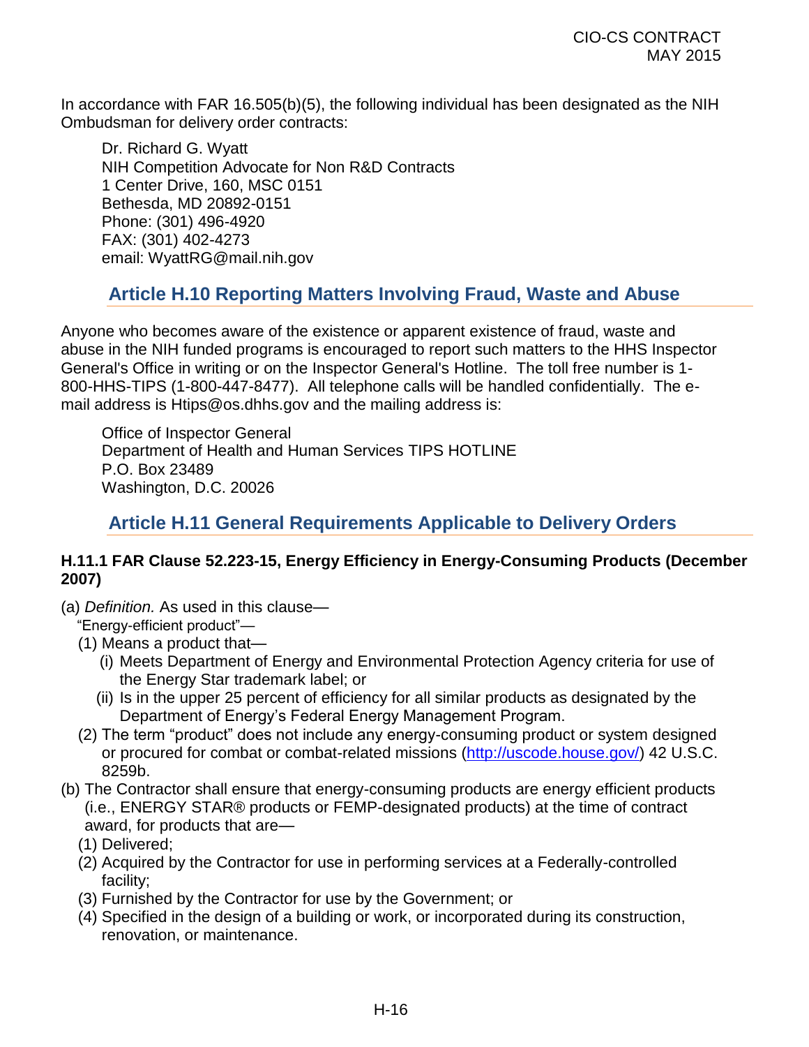In accordance with FAR 16.505(b)(5), the following individual has been designated as the NIH Ombudsman for delivery order contracts:

Dr. Richard G. Wyatt
NIH Competition Advocate for Non R&D Contracts
1 Center Drive, 160, MSC 0151
Bethesda, MD 20892-0151
Phone: (301) 496-4920
FAX: (301) 402-4273
email: WyattRG@mail.nih.gov

## Article H.10 Reporting Matters Involving Fraud, Waste and Abuse

Anyone who becomes aware of the existence or apparent existence of fraud, waste and abuse in the NIH funded programs is encouraged to report such matters to the HHS Inspector General's Office in writing or on the Inspector General's Hotline. The toll free number is 1-800-HHS-TIPS (1-800-447-8477). All telephone calls will be handled confidentially. The e-mail address is Htips@os.dhhs.gov and the mailing address is:

Office of Inspector General
Department of Health and Human Services TIPS HOTLINE
P.O. Box 23489
Washington, D.C. 20026

## Article H.11 General Requirements Applicable to Delivery Orders

### H.11.1 FAR Clause 52.223-15, Energy Efficiency in Energy-Consuming Products (December 2007)

(a) *Definition.* As used in this clause—

"Energy-efficient product"—

(1) Means a product that—

(i) Meets Department of Energy and Environmental Protection Agency criteria for use of the Energy Star trademark label; or

(ii) Is in the upper 25 percent of efficiency for all similar products as designated by the Department of Energy's Federal Energy Management Program.

(2) The term "product" does not include any energy-consuming product or system designed or procured for combat or combat-related missions (http://uscode.house.gov/) 42 U.S.C. 8259b.

(b) The Contractor shall ensure that energy-consuming products are energy efficient products (i.e., ENERGY STAR® products or FEMP-designated products) at the time of contract award, for products that are—

(1) Delivered;

(2) Acquired by the Contractor for use in performing services at a Federally-controlled facility;

(3) Furnished by the Contractor for use by the Government; or

(4) Specified in the design of a building or work, or incorporated during its construction, renovation, or maintenance.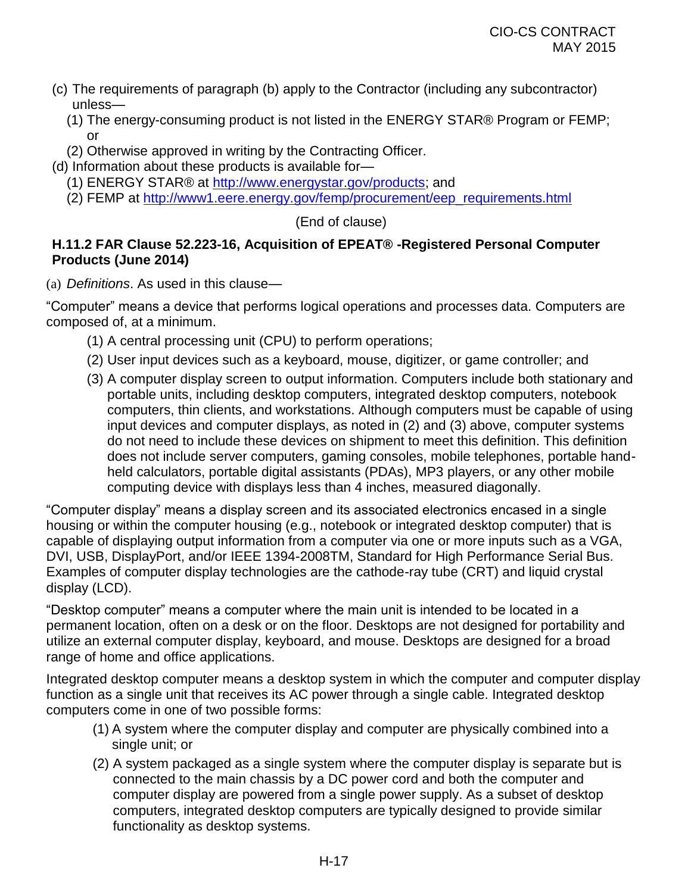(c) The requirements of paragraph (b) apply to the Contractor (including any subcontractor) unless—

   (1) The energy-consuming product is not listed in the ENERGY STAR® Program or FEMP; or

   (2) Otherwise approved in writing by the Contracting Officer.

(d) Information about these products is available for—

   (1) ENERGY STAR® at http://www.energystar.gov/products; and

   (2) FEMP at http://www1.eere.energy.gov/femp/procurement/eep_requirements.html

(End of clause)

#### H.11.2 FAR Clause 52.223-16, Acquisition of EPEAT® -Registered Personal Computer Products (June 2014)

(a) *Definitions*. As used in this clause—

“Computer” means a device that performs logical operations and processes data. Computers are composed of, at a minimum.

   (1) A central processing unit (CPU) to perform operations;

   (2) User input devices such as a keyboard, mouse, digitizer, or game controller; and

   (3) A computer display screen to output information. Computers include both stationary and portable units, including desktop computers, integrated desktop computers, notebook computers, thin clients, and workstations. Although computers must be capable of using input devices and computer displays, as noted in (2) and (3) above, computer systems do not need to include these devices on shipment to meet this definition. This definition does not include server computers, gaming consoles, mobile telephones, portable hand-held calculators, portable digital assistants (PDAs), MP3 players, or any other mobile computing device with displays less than 4 inches, measured diagonally.

“Computer display” means a display screen and its associated electronics encased in a single housing or within the computer housing (e.g., notebook or integrated desktop computer) that is capable of displaying output information from a computer via one or more inputs such as a VGA, DVI, USB, DisplayPort, and/or IEEE 1394-2008TM, Standard for High Performance Serial Bus. Examples of computer display technologies are the cathode-ray tube (CRT) and liquid crystal display (LCD).

“Desktop computer” means a computer where the main unit is intended to be located in a permanent location, often on a desk or on the floor. Desktops are not designed for portability and utilize an external computer display, keyboard, and mouse. Desktops are designed for a broad range of home and office applications.

Integrated desktop computer means a desktop system in which the computer and computer display function as a single unit that receives its AC power through a single cable. Integrated desktop computers come in one of two possible forms:

   (1) A system where the computer display and computer are physically combined into a single unit; or

   (2) A system packaged as a single system where the computer display is separate but is connected to the main chassis by a DC power cord and both the computer and computer display are powered from a single power supply. As a subset of desktop computers, integrated desktop computers are typically designed to provide similar functionality as desktop systems.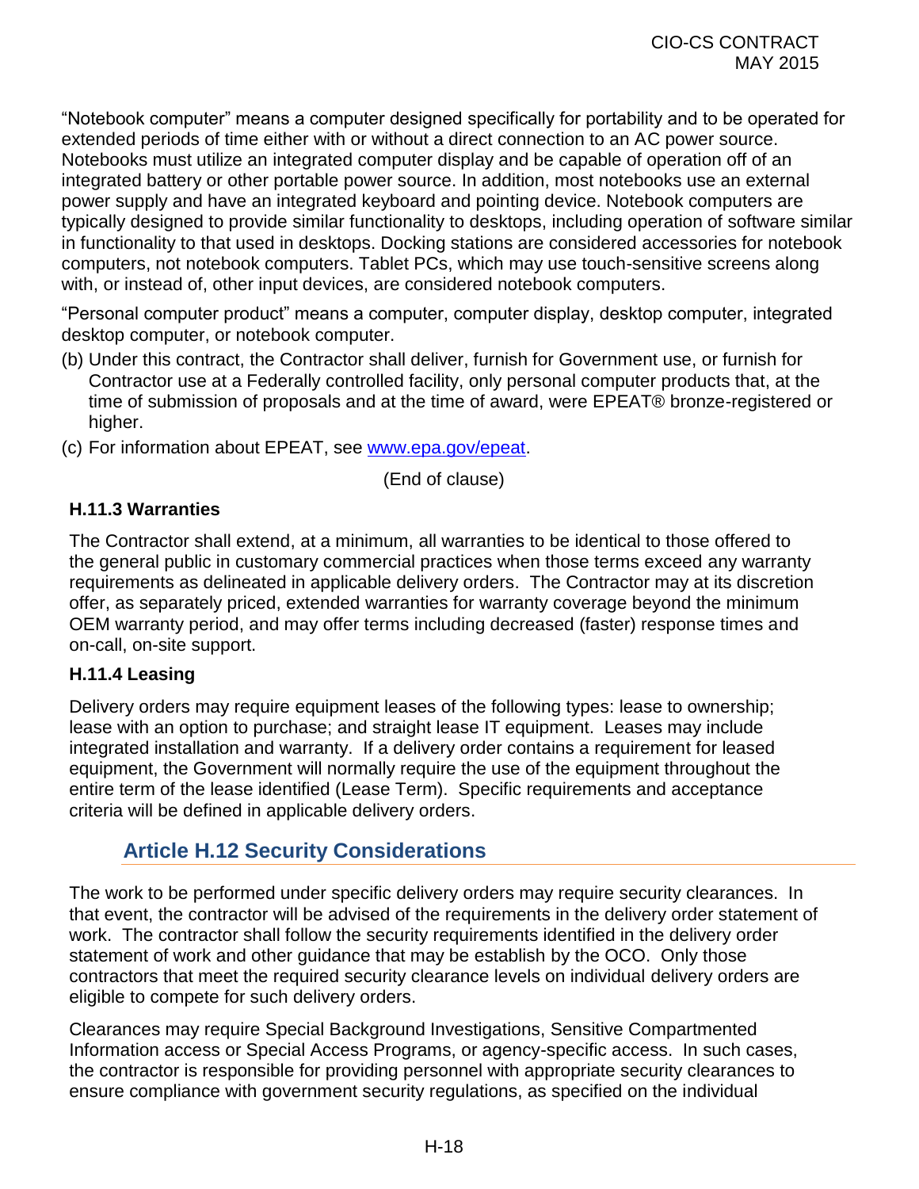"Notebook computer" means a computer designed specifically for portability and to be operated for extended periods of time either with or without a direct connection to an AC power source. Notebooks must utilize an integrated computer display and be capable of operation off of an integrated battery or other portable power source. In addition, most notebooks use an external power supply and have an integrated keyboard and pointing device. Notebook computers are typically designed to provide similar functionality to desktops, including operation of software similar in functionality to that used in desktops. Docking stations are considered accessories for notebook computers, not notebook computers. Tablet PCs, which may use touch-sensitive screens along with, or instead of, other input devices, are considered notebook computers.

"Personal computer product" means a computer, computer display, desktop computer, integrated desktop computer, or notebook computer.

(b) Under this contract, the Contractor shall deliver, furnish for Government use, or furnish for Contractor use at a Federally controlled facility, only personal computer products that, at the time of submission of proposals and at the time of award, were EPEAT® bronze-registered or higher.

(c) For information about EPEAT, see [www.epa.gov/epeat](http://www.epa.gov/epeat).

(End of clause)

### H.11.3 Warranties

The Contractor shall extend, at a minimum, all warranties to be identical to those offered to the general public in customary commercial practices when those terms exceed any warranty requirements as delineated in applicable delivery orders. The Contractor may at its discretion offer, as separately priced, extended warranties for warranty coverage beyond the minimum OEM warranty period, and may offer terms including decreased (faster) response times and on-call, on-site support.

### H.11.4 Leasing

Delivery orders may require equipment leases of the following types: lease to ownership; lease with an option to purchase; and straight lease IT equipment. Leases may include integrated installation and warranty. If a delivery order contains a requirement for leased equipment, the Government will normally require the use of the equipment throughout the entire term of the lease identified (Lease Term). Specific requirements and acceptance criteria will be defined in applicable delivery orders.

## Article H.12 Security Considerations

The work to be performed under specific delivery orders may require security clearances. In that event, the contractor will be advised of the requirements in the delivery order statement of work. The contractor shall follow the security requirements identified in the delivery order statement of work and other guidance that may be establish by the OCO. Only those contractors that meet the required security clearance levels on individual delivery orders are eligible to compete for such delivery orders.

Clearances may require Special Background Investigations, Sensitive Compartmented Information access or Special Access Programs, or agency-specific access. In such cases, the contractor is responsible for providing personnel with appropriate security clearances to ensure compliance with government security regulations, as specified on the individual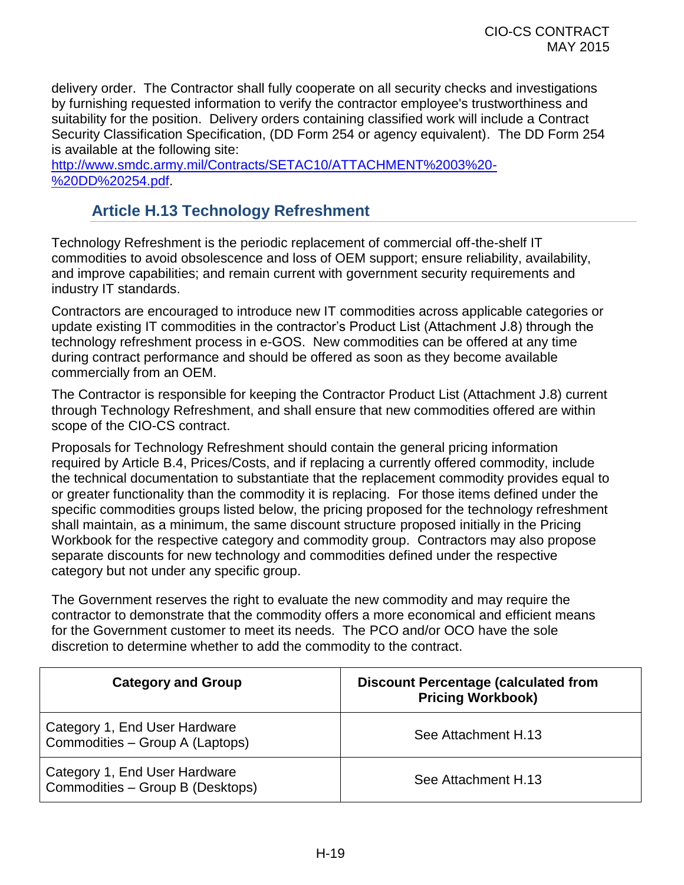delivery order. The Contractor shall fully cooperate on all security checks and investigations by furnishing requested information to verify the contractor employee's trustworthiness and suitability for the position. Delivery orders containing classified work will include a Contract Security Classification Specification, (DD Form 254 or agency equivalent). The DD Form 254 is available at the following site: [http://www.smdc.army.mil/Contracts/SETAC10/ATTACHMENT%2003%20-%20DD%20254.pdf](http://www.smdc.army.mil/Contracts/SETAC10/ATTACHMENT%2003%20-%20DD%20254.pdf).

## Article H.13 Technology Refreshment

Technology Refreshment is the periodic replacement of commercial off-the-shelf IT commodities to avoid obsolescence and loss of OEM support; ensure reliability, availability, and improve capabilities; and remain current with government security requirements and industry IT standards.

Contractors are encouraged to introduce new IT commodities across applicable categories or update existing IT commodities in the contractor's Product List (Attachment J.8) through the technology refreshment process in e-GOS. New commodities can be offered at any time during contract performance and should be offered as soon as they become available commercially from an OEM.

The Contractor is responsible for keeping the Contractor Product List (Attachment J.8) current through Technology Refreshment, and shall ensure that new commodities offered are within scope of the CIO-CS contract.

Proposals for Technology Refreshment should contain the general pricing information required by Article B.4, Prices/Costs, and if replacing a currently offered commodity, include the technical documentation to substantiate that the replacement commodity provides equal to or greater functionality than the commodity it is replacing. For those items defined under the specific commodities groups listed below, the pricing proposed for the technology refreshment shall maintain, as a minimum, the same discount structure proposed initially in the Pricing Workbook for the respective category and commodity group. Contractors may also propose separate discounts for new technology and commodities defined under the respective category but not under any specific group.

The Government reserves the right to evaluate the new commodity and may require the contractor to demonstrate that the commodity offers a more economical and efficient means for the Government customer to meet its needs. The PCO and/or OCO have the sole discretion to determine whether to add the commodity to the contract.

| Category and Group | Discount Percentage (calculated from Pricing Workbook) |
| --- | --- |
| Category 1, End User Hardware Commodities – Group A (Laptops) | See Attachment H.13 |
| Category 1, End User Hardware Commodities – Group B (Desktops) | See Attachment H.13 |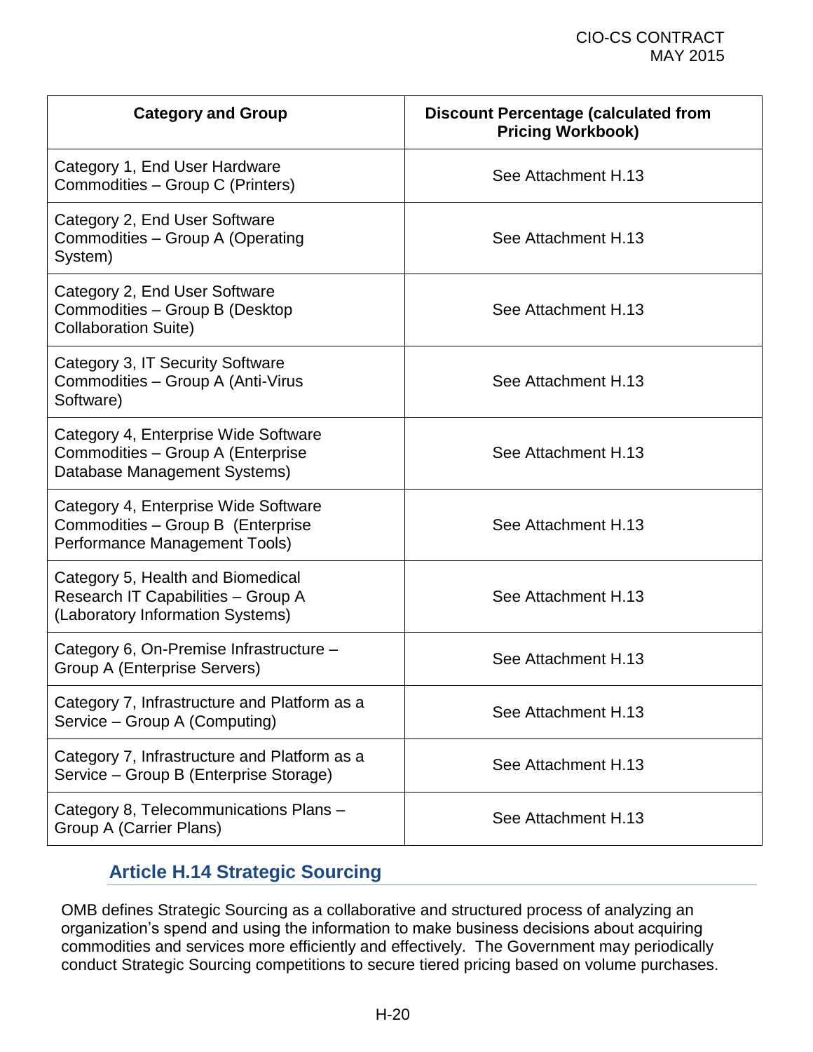| Category and Group | Discount Percentage (calculated from Pricing Workbook) |
|---|---|
| Category 1, End User Hardware Commodities – Group C (Printers) | See Attachment H.13 |
| Category 2, End User Software Commodities – Group A (Operating System) | See Attachment H.13 |
| Category 2, End User Software Commodities – Group B (Desktop Collaboration Suite) | See Attachment H.13 |
| Category 3, IT Security Software Commodities – Group A (Anti-Virus Software) | See Attachment H.13 |
| Category 4, Enterprise Wide Software Commodities – Group A (Enterprise Database Management Systems) | See Attachment H.13 |
| Category 4, Enterprise Wide Software Commodities – Group B (Enterprise Performance Management Tools) | See Attachment H.13 |
| Category 5, Health and Biomedical Research IT Capabilities – Group A (Laboratory Information Systems) | See Attachment H.13 |
| Category 6, On-Premise Infrastructure – Group A (Enterprise Servers) | See Attachment H.13 |
| Category 7, Infrastructure and Platform as a Service – Group A (Computing) | See Attachment H.13 |
| Category 7, Infrastructure and Platform as a Service – Group B (Enterprise Storage) | See Attachment H.13 |
| Category 8, Telecommunications Plans – Group A (Carrier Plans) | See Attachment H.13 |

## Article H.14 Strategic Sourcing

OMB defines Strategic Sourcing as a collaborative and structured process of analyzing an organization's spend and using the information to make business decisions about acquiring commodities and services more efficiently and effectively. The Government may periodically conduct Strategic Sourcing competitions to secure tiered pricing based on volume purchases.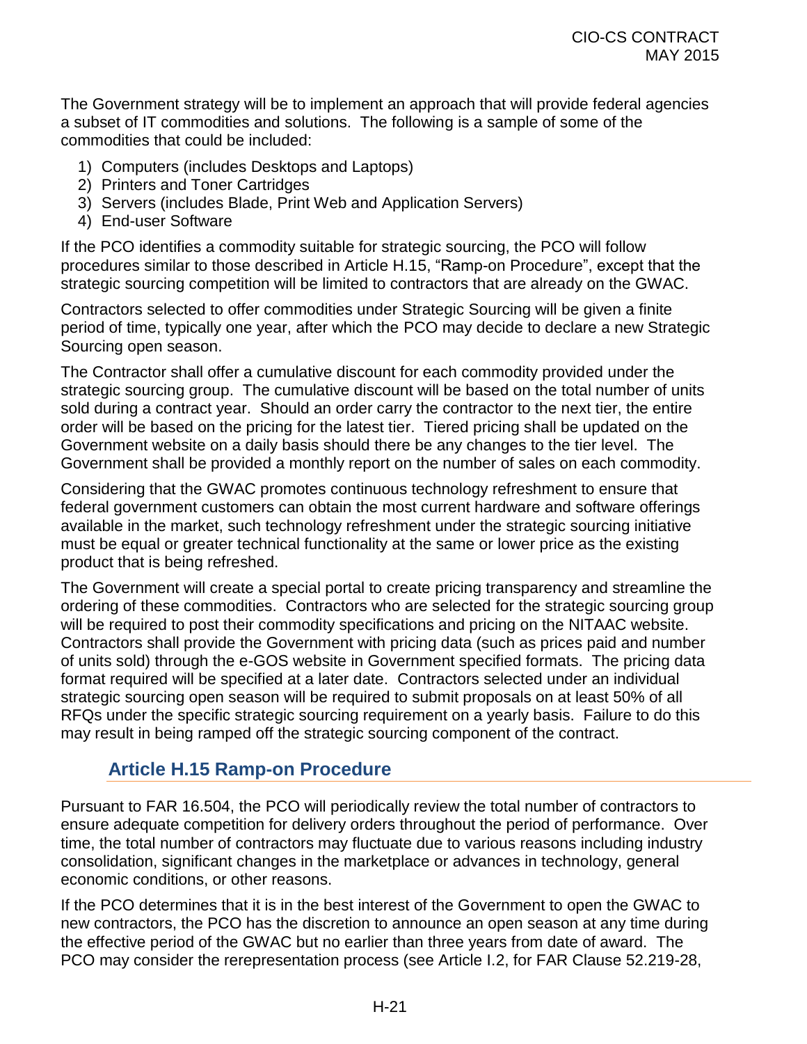The Government strategy will be to implement an approach that will provide federal agencies a subset of IT commodities and solutions. The following is a sample of some of the commodities that could be included:

1) Computers (includes Desktops and Laptops)
2) Printers and Toner Cartridges
3) Servers (includes Blade, Print Web and Application Servers)
4) End-user Software

If the PCO identifies a commodity suitable for strategic sourcing, the PCO will follow procedures similar to those described in Article H.15, "Ramp-on Procedure", except that the strategic sourcing competition will be limited to contractors that are already on the GWAC.

Contractors selected to offer commodities under Strategic Sourcing will be given a finite period of time, typically one year, after which the PCO may decide to declare a new Strategic Sourcing open season.

The Contractor shall offer a cumulative discount for each commodity provided under the strategic sourcing group. The cumulative discount will be based on the total number of units sold during a contract year. Should an order carry the contractor to the next tier, the entire order will be based on the pricing for the latest tier. Tiered pricing shall be updated on the Government website on a daily basis should there be any changes to the tier level. The Government shall be provided a monthly report on the number of sales on each commodity.

Considering that the GWAC promotes continuous technology refreshment to ensure that federal government customers can obtain the most current hardware and software offerings available in the market, such technology refreshment under the strategic sourcing initiative must be equal or greater technical functionality at the same or lower price as the existing product that is being refreshed.

The Government will create a special portal to create pricing transparency and streamline the ordering of these commodities. Contractors who are selected for the strategic sourcing group will be required to post their commodity specifications and pricing on the NITAAC website. Contractors shall provide the Government with pricing data (such as prices paid and number of units sold) through the e-GOS website in Government specified formats. The pricing data format required will be specified at a later date. Contractors selected under an individual strategic sourcing open season will be required to submit proposals on at least 50% of all RFQs under the specific strategic sourcing requirement on a yearly basis. Failure to do this may result in being ramped off the strategic sourcing component of the contract.

## Article H.15 Ramp-on Procedure

Pursuant to FAR 16.504, the PCO will periodically review the total number of contractors to ensure adequate competition for delivery orders throughout the period of performance. Over time, the total number of contractors may fluctuate due to various reasons including industry consolidation, significant changes in the marketplace or advances in technology, general economic conditions, or other reasons.

If the PCO determines that it is in the best interest of the Government to open the GWAC to new contractors, the PCO has the discretion to announce an open season at any time during the effective period of the GWAC but no earlier than three years from date of award. The PCO may consider the rerepresentation process (see Article I.2, for FAR Clause 52.219-28,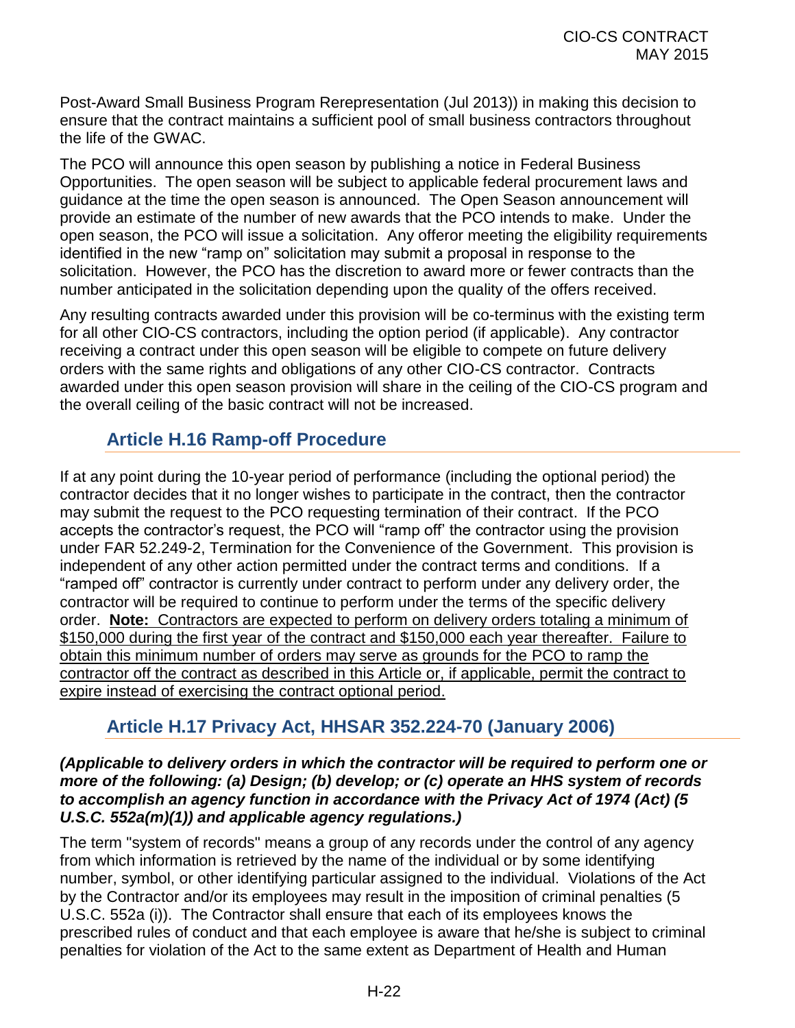Post-Award Small Business Program Rerepresentation (Jul 2013)) in making this decision to ensure that the contract maintains a sufficient pool of small business contractors throughout the life of the GWAC.

The PCO will announce this open season by publishing a notice in Federal Business Opportunities. The open season will be subject to applicable federal procurement laws and guidance at the time the open season is announced. The Open Season announcement will provide an estimate of the number of new awards that the PCO intends to make. Under the open season, the PCO will issue a solicitation. Any offeror meeting the eligibility requirements identified in the new "ramp on" solicitation may submit a proposal in response to the solicitation. However, the PCO has the discretion to award more or fewer contracts than the number anticipated in the solicitation depending upon the quality of the offers received.

Any resulting contracts awarded under this provision will be co-terminus with the existing term for all other CIO-CS contractors, including the option period (if applicable). Any contractor receiving a contract under this open season will be eligible to compete on future delivery orders with the same rights and obligations of any other CIO-CS contractor. Contracts awarded under this open season provision will share in the ceiling of the CIO-CS program and the overall ceiling of the basic contract will not be increased.

## Article H.16 Ramp-off Procedure

If at any point during the 10-year period of performance (including the optional period) the contractor decides that it no longer wishes to participate in the contract, then the contractor may submit the request to the PCO requesting termination of their contract. If the PCO accepts the contractor's request, the PCO will "ramp off' the contractor using the provision under FAR 52.249-2, Termination for the Convenience of the Government. This provision is independent of any other action permitted under the contract terms and conditions. If a "ramped off" contractor is currently under contract to perform under any delivery order, the contractor will be required to continue to perform under the terms of the specific delivery order. <u>**Note:** Contractors are expected to perform on delivery orders totaling a minimum of $150,000 during the first year of the contract and $150,000 each year thereafter. Failure to obtain this minimum number of orders may serve as grounds for the PCO to ramp the contractor off the contract as described in this Article or, if applicable, permit the contract to expire instead of exercising the contract optional period.</u>

## Article H.17 Privacy Act, HHSAR 352.224-70 (January 2006)

***(Applicable to delivery orders in which the contractor will be required to perform one or more of the following: (a) Design; (b) develop; or (c) operate an HHS system of records to accomplish an agency function in accordance with the Privacy Act of 1974 (Act) (5 U.S.C. 552a(m)(1)) and applicable agency regulations.)***

The term "system of records" means a group of any records under the control of any agency from which information is retrieved by the name of the individual or by some identifying number, symbol, or other identifying particular assigned to the individual. Violations of the Act by the Contractor and/or its employees may result in the imposition of criminal penalties (5 U.S.C. 552a (i)). The Contractor shall ensure that each of its employees knows the prescribed rules of conduct and that each employee is aware that he/she is subject to criminal penalties for violation of the Act to the same extent as Department of Health and Human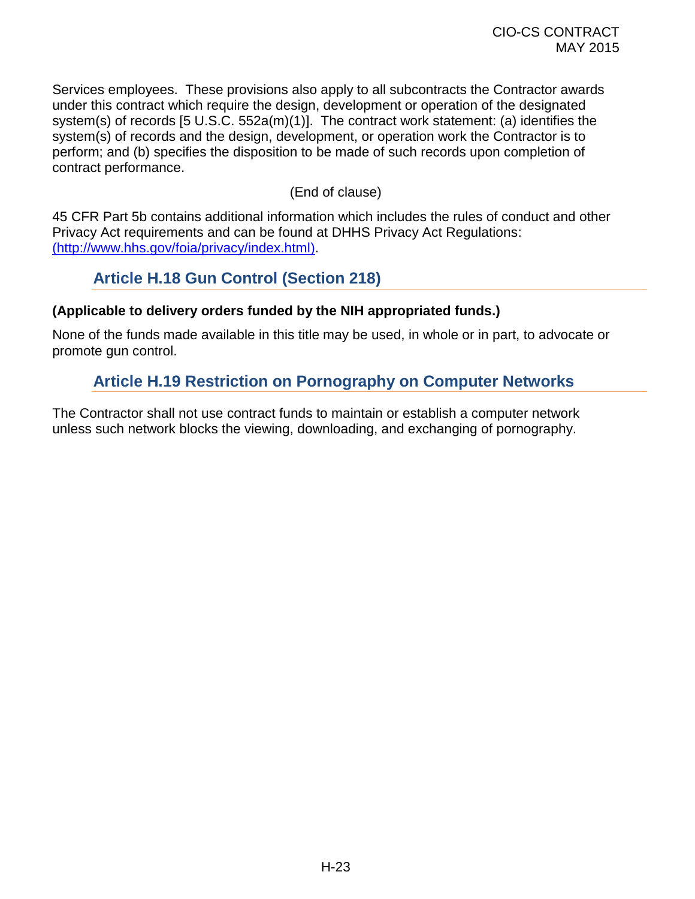Services employees. These provisions also apply to all subcontracts the Contractor awards under this contract which require the design, development or operation of the designated system(s) of records [5 U.S.C. 552a(m)(1)]. The contract work statement: (a) identifies the system(s) of records and the design, development, or operation work the Contractor is to perform; and (b) specifies the disposition to be made of such records upon completion of contract performance.

(End of clause)

45 CFR Part 5b contains additional information which includes the rules of conduct and other Privacy Act requirements and can be found at DHHS Privacy Act Regulations: (http://www.hhs.gov/foia/privacy/index.html).

## Article H.18 Gun Control (Section 218)

**(Applicable to delivery orders funded by the NIH appropriated funds.)**

None of the funds made available in this title may be used, in whole or in part, to advocate or promote gun control.

## Article H.19 Restriction on Pornography on Computer Networks

The Contractor shall not use contract funds to maintain or establish a computer network unless such network blocks the viewing, downloading, and exchanging of pornography.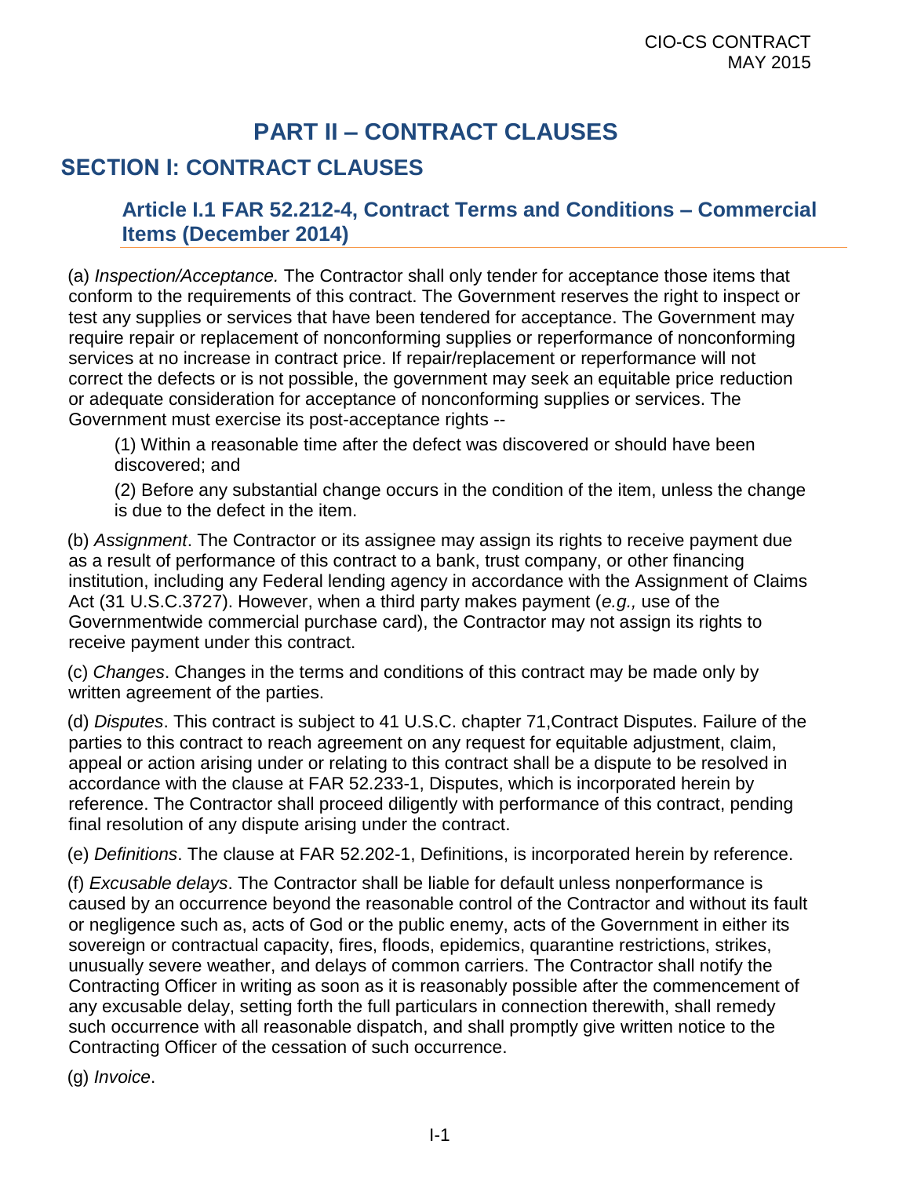# PART II – CONTRACT CLAUSES

## SECTION I: CONTRACT CLAUSES

### Article I.1 FAR 52.212-4, Contract Terms and Conditions – Commercial Items (December 2014)

(a) *Inspection/Acceptance.* The Contractor shall only tender for acceptance those items that conform to the requirements of this contract. The Government reserves the right to inspect or test any supplies or services that have been tendered for acceptance. The Government may require repair or replacement of nonconforming supplies or reperformance of nonconforming services at no increase in contract price. If repair/replacement or reperformance will not correct the defects or is not possible, the government may seek an equitable price reduction or adequate consideration for acceptance of nonconforming supplies or services. The Government must exercise its post-acceptance rights --

(1) Within a reasonable time after the defect was discovered or should have been discovered; and

(2) Before any substantial change occurs in the condition of the item, unless the change is due to the defect in the item.

(b) *Assignment*. The Contractor or its assignee may assign its rights to receive payment due as a result of performance of this contract to a bank, trust company, or other financing institution, including any Federal lending agency in accordance with the Assignment of Claims Act (31 U.S.C.3727). However, when a third party makes payment (*e.g.,* use of the Governmentwide commercial purchase card), the Contractor may not assign its rights to receive payment under this contract.

(c) *Changes*. Changes in the terms and conditions of this contract may be made only by written agreement of the parties.

(d) *Disputes*. This contract is subject to 41 U.S.C. chapter 71,Contract Disputes. Failure of the parties to this contract to reach agreement on any request for equitable adjustment, claim, appeal or action arising under or relating to this contract shall be a dispute to be resolved in accordance with the clause at FAR 52.233-1, Disputes, which is incorporated herein by reference. The Contractor shall proceed diligently with performance of this contract, pending final resolution of any dispute arising under the contract.

(e) *Definitions*. The clause at FAR 52.202-1, Definitions, is incorporated herein by reference.

(f) *Excusable delays*. The Contractor shall be liable for default unless nonperformance is caused by an occurrence beyond the reasonable control of the Contractor and without its fault or negligence such as, acts of God or the public enemy, acts of the Government in either its sovereign or contractual capacity, fires, floods, epidemics, quarantine restrictions, strikes, unusually severe weather, and delays of common carriers. The Contractor shall notify the Contracting Officer in writing as soon as it is reasonably possible after the commencement of any excusable delay, setting forth the full particulars in connection therewith, shall remedy such occurrence with all reasonable dispatch, and shall promptly give written notice to the Contracting Officer of the cessation of such occurrence.

(g) *Invoice*.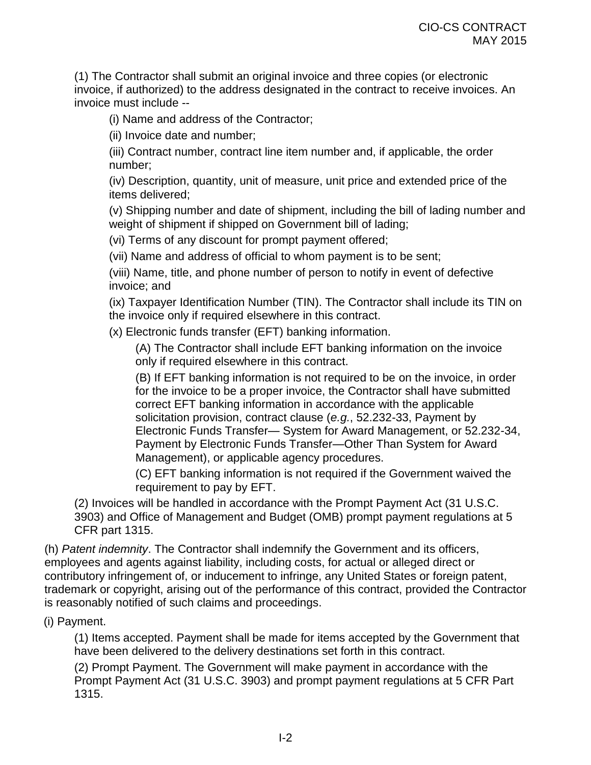(1) The Contractor shall submit an original invoice and three copies (or electronic invoice, if authorized) to the address designated in the contract to receive invoices. An invoice must include --

(i) Name and address of the Contractor;

(ii) Invoice date and number;

(iii) Contract number, contract line item number and, if applicable, the order number;

(iv) Description, quantity, unit of measure, unit price and extended price of the items delivered;

(v) Shipping number and date of shipment, including the bill of lading number and weight of shipment if shipped on Government bill of lading;

(vi) Terms of any discount for prompt payment offered;

(vii) Name and address of official to whom payment is to be sent;

(viii) Name, title, and phone number of person to notify in event of defective invoice; and

(ix) Taxpayer Identification Number (TIN). The Contractor shall include its TIN on the invoice only if required elsewhere in this contract.

(x) Electronic funds transfer (EFT) banking information.

(A) The Contractor shall include EFT banking information on the invoice only if required elsewhere in this contract.

(B) If EFT banking information is not required to be on the invoice, in order for the invoice to be a proper invoice, the Contractor shall have submitted correct EFT banking information in accordance with the applicable solicitation provision, contract clause (*e.g.*, 52.232-33, Payment by Electronic Funds Transfer— System for Award Management, or 52.232-34, Payment by Electronic Funds Transfer—Other Than System for Award Management), or applicable agency procedures.

(C) EFT banking information is not required if the Government waived the requirement to pay by EFT.

(2) Invoices will be handled in accordance with the Prompt Payment Act (31 U.S.C. 3903) and Office of Management and Budget (OMB) prompt payment regulations at 5 CFR part 1315.

(h) *Patent indemnity*. The Contractor shall indemnify the Government and its officers, employees and agents against liability, including costs, for actual or alleged direct or contributory infringement of, or inducement to infringe, any United States or foreign patent, trademark or copyright, arising out of the performance of this contract, provided the Contractor is reasonably notified of such claims and proceedings.

(i) Payment.

(1) Items accepted. Payment shall be made for items accepted by the Government that have been delivered to the delivery destinations set forth in this contract.

(2) Prompt Payment. The Government will make payment in accordance with the Prompt Payment Act (31 U.S.C. 3903) and prompt payment regulations at 5 CFR Part 1315.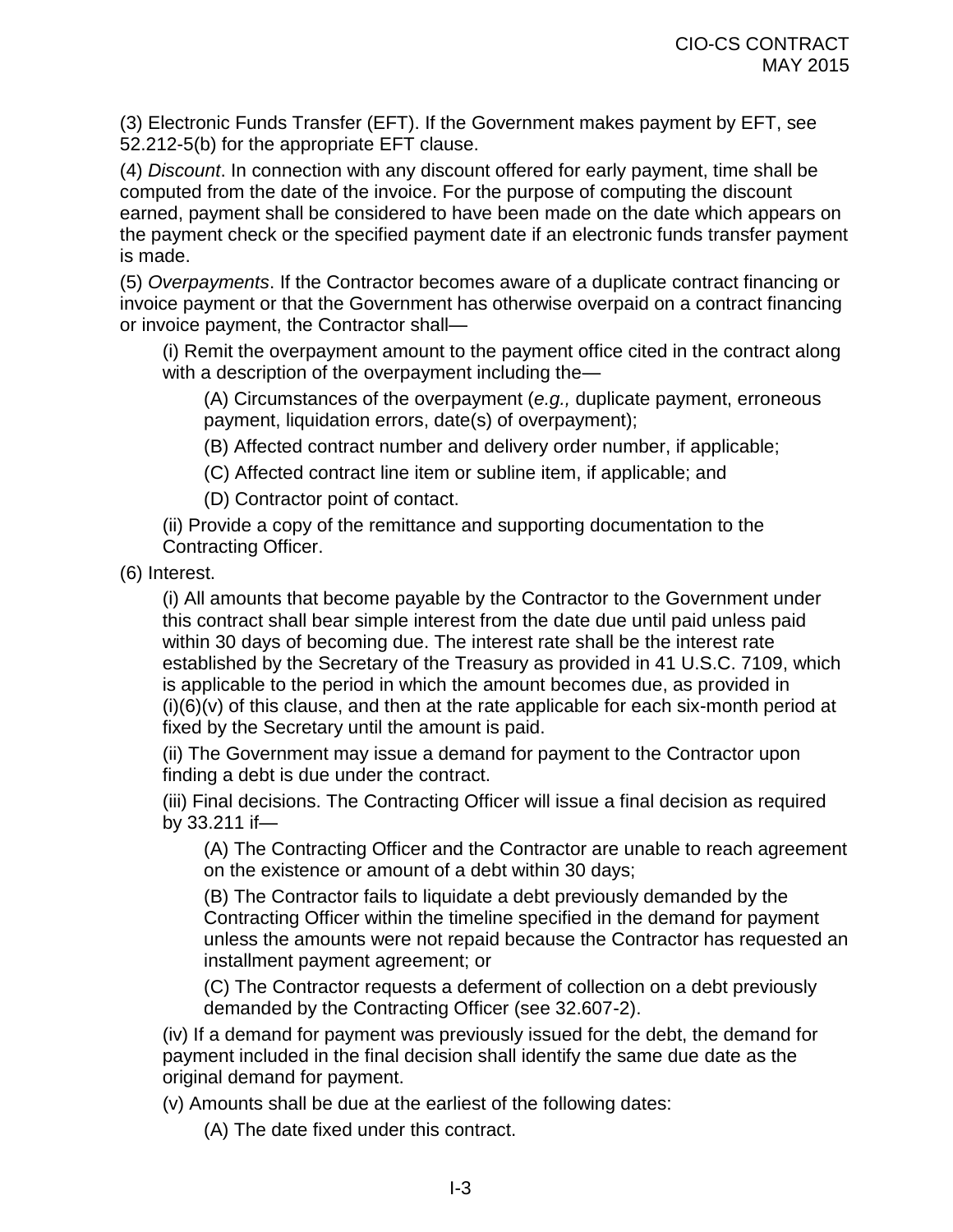(3) Electronic Funds Transfer (EFT). If the Government makes payment by EFT, see 52.212-5(b) for the appropriate EFT clause.

(4) *Discount*. In connection with any discount offered for early payment, time shall be computed from the date of the invoice. For the purpose of computing the discount earned, payment shall be considered to have been made on the date which appears on the payment check or the specified payment date if an electronic funds transfer payment is made.

(5) *Overpayments*. If the Contractor becomes aware of a duplicate contract financing or invoice payment or that the Government has otherwise overpaid on a contract financing or invoice payment, the Contractor shall—

(i) Remit the overpayment amount to the payment office cited in the contract along with a description of the overpayment including the—

(A) Circumstances of the overpayment (*e.g.,* duplicate payment, erroneous payment, liquidation errors, date(s) of overpayment);

(B) Affected contract number and delivery order number, if applicable;

(C) Affected contract line item or subline item, if applicable; and

(D) Contractor point of contact.

(ii) Provide a copy of the remittance and supporting documentation to the Contracting Officer.

(6) Interest.

(i) All amounts that become payable by the Contractor to the Government under this contract shall bear simple interest from the date due until paid unless paid within 30 days of becoming due. The interest rate shall be the interest rate established by the Secretary of the Treasury as provided in 41 U.S.C. 7109, which is applicable to the period in which the amount becomes due, as provided in (i)(6)(v) of this clause, and then at the rate applicable for each six-month period at fixed by the Secretary until the amount is paid.

(ii) The Government may issue a demand for payment to the Contractor upon finding a debt is due under the contract.

(iii) Final decisions. The Contracting Officer will issue a final decision as required by 33.211 if—

(A) The Contracting Officer and the Contractor are unable to reach agreement on the existence or amount of a debt within 30 days;

(B) The Contractor fails to liquidate a debt previously demanded by the Contracting Officer within the timeline specified in the demand for payment unless the amounts were not repaid because the Contractor has requested an installment payment agreement; or

(C) The Contractor requests a deferment of collection on a debt previously demanded by the Contracting Officer (see 32.607-2).

(iv) If a demand for payment was previously issued for the debt, the demand for payment included in the final decision shall identify the same due date as the original demand for payment.

(v) Amounts shall be due at the earliest of the following dates:

(A) The date fixed under this contract.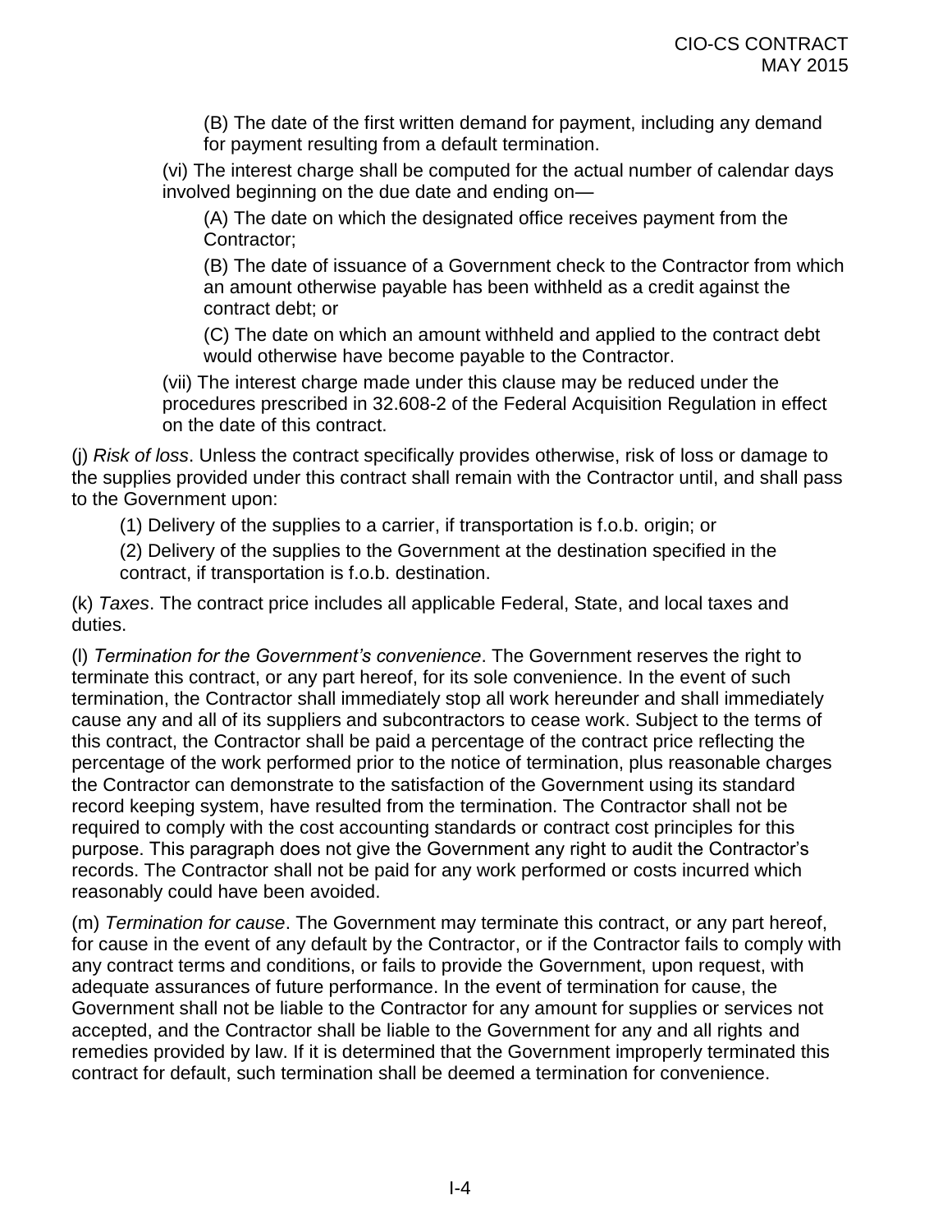(B) The date of the first written demand for payment, including any demand for payment resulting from a default termination.

(vi) The interest charge shall be computed for the actual number of calendar days involved beginning on the due date and ending on—

(A) The date on which the designated office receives payment from the Contractor;

(B) The date of issuance of a Government check to the Contractor from which an amount otherwise payable has been withheld as a credit against the contract debt; or

(C) The date on which an amount withheld and applied to the contract debt would otherwise have become payable to the Contractor.

(vii) The interest charge made under this clause may be reduced under the procedures prescribed in 32.608-2 of the Federal Acquisition Regulation in effect on the date of this contract.

(j) *Risk of loss*. Unless the contract specifically provides otherwise, risk of loss or damage to the supplies provided under this contract shall remain with the Contractor until, and shall pass to the Government upon:

(1) Delivery of the supplies to a carrier, if transportation is f.o.b. origin; or

(2) Delivery of the supplies to the Government at the destination specified in the contract, if transportation is f.o.b. destination.

(k) *Taxes*. The contract price includes all applicable Federal, State, and local taxes and duties.

(l) *Termination for the Government's convenience*. The Government reserves the right to terminate this contract, or any part hereof, for its sole convenience. In the event of such termination, the Contractor shall immediately stop all work hereunder and shall immediately cause any and all of its suppliers and subcontractors to cease work. Subject to the terms of this contract, the Contractor shall be paid a percentage of the contract price reflecting the percentage of the work performed prior to the notice of termination, plus reasonable charges the Contractor can demonstrate to the satisfaction of the Government using its standard record keeping system, have resulted from the termination. The Contractor shall not be required to comply with the cost accounting standards or contract cost principles for this purpose. This paragraph does not give the Government any right to audit the Contractor's records. The Contractor shall not be paid for any work performed or costs incurred which reasonably could have been avoided.

(m) *Termination for cause*. The Government may terminate this contract, or any part hereof, for cause in the event of any default by the Contractor, or if the Contractor fails to comply with any contract terms and conditions, or fails to provide the Government, upon request, with adequate assurances of future performance. In the event of termination for cause, the Government shall not be liable to the Contractor for any amount for supplies or services not accepted, and the Contractor shall be liable to the Government for any and all rights and remedies provided by law. If it is determined that the Government improperly terminated this contract for default, such termination shall be deemed a termination for convenience.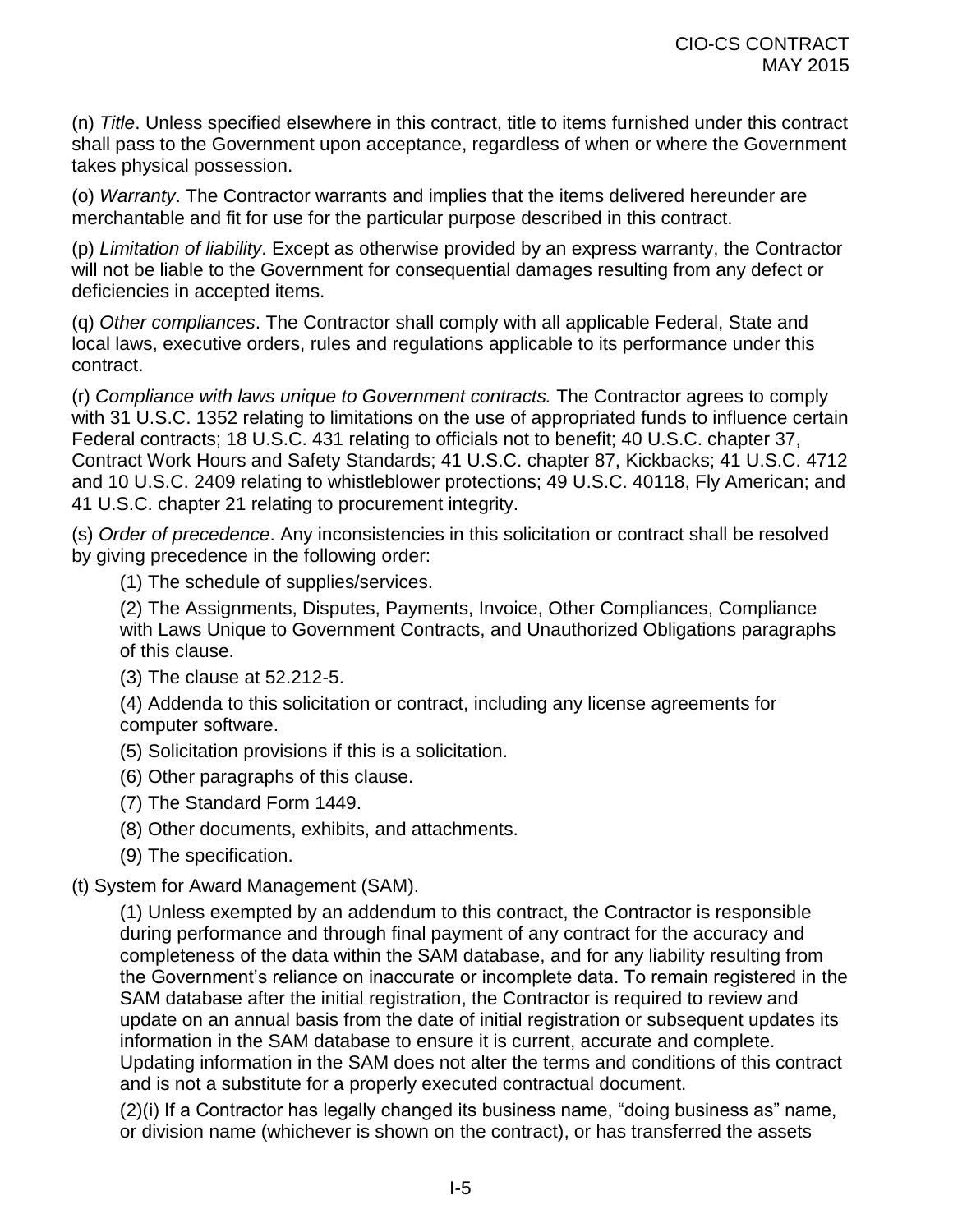(n) *Title*. Unless specified elsewhere in this contract, title to items furnished under this contract shall pass to the Government upon acceptance, regardless of when or where the Government takes physical possession.

(o) *Warranty*. The Contractor warrants and implies that the items delivered hereunder are merchantable and fit for use for the particular purpose described in this contract.

(p) *Limitation of liability*. Except as otherwise provided by an express warranty, the Contractor will not be liable to the Government for consequential damages resulting from any defect or deficiencies in accepted items.

(q) *Other compliances*. The Contractor shall comply with all applicable Federal, State and local laws, executive orders, rules and regulations applicable to its performance under this contract.

(r) *Compliance with laws unique to Government contracts.* The Contractor agrees to comply with 31 U.S.C. 1352 relating to limitations on the use of appropriated funds to influence certain Federal contracts; 18 U.S.C. 431 relating to officials not to benefit; 40 U.S.C. chapter 37, Contract Work Hours and Safety Standards; 41 U.S.C. chapter 87, Kickbacks; 41 U.S.C. 4712 and 10 U.S.C. 2409 relating to whistleblower protections; 49 U.S.C. 40118, Fly American; and 41 U.S.C. chapter 21 relating to procurement integrity.

(s) *Order of precedence*. Any inconsistencies in this solicitation or contract shall be resolved by giving precedence in the following order:

(1) The schedule of supplies/services.

(2) The Assignments, Disputes, Payments, Invoice, Other Compliances, Compliance with Laws Unique to Government Contracts, and Unauthorized Obligations paragraphs of this clause.

(3) The clause at 52.212-5.

(4) Addenda to this solicitation or contract, including any license agreements for computer software.

(5) Solicitation provisions if this is a solicitation.

(6) Other paragraphs of this clause.

(7) The Standard Form 1449.

(8) Other documents, exhibits, and attachments.

(9) The specification.

(t) System for Award Management (SAM).

(1) Unless exempted by an addendum to this contract, the Contractor is responsible during performance and through final payment of any contract for the accuracy and completeness of the data within the SAM database, and for any liability resulting from the Government's reliance on inaccurate or incomplete data. To remain registered in the SAM database after the initial registration, the Contractor is required to review and update on an annual basis from the date of initial registration or subsequent updates its information in the SAM database to ensure it is current, accurate and complete. Updating information in the SAM does not alter the terms and conditions of this contract and is not a substitute for a properly executed contractual document.

(2)(i) If a Contractor has legally changed its business name, "doing business as" name, or division name (whichever is shown on the contract), or has transferred the assets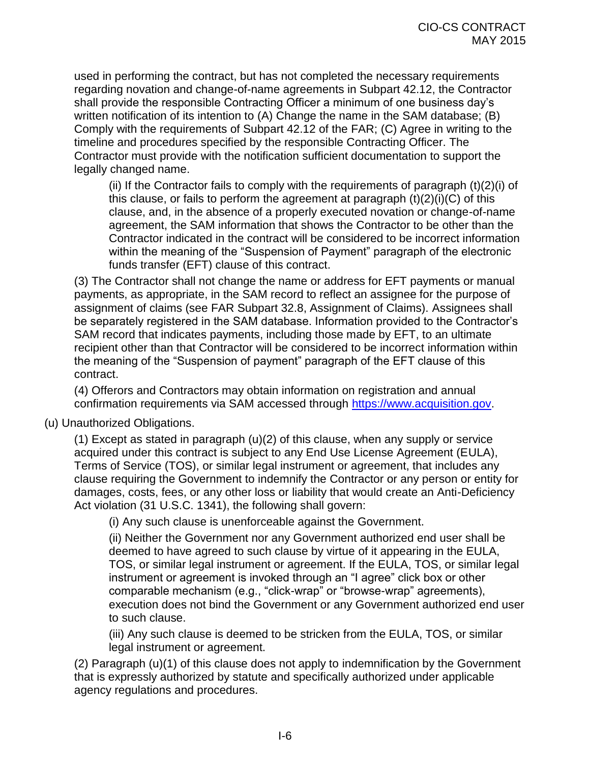used in performing the contract, but has not completed the necessary requirements regarding novation and change-of-name agreements in Subpart 42.12, the Contractor shall provide the responsible Contracting Officer a minimum of one business day's written notification of its intention to (A) Change the name in the SAM database; (B) Comply with the requirements of Subpart 42.12 of the FAR; (C) Agree in writing to the timeline and procedures specified by the responsible Contracting Officer. The Contractor must provide with the notification sufficient documentation to support the legally changed name.

(ii) If the Contractor fails to comply with the requirements of paragraph (t)(2)(i) of this clause, or fails to perform the agreement at paragraph (t)(2)(i)(C) of this clause, and, in the absence of a properly executed novation or change-of-name agreement, the SAM information that shows the Contractor to be other than the Contractor indicated in the contract will be considered to be incorrect information within the meaning of the "Suspension of Payment" paragraph of the electronic funds transfer (EFT) clause of this contract.

(3) The Contractor shall not change the name or address for EFT payments or manual payments, as appropriate, in the SAM record to reflect an assignee for the purpose of assignment of claims (see FAR Subpart 32.8, Assignment of Claims). Assignees shall be separately registered in the SAM database. Information provided to the Contractor's SAM record that indicates payments, including those made by EFT, to an ultimate recipient other than that Contractor will be considered to be incorrect information within the meaning of the "Suspension of payment" paragraph of the EFT clause of this contract.

(4) Offerors and Contractors may obtain information on registration and annual confirmation requirements via SAM accessed through https://www.acquisition.gov.

(u) Unauthorized Obligations.

(1) Except as stated in paragraph (u)(2) of this clause, when any supply or service acquired under this contract is subject to any End Use License Agreement (EULA), Terms of Service (TOS), or similar legal instrument or agreement, that includes any clause requiring the Government to indemnify the Contractor or any person or entity for damages, costs, fees, or any other loss or liability that would create an Anti-Deficiency Act violation (31 U.S.C. 1341), the following shall govern:

(i) Any such clause is unenforceable against the Government.

(ii) Neither the Government nor any Government authorized end user shall be deemed to have agreed to such clause by virtue of it appearing in the EULA, TOS, or similar legal instrument or agreement. If the EULA, TOS, or similar legal instrument or agreement is invoked through an "I agree" click box or other comparable mechanism (e.g., "click-wrap" or "browse-wrap" agreements), execution does not bind the Government or any Government authorized end user to such clause.

(iii) Any such clause is deemed to be stricken from the EULA, TOS, or similar legal instrument or agreement.

(2) Paragraph (u)(1) of this clause does not apply to indemnification by the Government that is expressly authorized by statute and specifically authorized under applicable agency regulations and procedures.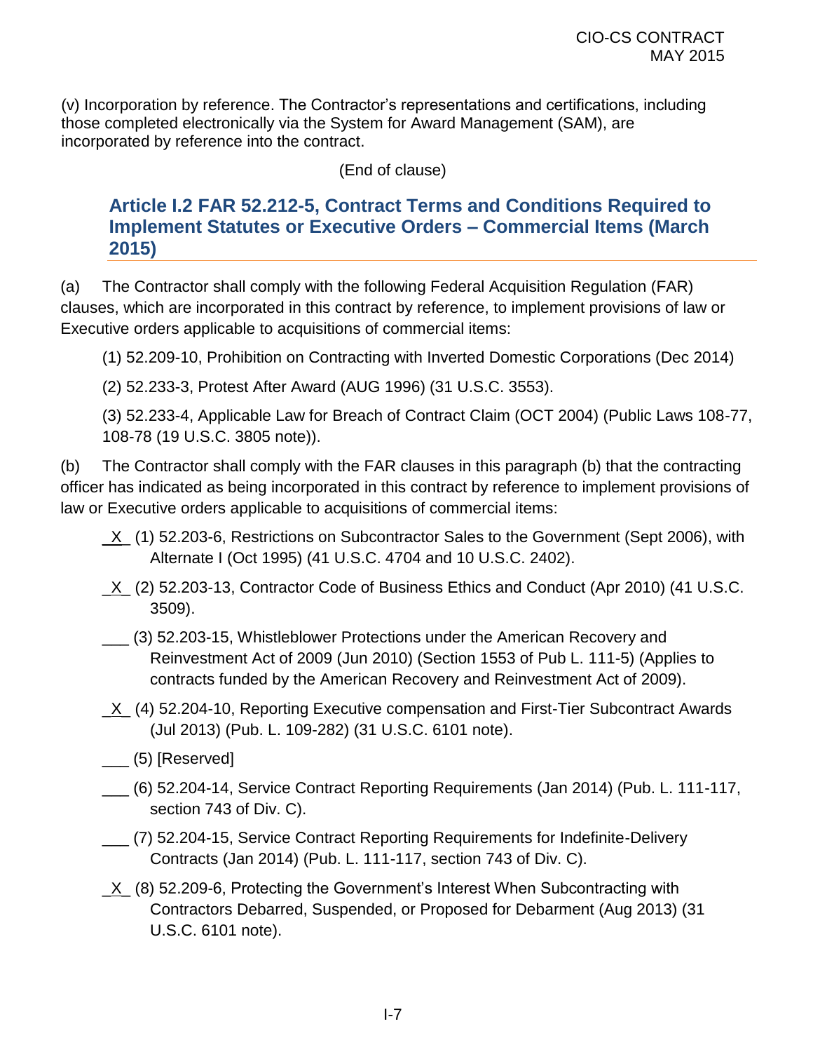(v) Incorporation by reference. The Contractor's representations and certifications, including those completed electronically via the System for Award Management (SAM), are incorporated by reference into the contract.

(End of clause)

### Article I.2 FAR 52.212-5, Contract Terms and Conditions Required to Implement Statutes or Executive Orders – Commercial Items (March 2015)

(a) The Contractor shall comply with the following Federal Acquisition Regulation (FAR) clauses, which are incorporated in this contract by reference, to implement provisions of law or Executive orders applicable to acquisitions of commercial items:

(1) 52.209-10, Prohibition on Contracting with Inverted Domestic Corporations (Dec 2014)

(2) 52.233-3, Protest After Award (AUG 1996) (31 U.S.C. 3553).

(3) 52.233-4, Applicable Law for Breach of Contract Claim (OCT 2004) (Public Laws 108-77, 108-78 (19 U.S.C. 3805 note)).

(b) The Contractor shall comply with the FAR clauses in this paragraph (b) that the contracting officer has indicated as being incorporated in this contract by reference to implement provisions of law or Executive orders applicable to acquisitions of commercial items:

_X_ (1) 52.203-6, Restrictions on Subcontractor Sales to the Government (Sept 2006), with Alternate I (Oct 1995) (41 U.S.C. 4704 and 10 U.S.C. 2402).

_X_ (2) 52.203-13, Contractor Code of Business Ethics and Conduct (Apr 2010) (41 U.S.C. 3509).

___ (3) 52.203-15, Whistleblower Protections under the American Recovery and Reinvestment Act of 2009 (Jun 2010) (Section 1553 of Pub L. 111-5) (Applies to contracts funded by the American Recovery and Reinvestment Act of 2009).

_X_ (4) 52.204-10, Reporting Executive compensation and First-Tier Subcontract Awards (Jul 2013) (Pub. L. 109-282) (31 U.S.C. 6101 note).

___ (5) [Reserved]

___ (6) 52.204-14, Service Contract Reporting Requirements (Jan 2014) (Pub. L. 111-117, section 743 of Div. C).

___ (7) 52.204-15, Service Contract Reporting Requirements for Indefinite-Delivery Contracts (Jan 2014) (Pub. L. 111-117, section 743 of Div. C).

_X_ (8) 52.209-6, Protecting the Government's Interest When Subcontracting with Contractors Debarred, Suspended, or Proposed for Debarment (Aug 2013) (31 U.S.C. 6101 note).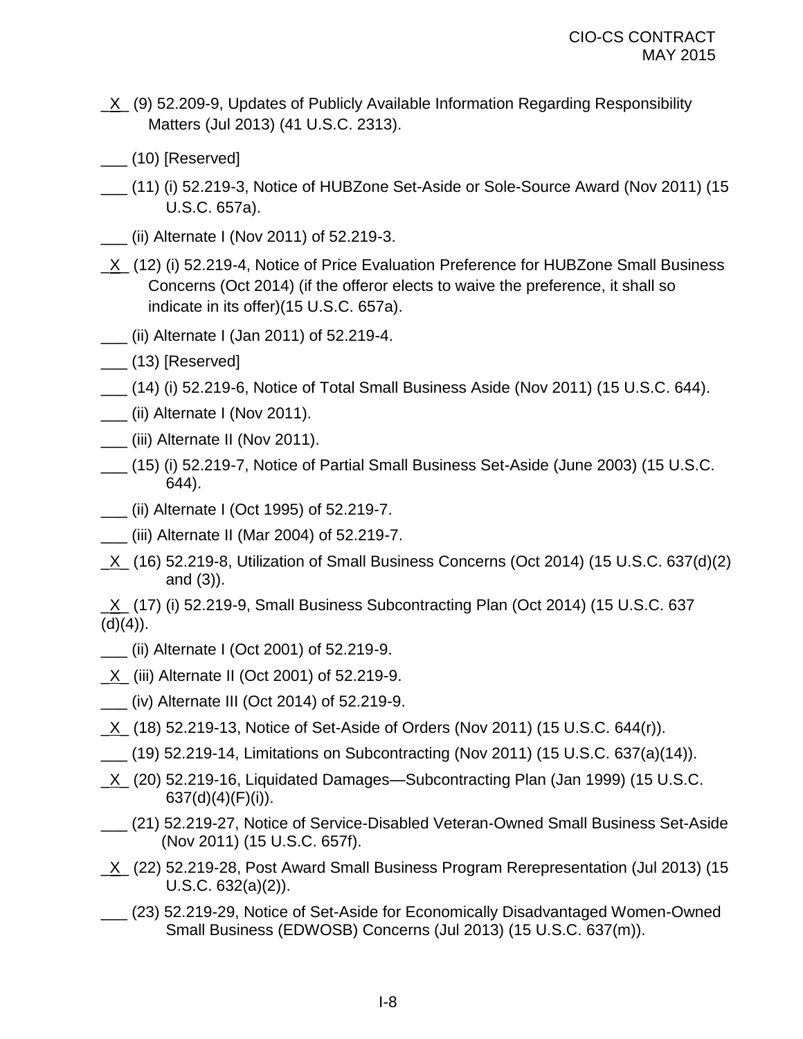_X_ (9) 52.209-9, Updates of Publicly Available Information Regarding Responsibility Matters (Jul 2013) (41 U.S.C. 2313).

___ (10) [Reserved]

___ (11) (i) 52.219-3, Notice of HUBZone Set-Aside or Sole-Source Award (Nov 2011) (15 U.S.C. 657a).

___ (ii) Alternate I (Nov 2011) of 52.219-3.

_X_ (12) (i) 52.219-4, Notice of Price Evaluation Preference for HUBZone Small Business Concerns (Oct 2014) (if the offeror elects to waive the preference, it shall so indicate in its offer)(15 U.S.C. 657a).

___ (ii) Alternate I (Jan 2011) of 52.219-4.

___ (13) [Reserved]

___ (14) (i) 52.219-6, Notice of Total Small Business Aside (Nov 2011) (15 U.S.C. 644).

___ (ii) Alternate I (Nov 2011).

___ (iii) Alternate II (Nov 2011).

___ (15) (i) 52.219-7, Notice of Partial Small Business Set-Aside (June 2003) (15 U.S.C. 644).

___ (ii) Alternate I (Oct 1995) of 52.219-7.

___ (iii) Alternate II (Mar 2004) of 52.219-7.

_X_ (16) 52.219-8, Utilization of Small Business Concerns (Oct 2014) (15 U.S.C. 637(d)(2) and (3)).

_X_ (17) (i) 52.219-9, Small Business Subcontracting Plan (Oct 2014) (15 U.S.C. 637 (d)(4)).

___ (ii) Alternate I (Oct 2001) of 52.219-9.

_X_ (iii) Alternate II (Oct 2001) of 52.219-9.

___ (iv) Alternate III (Oct 2014) of 52.219-9.

_X_ (18) 52.219-13, Notice of Set-Aside of Orders (Nov 2011) (15 U.S.C. 644(r)).

___ (19) 52.219-14, Limitations on Subcontracting (Nov 2011) (15 U.S.C. 637(a)(14)).

_X_ (20) 52.219-16, Liquidated Damages—Subcontracting Plan (Jan 1999) (15 U.S.C. 637(d)(4)(F)(i)).

___ (21) 52.219-27, Notice of Service-Disabled Veteran-Owned Small Business Set-Aside (Nov 2011) (15 U.S.C. 657f).

_X_ (22) 52.219-28, Post Award Small Business Program Rerepresentation (Jul 2013) (15 U.S.C. 632(a)(2)).

___ (23) 52.219-29, Notice of Set-Aside for Economically Disadvantaged Women-Owned Small Business (EDWOSB) Concerns (Jul 2013) (15 U.S.C. 637(m)).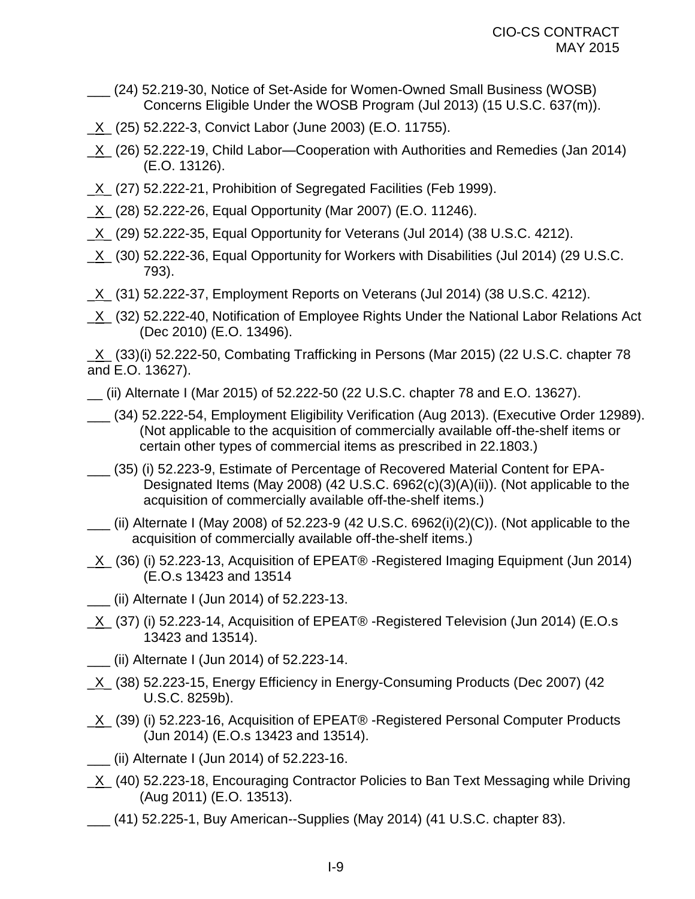___ (24) 52.219-30, Notice of Set-Aside for Women-Owned Small Business (WOSB) Concerns Eligible Under the WOSB Program (Jul 2013) (15 U.S.C. 637(m)).

_X_ (25) 52.222-3, Convict Labor (June 2003) (E.O. 11755).

_X_ (26) 52.222-19, Child Labor—Cooperation with Authorities and Remedies (Jan 2014) (E.O. 13126).

_X_ (27) 52.222-21, Prohibition of Segregated Facilities (Feb 1999).

_X_ (28) 52.222-26, Equal Opportunity (Mar 2007) (E.O. 11246).

_X_ (29) 52.222-35, Equal Opportunity for Veterans (Jul 2014) (38 U.S.C. 4212).

_X_ (30) 52.222-36, Equal Opportunity for Workers with Disabilities (Jul 2014) (29 U.S.C. 793).

_X_ (31) 52.222-37, Employment Reports on Veterans (Jul 2014) (38 U.S.C. 4212).

_X_ (32) 52.222-40, Notification of Employee Rights Under the National Labor Relations Act (Dec 2010) (E.O. 13496).

_X_ (33)(i) 52.222-50, Combating Trafficking in Persons (Mar 2015) (22 U.S.C. chapter 78 and E.O. 13627).

__ (ii) Alternate I (Mar 2015) of 52.222-50 (22 U.S.C. chapter 78 and E.O. 13627).

___ (34) 52.222-54, Employment Eligibility Verification (Aug 2013). (Executive Order 12989). (Not applicable to the acquisition of commercially available off-the-shelf items or certain other types of commercial items as prescribed in 22.1803.)

___ (35) (i) 52.223-9, Estimate of Percentage of Recovered Material Content for EPA-Designated Items (May 2008) (42 U.S.C. 6962(c)(3)(A)(ii)). (Not applicable to the acquisition of commercially available off-the-shelf items.)

___ (ii) Alternate I (May 2008) of 52.223-9 (42 U.S.C. 6962(i)(2)(C)). (Not applicable to the acquisition of commercially available off-the-shelf items.)

_X_ (36) (i) 52.223-13, Acquisition of EPEAT® -Registered Imaging Equipment (Jun 2014) (E.O.s 13423 and 13514

___ (ii) Alternate I (Jun 2014) of 52.223-13.

_X_ (37) (i) 52.223-14, Acquisition of EPEAT® -Registered Television (Jun 2014) (E.O.s 13423 and 13514).

___ (ii) Alternate I (Jun 2014) of 52.223-14.

_X_ (38) 52.223-15, Energy Efficiency in Energy-Consuming Products (Dec 2007) (42 U.S.C. 8259b).

_X_ (39) (i) 52.223-16, Acquisition of EPEAT® -Registered Personal Computer Products (Jun 2014) (E.O.s 13423 and 13514).

___ (ii) Alternate I (Jun 2014) of 52.223-16.

_X_ (40) 52.223-18, Encouraging Contractor Policies to Ban Text Messaging while Driving (Aug 2011) (E.O. 13513).

___ (41) 52.225-1, Buy American--Supplies (May 2014) (41 U.S.C. chapter 83).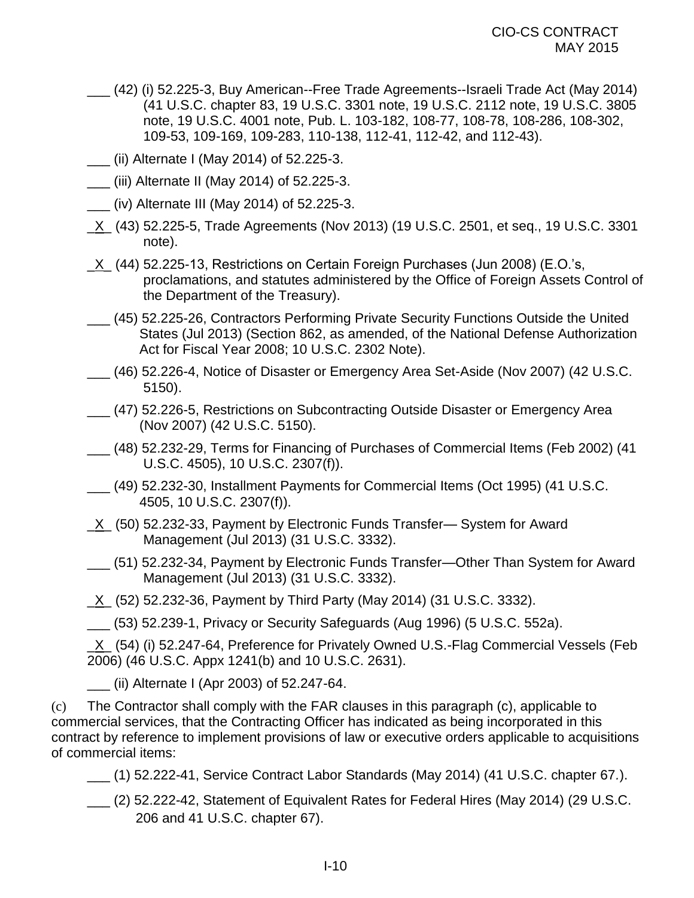___ (42) (i) 52.225-3, Buy American--Free Trade Agreements--Israeli Trade Act (May 2014) (41 U.S.C. chapter 83, 19 U.S.C. 3301 note, 19 U.S.C. 2112 note, 19 U.S.C. 3805 note, 19 U.S.C. 4001 note, Pub. L. 103-182, 108-77, 108-78, 108-286, 108-302, 109-53, 109-169, 109-283, 110-138, 112-41, 112-42, and 112-43).

___ (ii) Alternate I (May 2014) of 52.225-3.

___ (iii) Alternate II (May 2014) of 52.225-3.

___ (iv) Alternate III (May 2014) of 52.225-3.

_X_ (43) 52.225-5, Trade Agreements (Nov 2013) (19 U.S.C. 2501, et seq., 19 U.S.C. 3301 note).

_X_ (44) 52.225-13, Restrictions on Certain Foreign Purchases (Jun 2008) (E.O.'s, proclamations, and statutes administered by the Office of Foreign Assets Control of the Department of the Treasury).

___ (45) 52.225-26, Contractors Performing Private Security Functions Outside the United States (Jul 2013) (Section 862, as amended, of the National Defense Authorization Act for Fiscal Year 2008; 10 U.S.C. 2302 Note).

___ (46) 52.226-4, Notice of Disaster or Emergency Area Set-Aside (Nov 2007) (42 U.S.C. 5150).

___ (47) 52.226-5, Restrictions on Subcontracting Outside Disaster or Emergency Area (Nov 2007) (42 U.S.C. 5150).

___ (48) 52.232-29, Terms for Financing of Purchases of Commercial Items (Feb 2002) (41 U.S.C. 4505), 10 U.S.C. 2307(f)).

___ (49) 52.232-30, Installment Payments for Commercial Items (Oct 1995) (41 U.S.C. 4505, 10 U.S.C. 2307(f)).

_X_ (50) 52.232-33, Payment by Electronic Funds Transfer— System for Award Management (Jul 2013) (31 U.S.C. 3332).

___ (51) 52.232-34, Payment by Electronic Funds Transfer—Other Than System for Award Management (Jul 2013) (31 U.S.C. 3332).

_X_ (52) 52.232-36, Payment by Third Party (May 2014) (31 U.S.C. 3332).

___ (53) 52.239-1, Privacy or Security Safeguards (Aug 1996) (5 U.S.C. 552a).

_X_ (54) (i) 52.247-64, Preference for Privately Owned U.S.-Flag Commercial Vessels (Feb 2006) (46 U.S.C. Appx 1241(b) and 10 U.S.C. 2631).

___ (ii) Alternate I (Apr 2003) of 52.247-64.

(c) The Contractor shall comply with the FAR clauses in this paragraph (c), applicable to commercial services, that the Contracting Officer has indicated as being incorporated in this contract by reference to implement provisions of law or executive orders applicable to acquisitions of commercial items:

___ (1) 52.222-41, Service Contract Labor Standards (May 2014) (41 U.S.C. chapter 67.).

___ (2) 52.222-42, Statement of Equivalent Rates for Federal Hires (May 2014) (29 U.S.C. 206 and 41 U.S.C. chapter 67).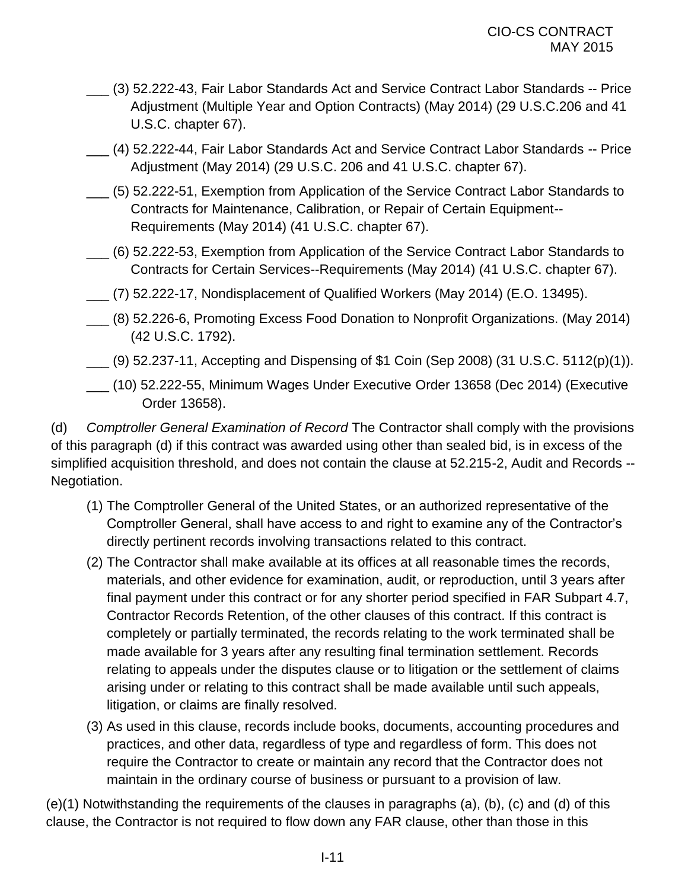___ (3) 52.222-43, Fair Labor Standards Act and Service Contract Labor Standards -- Price Adjustment (Multiple Year and Option Contracts) (May 2014) (29 U.S.C.206 and 41 U.S.C. chapter 67).

___ (4) 52.222-44, Fair Labor Standards Act and Service Contract Labor Standards -- Price Adjustment (May 2014) (29 U.S.C. 206 and 41 U.S.C. chapter 67).

___ (5) 52.222-51, Exemption from Application of the Service Contract Labor Standards to Contracts for Maintenance, Calibration, or Repair of Certain Equipment--Requirements (May 2014) (41 U.S.C. chapter 67).

___ (6) 52.222-53, Exemption from Application of the Service Contract Labor Standards to Contracts for Certain Services--Requirements (May 2014) (41 U.S.C. chapter 67).

___ (7) 52.222-17, Nondisplacement of Qualified Workers (May 2014) (E.O. 13495).

___ (8) 52.226-6, Promoting Excess Food Donation to Nonprofit Organizations. (May 2014) (42 U.S.C. 1792).

___ (9) 52.237-11, Accepting and Dispensing of $1 Coin (Sep 2008) (31 U.S.C. 5112(p)(1)).

___ (10) 52.222-55, Minimum Wages Under Executive Order 13658 (Dec 2014) (Executive Order 13658).

(d) *Comptroller General Examination of Record* The Contractor shall comply with the provisions of this paragraph (d) if this contract was awarded using other than sealed bid, is in excess of the simplified acquisition threshold, and does not contain the clause at 52.215-2, Audit and Records -- Negotiation.

(1) The Comptroller General of the United States, or an authorized representative of the Comptroller General, shall have access to and right to examine any of the Contractor's directly pertinent records involving transactions related to this contract.

(2) The Contractor shall make available at its offices at all reasonable times the records, materials, and other evidence for examination, audit, or reproduction, until 3 years after final payment under this contract or for any shorter period specified in FAR Subpart 4.7, Contractor Records Retention, of the other clauses of this contract. If this contract is completely or partially terminated, the records relating to the work terminated shall be made available for 3 years after any resulting final termination settlement. Records relating to appeals under the disputes clause or to litigation or the settlement of claims arising under or relating to this contract shall be made available until such appeals, litigation, or claims are finally resolved.

(3) As used in this clause, records include books, documents, accounting procedures and practices, and other data, regardless of type and regardless of form. This does not require the Contractor to create or maintain any record that the Contractor does not maintain in the ordinary course of business or pursuant to a provision of law.

(e)(1) Notwithstanding the requirements of the clauses in paragraphs (a), (b), (c) and (d) of this clause, the Contractor is not required to flow down any FAR clause, other than those in this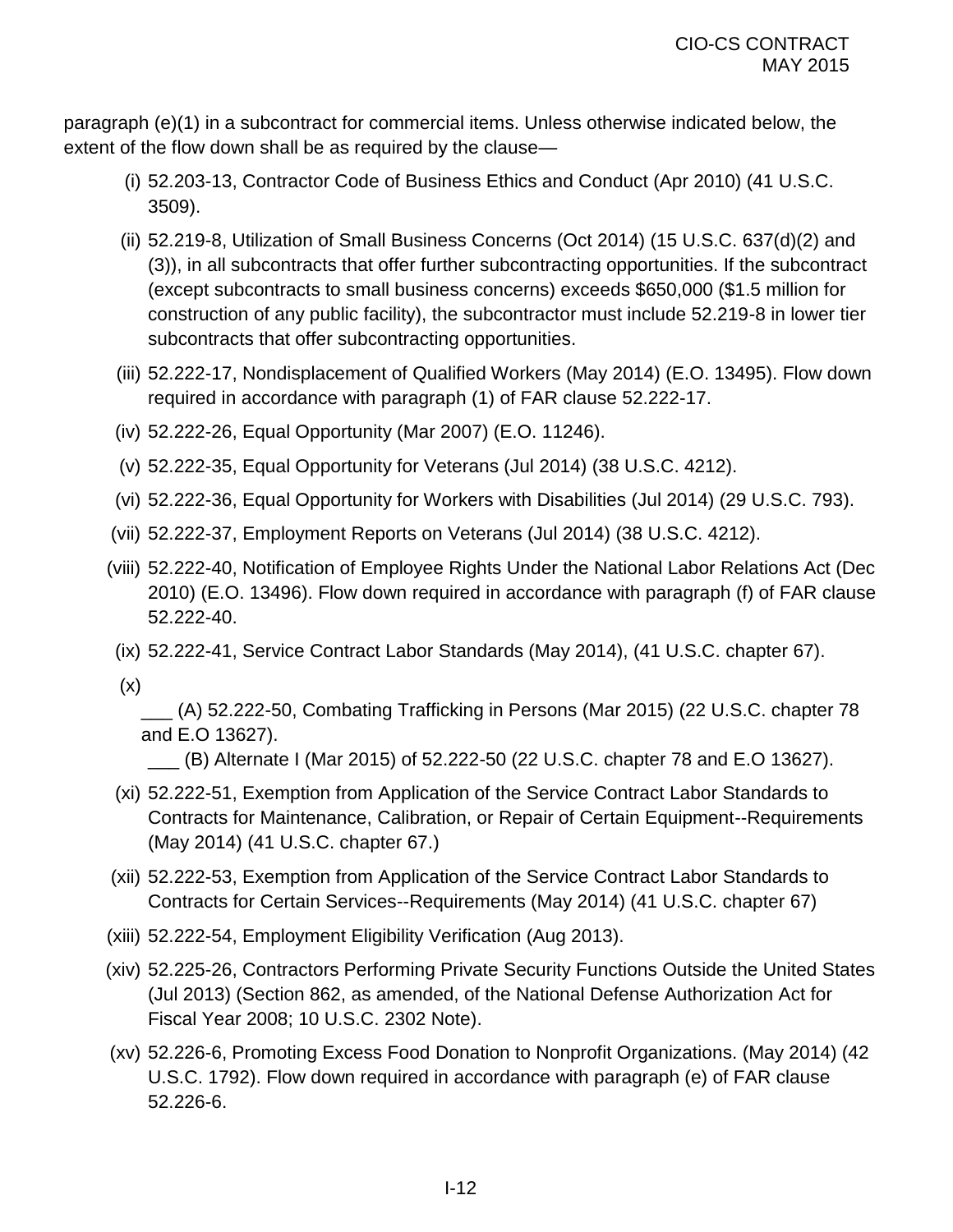paragraph (e)(1) in a subcontract for commercial items. Unless otherwise indicated below, the extent of the flow down shall be as required by the clause—

(i) 52.203-13, Contractor Code of Business Ethics and Conduct (Apr 2010) (41 U.S.C. 3509).

(ii) 52.219-8, Utilization of Small Business Concerns (Oct 2014) (15 U.S.C. 637(d)(2) and (3)), in all subcontracts that offer further subcontracting opportunities. If the subcontract (except subcontracts to small business concerns) exceeds $650,000 ($1.5 million for construction of any public facility), the subcontractor must include 52.219-8 in lower tier subcontracts that offer subcontracting opportunities.

(iii) 52.222-17, Nondisplacement of Qualified Workers (May 2014) (E.O. 13495). Flow down required in accordance with paragraph (1) of FAR clause 52.222-17.

(iv) 52.222-26, Equal Opportunity (Mar 2007) (E.O. 11246).

(v) 52.222-35, Equal Opportunity for Veterans (Jul 2014) (38 U.S.C. 4212).

(vi) 52.222-36, Equal Opportunity for Workers with Disabilities (Jul 2014) (29 U.S.C. 793).

(vii) 52.222-37, Employment Reports on Veterans (Jul 2014) (38 U.S.C. 4212).

(viii) 52.222-40, Notification of Employee Rights Under the National Labor Relations Act (Dec 2010) (E.O. 13496). Flow down required in accordance with paragraph (f) of FAR clause 52.222-40.

(ix) 52.222-41, Service Contract Labor Standards (May 2014), (41 U.S.C. chapter 67).

(x)

\_\_\_ (A) 52.222-50, Combating Trafficking in Persons (Mar 2015) (22 U.S.C. chapter 78 and E.O 13627).

\_\_\_ (B) Alternate I (Mar 2015) of 52.222-50 (22 U.S.C. chapter 78 and E.O 13627).

(xi) 52.222-51, Exemption from Application of the Service Contract Labor Standards to Contracts for Maintenance, Calibration, or Repair of Certain Equipment--Requirements (May 2014) (41 U.S.C. chapter 67.)

(xii) 52.222-53, Exemption from Application of the Service Contract Labor Standards to Contracts for Certain Services--Requirements (May 2014) (41 U.S.C. chapter 67)

(xiii) 52.222-54, Employment Eligibility Verification (Aug 2013).

(xiv) 52.225-26, Contractors Performing Private Security Functions Outside the United States (Jul 2013) (Section 862, as amended, of the National Defense Authorization Act for Fiscal Year 2008; 10 U.S.C. 2302 Note).

(xv) 52.226-6, Promoting Excess Food Donation to Nonprofit Organizations. (May 2014) (42 U.S.C. 1792). Flow down required in accordance with paragraph (e) of FAR clause 52.226-6.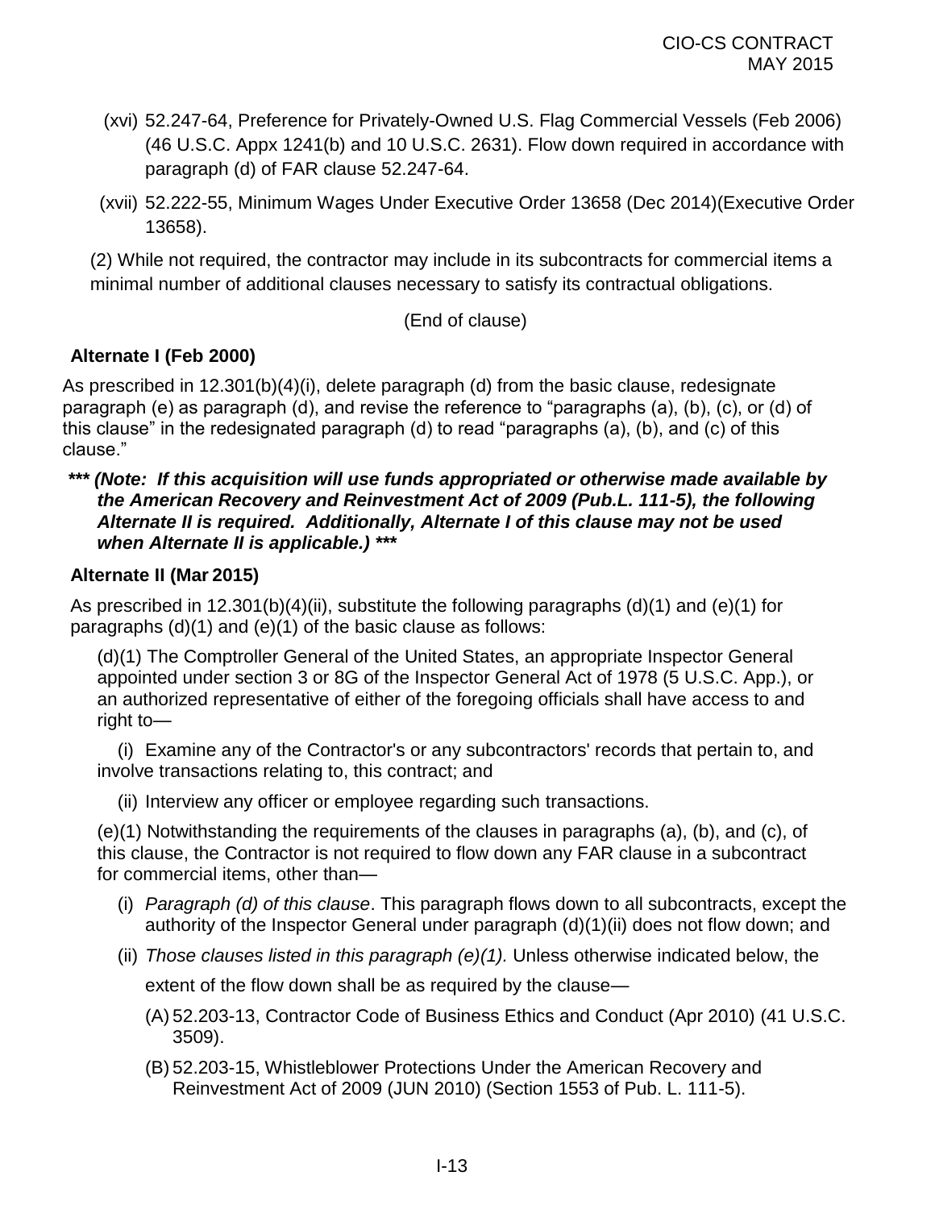(xvi) 52.247-64, Preference for Privately-Owned U.S. Flag Commercial Vessels (Feb 2006) (46 U.S.C. Appx 1241(b) and 10 U.S.C. 2631). Flow down required in accordance with paragraph (d) of FAR clause 52.247-64.

(xvii) 52.222-55, Minimum Wages Under Executive Order 13658 (Dec 2014)(Executive Order 13658).

(2) While not required, the contractor may include in its subcontracts for commercial items a minimal number of additional clauses necessary to satisfy its contractual obligations.

(End of clause)

**Alternate I (Feb 2000)**

As prescribed in 12.301(b)(4)(i), delete paragraph (d) from the basic clause, redesignate paragraph (e) as paragraph (d), and revise the reference to "paragraphs (a), (b), (c), or (d) of this clause" in the redesignated paragraph (d) to read "paragraphs (a), (b), and (c) of this clause."

***\*\*\* (Note: If this acquisition will use funds appropriated or otherwise made available by the American Recovery and Reinvestment Act of 2009 (Pub.L. 111-5), the following Alternate II is required. Additionally, Alternate I of this clause may not be used when Alternate II is applicable.) \*\*\****

**Alternate II (Mar 2015)**

As prescribed in 12.301(b)(4)(ii), substitute the following paragraphs (d)(1) and (e)(1) for paragraphs (d)(1) and (e)(1) of the basic clause as follows:

(d)(1) The Comptroller General of the United States, an appropriate Inspector General appointed under section 3 or 8G of the Inspector General Act of 1978 (5 U.S.C. App.), or an authorized representative of either of the foregoing officials shall have access to and right to—

(i) Examine any of the Contractor's or any subcontractors' records that pertain to, and involve transactions relating to, this contract; and

(ii) Interview any officer or employee regarding such transactions.

(e)(1) Notwithstanding the requirements of the clauses in paragraphs (a), (b), and (c), of this clause, the Contractor is not required to flow down any FAR clause in a subcontract for commercial items, other than—

(i) *Paragraph (d) of this clause*. This paragraph flows down to all subcontracts, except the authority of the Inspector General under paragraph (d)(1)(ii) does not flow down; and

(ii) *Those clauses listed in this paragraph (e)(1).* Unless otherwise indicated below, the extent of the flow down shall be as required by the clause—

(A) 52.203-13, Contractor Code of Business Ethics and Conduct (Apr 2010) (41 U.S.C. 3509).

(B) 52.203-15, Whistleblower Protections Under the American Recovery and Reinvestment Act of 2009 (JUN 2010) (Section 1553 of Pub. L. 111-5).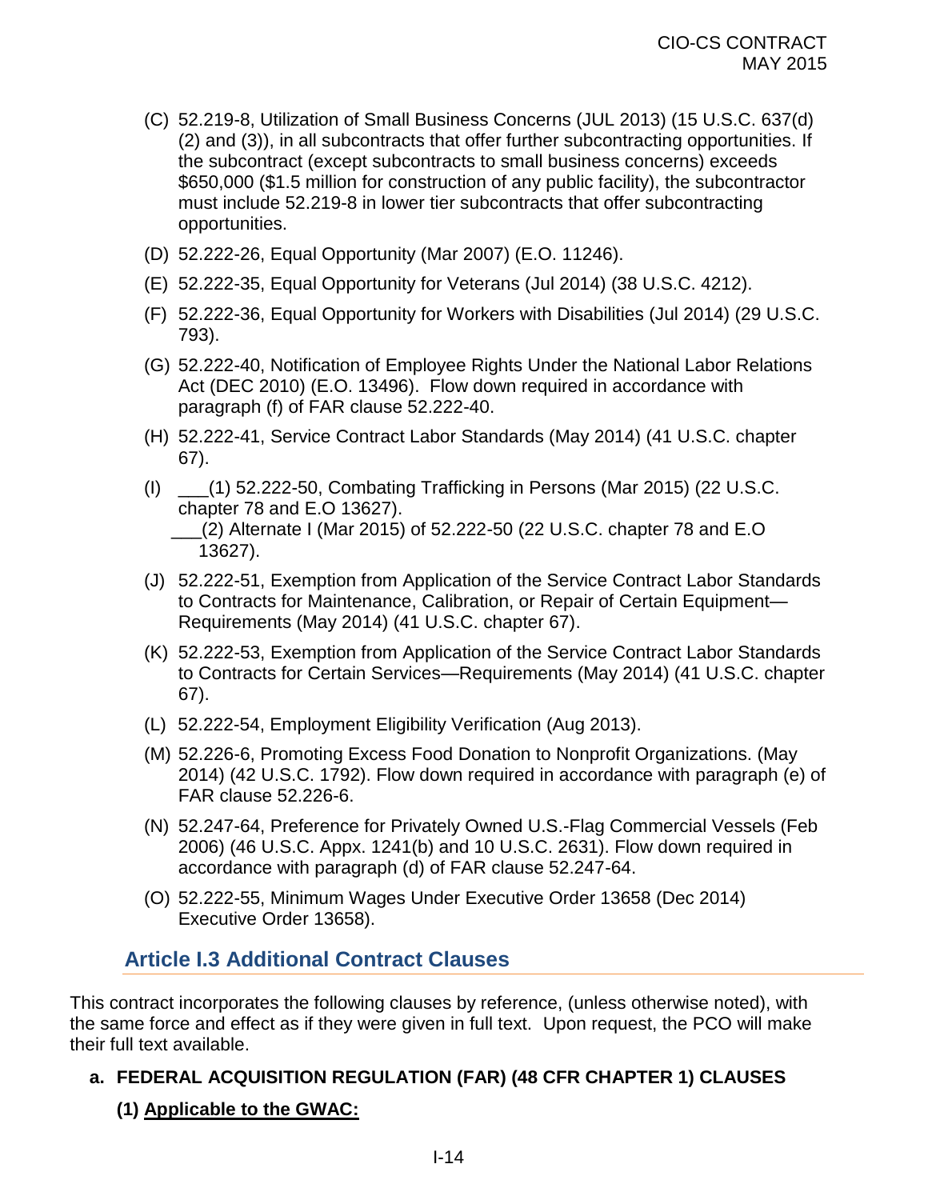(C) 52.219-8, Utilization of Small Business Concerns (JUL 2013) (15 U.S.C. 637(d) (2) and (3)), in all subcontracts that offer further subcontracting opportunities. If the subcontract (except subcontracts to small business concerns) exceeds $650,000 ($1.5 million for construction of any public facility), the subcontractor must include 52.219-8 in lower tier subcontracts that offer subcontracting opportunities.

(D) 52.222-26, Equal Opportunity (Mar 2007) (E.O. 11246).

(E) 52.222-35, Equal Opportunity for Veterans (Jul 2014) (38 U.S.C. 4212).

(F) 52.222-36, Equal Opportunity for Workers with Disabilities (Jul 2014) (29 U.S.C. 793).

(G) 52.222-40, Notification of Employee Rights Under the National Labor Relations Act (DEC 2010) (E.O. 13496). Flow down required in accordance with paragraph (f) of FAR clause 52.222-40.

(H) 52.222-41, Service Contract Labor Standards (May 2014) (41 U.S.C. chapter 67).

(I) ___(1) 52.222-50, Combating Trafficking in Persons (Mar 2015) (22 U.S.C. chapter 78 and E.O 13627).
___(2) Alternate I (Mar 2015) of 52.222-50 (22 U.S.C. chapter 78 and E.O 13627).

(J) 52.222-51, Exemption from Application of the Service Contract Labor Standards to Contracts for Maintenance, Calibration, or Repair of Certain Equipment—Requirements (May 2014) (41 U.S.C. chapter 67).

(K) 52.222-53, Exemption from Application of the Service Contract Labor Standards to Contracts for Certain Services—Requirements (May 2014) (41 U.S.C. chapter 67).

(L) 52.222-54, Employment Eligibility Verification (Aug 2013).

(M) 52.226-6, Promoting Excess Food Donation to Nonprofit Organizations. (May 2014) (42 U.S.C. 1792). Flow down required in accordance with paragraph (e) of FAR clause 52.226-6.

(N) 52.247-64, Preference for Privately Owned U.S.-Flag Commercial Vessels (Feb 2006) (46 U.S.C. Appx. 1241(b) and 10 U.S.C. 2631). Flow down required in accordance with paragraph (d) of FAR clause 52.247-64.

(O) 52.222-55, Minimum Wages Under Executive Order 13658 (Dec 2014) Executive Order 13658).

## Article I.3 Additional Contract Clauses

This contract incorporates the following clauses by reference, (unless otherwise noted), with the same force and effect as if they were given in full text. Upon request, the PCO will make their full text available.

**a. FEDERAL ACQUISITION REGULATION (FAR) (48 CFR CHAPTER 1) CLAUSES**

**(1) Applicable to the GWAC:**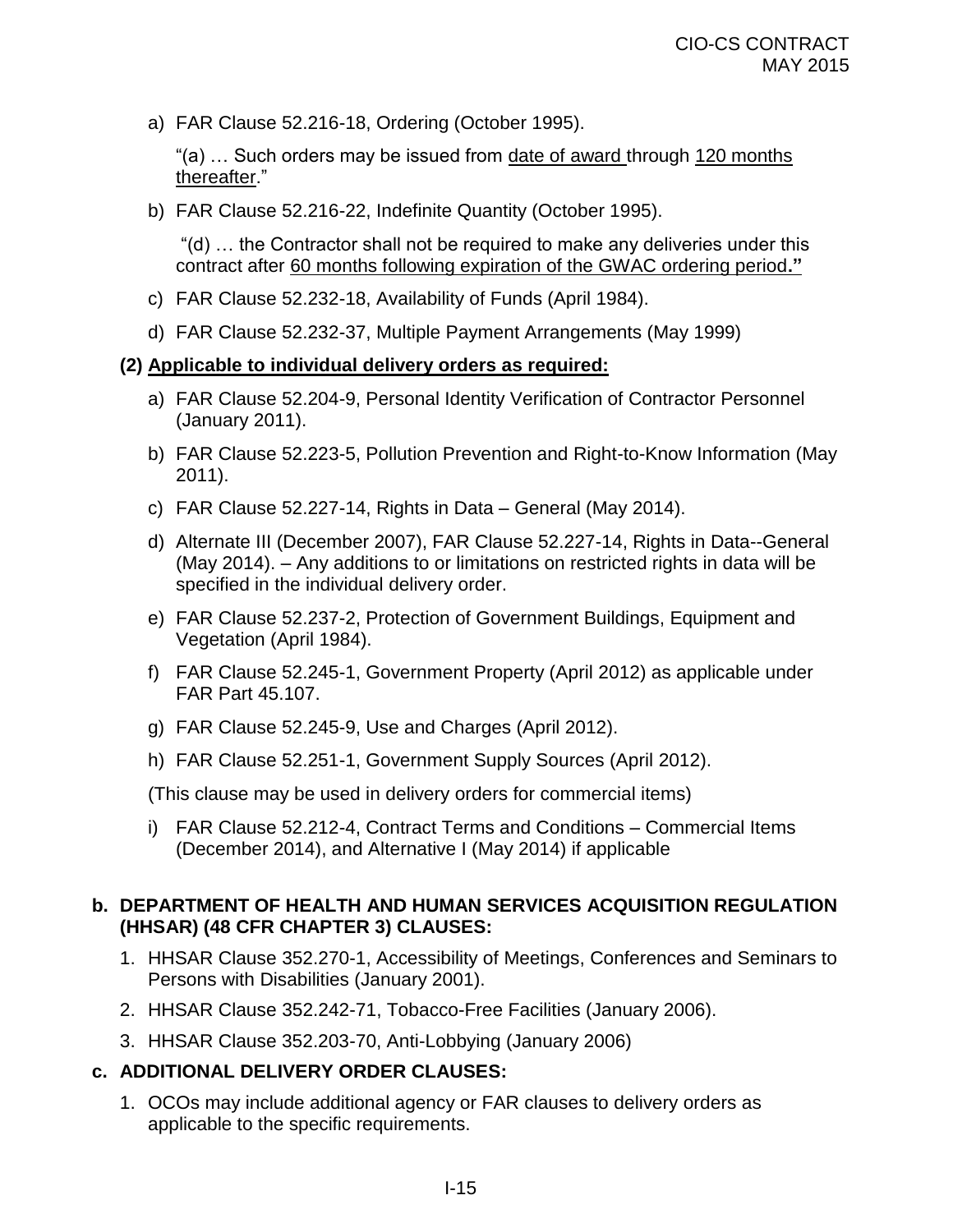a) FAR Clause 52.216-18, Ordering (October 1995).

   "(a) … Such orders may be issued from date of award through 120 months thereafter."

b) FAR Clause 52.216-22, Indefinite Quantity (October 1995).

   "(d) … the Contractor shall not be required to make any deliveries under this contract after 60 months following expiration of the GWAC ordering period**.**"

c) FAR Clause 52.232-18, Availability of Funds (April 1984).

d) FAR Clause 52.232-37, Multiple Payment Arrangements (May 1999)

**(2) Applicable to individual delivery orders as required:**

a) FAR Clause 52.204-9, Personal Identity Verification of Contractor Personnel (January 2011).

b) FAR Clause 52.223-5, Pollution Prevention and Right-to-Know Information (May 2011).

c) FAR Clause 52.227-14, Rights in Data – General (May 2014).

d) Alternate III (December 2007), FAR Clause 52.227-14, Rights in Data--General (May 2014). – Any additions to or limitations on restricted rights in data will be specified in the individual delivery order.

e) FAR Clause 52.237-2, Protection of Government Buildings, Equipment and Vegetation (April 1984).

f) FAR Clause 52.245-1, Government Property (April 2012) as applicable under FAR Part 45.107.

g) FAR Clause 52.245-9, Use and Charges (April 2012).

h) FAR Clause 52.251-1, Government Supply Sources (April 2012).

(This clause may be used in delivery orders for commercial items)

i) FAR Clause 52.212-4, Contract Terms and Conditions – Commercial Items (December 2014), and Alternative I (May 2014) if applicable

**b. DEPARTMENT OF HEALTH AND HUMAN SERVICES ACQUISITION REGULATION (HHSAR) (48 CFR CHAPTER 3) CLAUSES:**

1. HHSAR Clause 352.270-1, Accessibility of Meetings, Conferences and Seminars to Persons with Disabilities (January 2001).
2. HHSAR Clause 352.242-71, Tobacco-Free Facilities (January 2006).
3. HHSAR Clause 352.203-70, Anti-Lobbying (January 2006)

**c. ADDITIONAL DELIVERY ORDER CLAUSES:**

1. OCOs may include additional agency or FAR clauses to delivery orders as applicable to the specific requirements.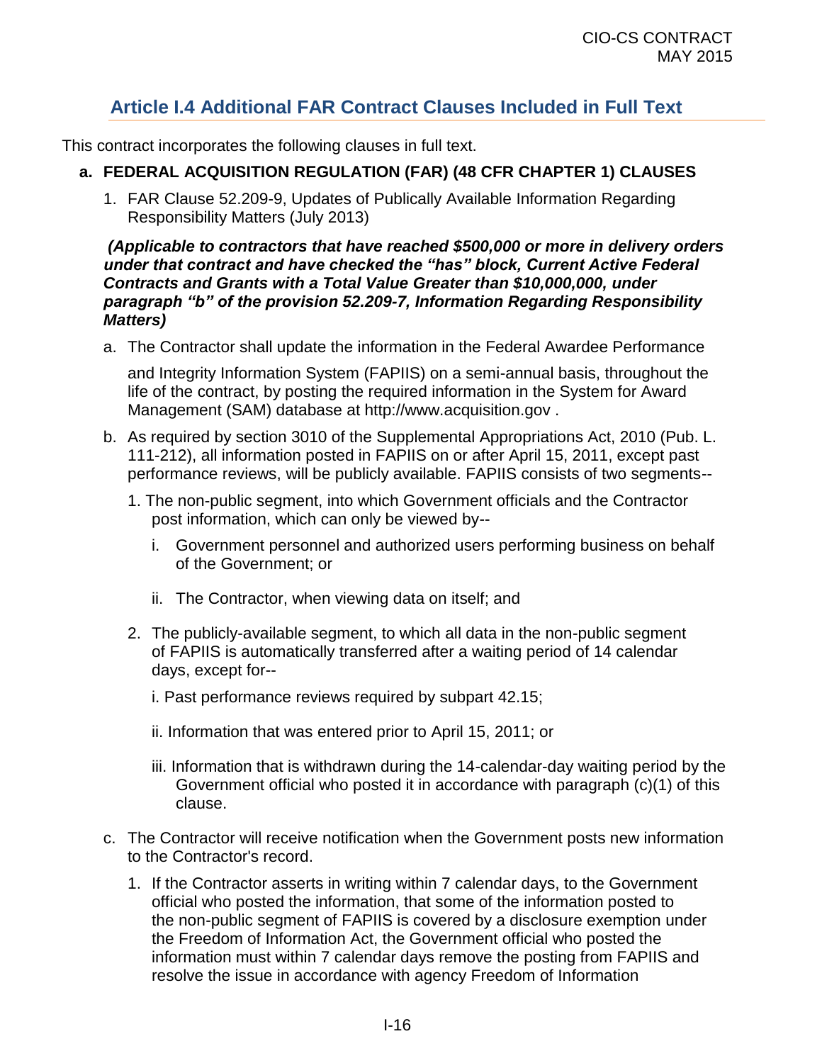## Article I.4 Additional FAR Contract Clauses Included in Full Text

This contract incorporates the following clauses in full text.

**a. FEDERAL ACQUISITION REGULATION (FAR) (48 CFR CHAPTER 1) CLAUSES**

1. FAR Clause 52.209-9, Updates of Publically Available Information Regarding Responsibility Matters (July 2013)

***(Applicable to contractors that have reached $500,000 or more in delivery orders under that contract and have checked the "has" block, Current Active Federal Contracts and Grants with a Total Value Greater than $10,000,000, under paragraph "b" of the provision 52.209-7, Information Regarding Responsibility Matters)***

a. The Contractor shall update the information in the Federal Awardee Performance and Integrity Information System (FAPIIS) on a semi-annual basis, throughout the life of the contract, by posting the required information in the System for Award Management (SAM) database at http://www.acquisition.gov .

b. As required by section 3010 of the Supplemental Appropriations Act, 2010 (Pub. L. 111-212), all information posted in FAPIIS on or after April 15, 2011, except past performance reviews, will be publicly available. FAPIIS consists of two segments--

   1. The non-public segment, into which Government officials and the Contractor post information, which can only be viewed by--

      i. Government personnel and authorized users performing business on behalf of the Government; or

      ii. The Contractor, when viewing data on itself; and

   2. The publicly-available segment, to which all data in the non-public segment of FAPIIS is automatically transferred after a waiting period of 14 calendar days, except for--

      i. Past performance reviews required by subpart 42.15;

      ii. Information that was entered prior to April 15, 2011; or

      iii. Information that is withdrawn during the 14-calendar-day waiting period by the Government official who posted it in accordance with paragraph (c)(1) of this clause.

c. The Contractor will receive notification when the Government posts new information to the Contractor's record.

   1. If the Contractor asserts in writing within 7 calendar days, to the Government official who posted the information, that some of the information posted to the non-public segment of FAPIIS is covered by a disclosure exemption under the Freedom of Information Act, the Government official who posted the information must within 7 calendar days remove the posting from FAPIIS and resolve the issue in accordance with agency Freedom of Information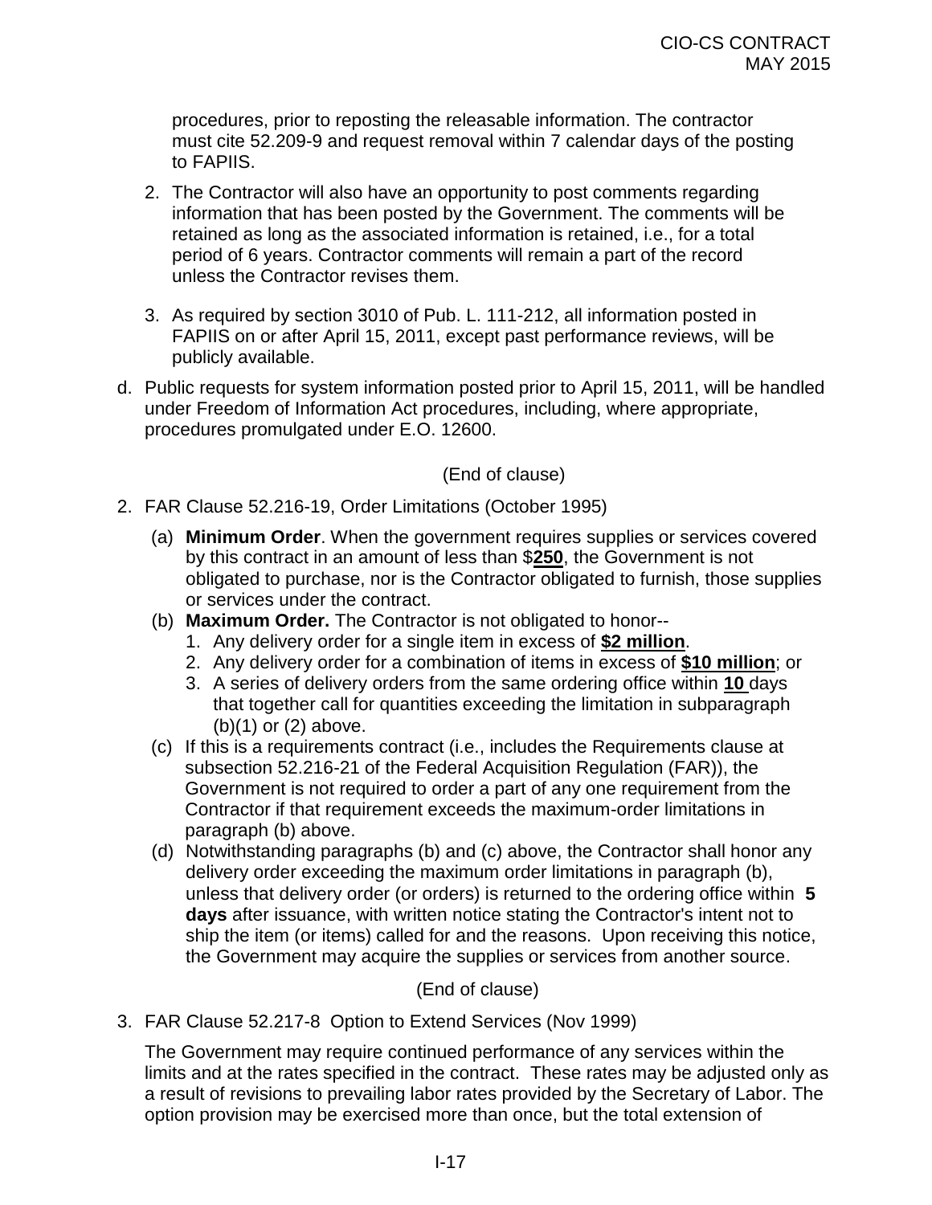procedures, prior to reposting the releasable information. The contractor must cite 52.209-9 and request removal within 7 calendar days of the posting to FAPIIS.

2. The Contractor will also have an opportunity to post comments regarding information that has been posted by the Government. The comments will be retained as long as the associated information is retained, i.e., for a total period of 6 years. Contractor comments will remain a part of the record unless the Contractor revises them.

3. As required by section 3010 of Pub. L. 111-212, all information posted in FAPIIS on or after April 15, 2011, except past performance reviews, will be publicly available.

d. Public requests for system information posted prior to April 15, 2011, will be handled under Freedom of Information Act procedures, including, where appropriate, procedures promulgated under E.O. 12600.

(End of clause)

2. FAR Clause 52.216-19, Order Limitations (October 1995)

   (a) **Minimum Order**. When the government requires supplies or services covered by this contract in an amount of less than $**250**, the Government is not obligated to purchase, nor is the Contractor obligated to furnish, those supplies or services under the contract.

   (b) **Maximum Order.** The Contractor is not obligated to honor--
      1. Any delivery order for a single item in excess of **$2 million**.
      2. Any delivery order for a combination of items in excess of **$10 million**; or
      3. A series of delivery orders from the same ordering office within **10** days that together call for quantities exceeding the limitation in subparagraph (b)(1) or (2) above.

   (c) If this is a requirements contract (i.e., includes the Requirements clause at subsection 52.216-21 of the Federal Acquisition Regulation (FAR)), the Government is not required to order a part of any one requirement from the Contractor if that requirement exceeds the maximum-order limitations in paragraph (b) above.

   (d) Notwithstanding paragraphs (b) and (c) above, the Contractor shall honor any delivery order exceeding the maximum order limitations in paragraph (b), unless that delivery order (or orders) is returned to the ordering office within **5 days** after issuance, with written notice stating the Contractor's intent not to ship the item (or items) called for and the reasons. Upon receiving this notice, the Government may acquire the supplies or services from another source.

(End of clause)

3. FAR Clause 52.217-8 Option to Extend Services (Nov 1999)

   The Government may require continued performance of any services within the limits and at the rates specified in the contract. These rates may be adjusted only as a result of revisions to prevailing labor rates provided by the Secretary of Labor. The option provision may be exercised more than once, but the total extension of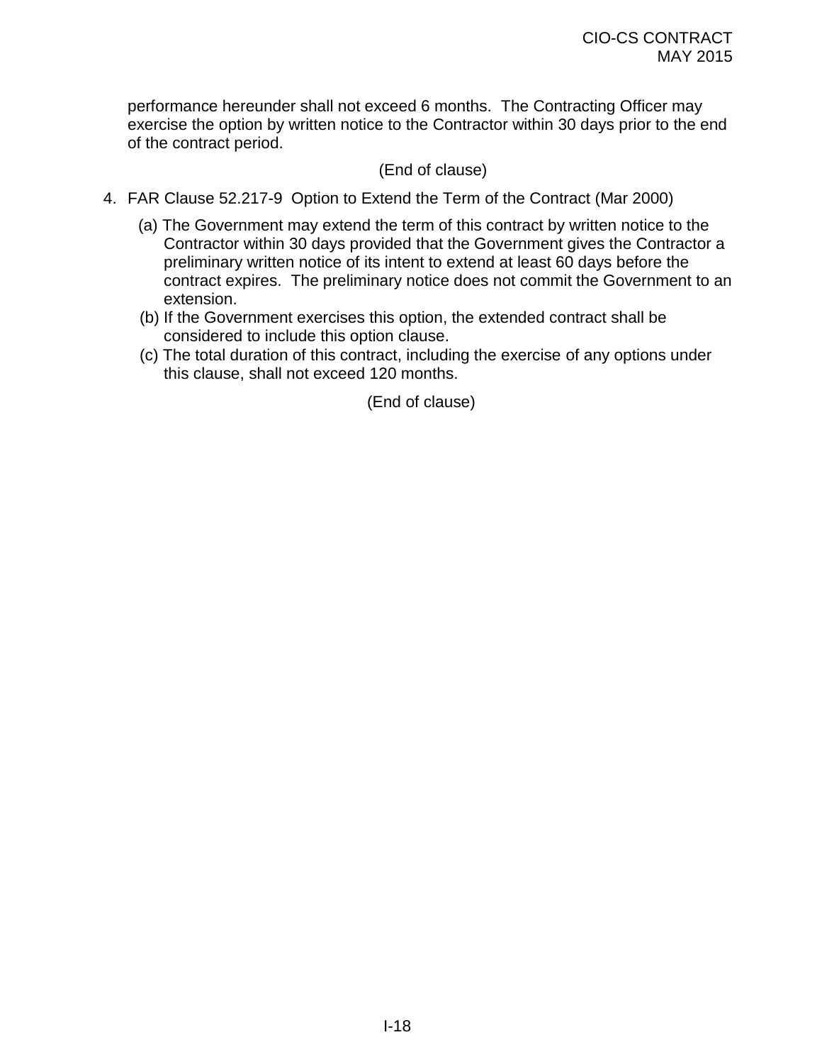performance hereunder shall not exceed 6 months. The Contracting Officer may exercise the option by written notice to the Contractor within 30 days prior to the end of the contract period.

(End of clause)

4. FAR Clause 52.217-9 Option to Extend the Term of the Contract (Mar 2000)

   (a) The Government may extend the term of this contract by written notice to the Contractor within 30 days provided that the Government gives the Contractor a preliminary written notice of its intent to extend at least 60 days before the contract expires. The preliminary notice does not commit the Government to an extension.

   (b) If the Government exercises this option, the extended contract shall be considered to include this option clause.

   (c) The total duration of this contract, including the exercise of any options under this clause, shall not exceed 120 months.

(End of clause)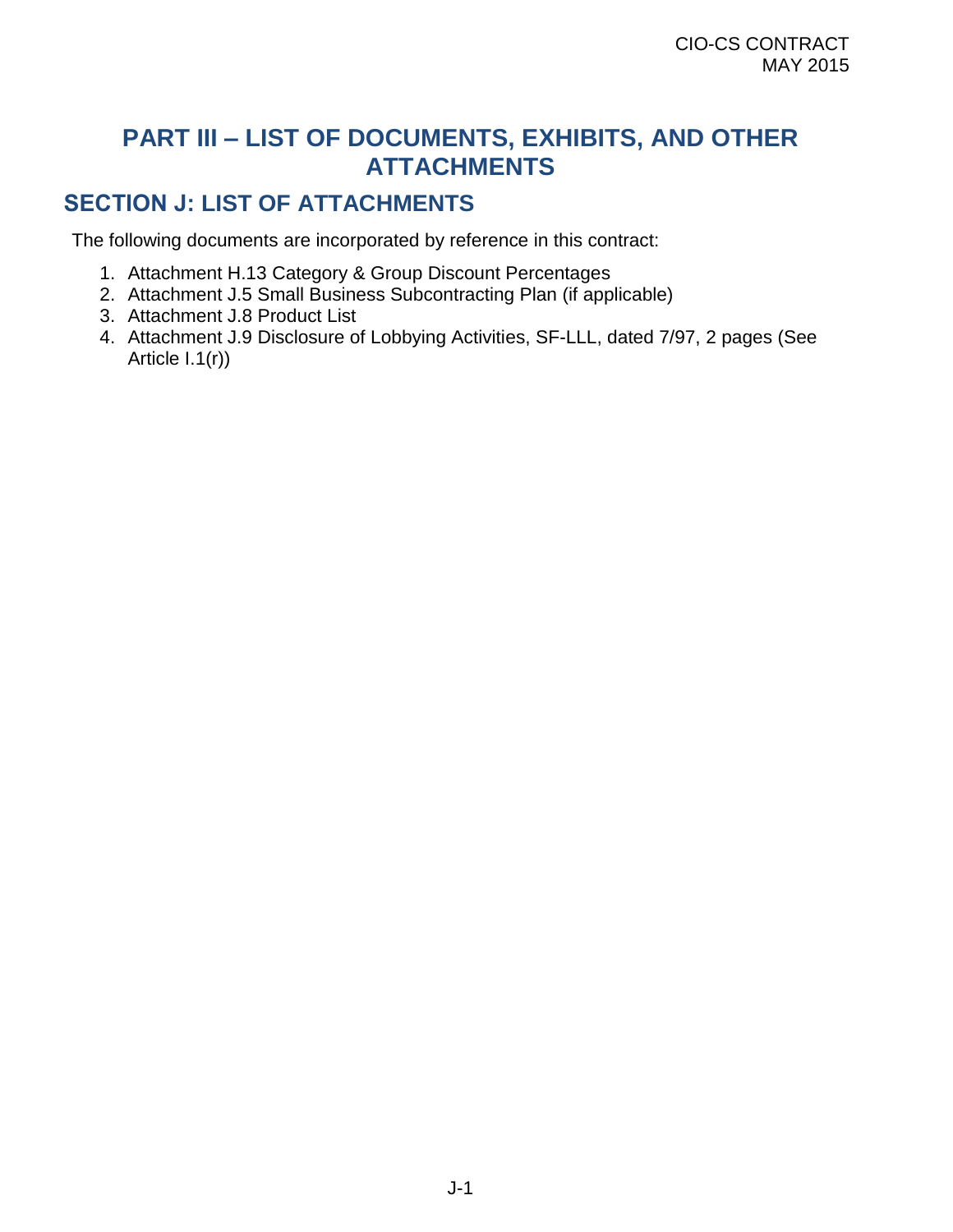# PART III – LIST OF DOCUMENTS, EXHIBITS, AND OTHER ATTACHMENTS

## SECTION J: LIST OF ATTACHMENTS

The following documents are incorporated by reference in this contract:

1. Attachment H.13 Category & Group Discount Percentages
2. Attachment J.5 Small Business Subcontracting Plan (if applicable)
3. Attachment J.8 Product List
4. Attachment J.9 Disclosure of Lobbying Activities, SF-LLL, dated 7/97, 2 pages (See Article I.1(r))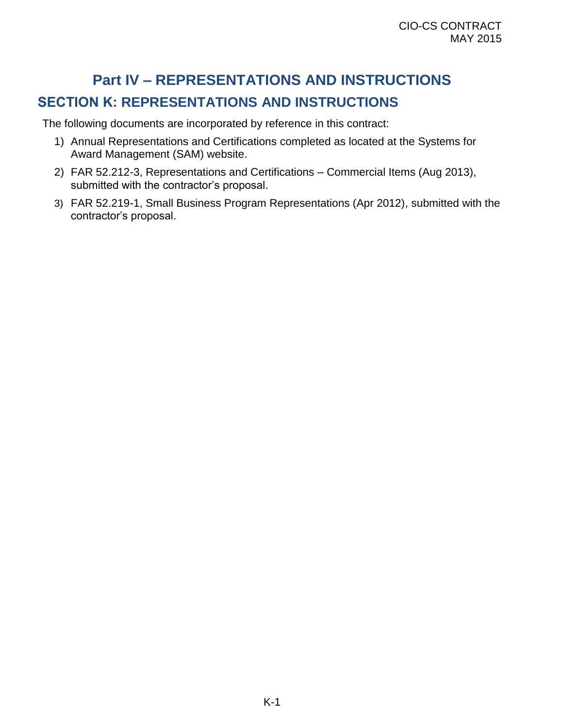# Part IV – REPRESENTATIONS AND INSTRUCTIONS

## SECTION K: REPRESENTATIONS AND INSTRUCTIONS

The following documents are incorporated by reference in this contract:

1) Annual Representations and Certifications completed as located at the Systems for Award Management (SAM) website.
2) FAR 52.212-3, Representations and Certifications – Commercial Items (Aug 2013), submitted with the contractor's proposal.
3) FAR 52.219-1, Small Business Program Representations (Apr 2012), submitted with the contractor's proposal.